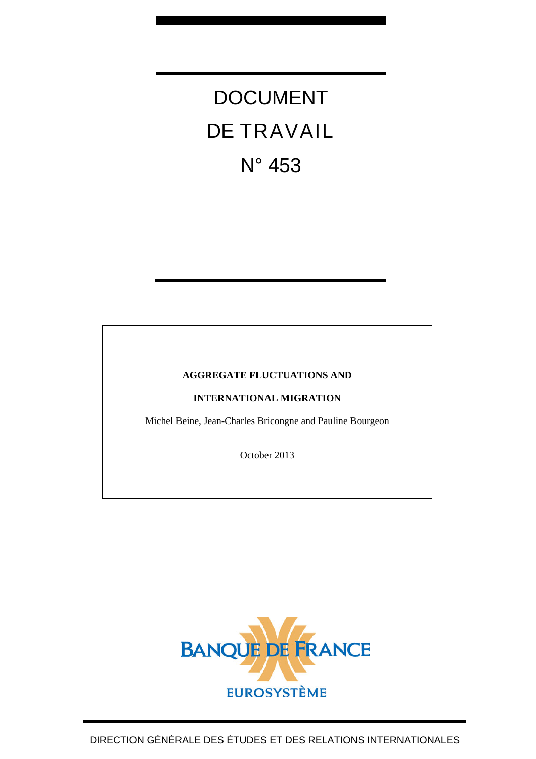# DOCUMENT

# DE TRAVAIL

# N° 453

**AGGREGATE FLUCTUATIONS AND**

**INTERNATIONAL MIGRATION**

Michel Beine, Jean-Charles Bricongne and Pauline Bourgeon

October 2013

BANQUE DE FRANCE

EUROSYSTÈME

DIRECTION GÉNÉRALE DES ÉTUDES ET DES RELATIONS INTERNATIONALES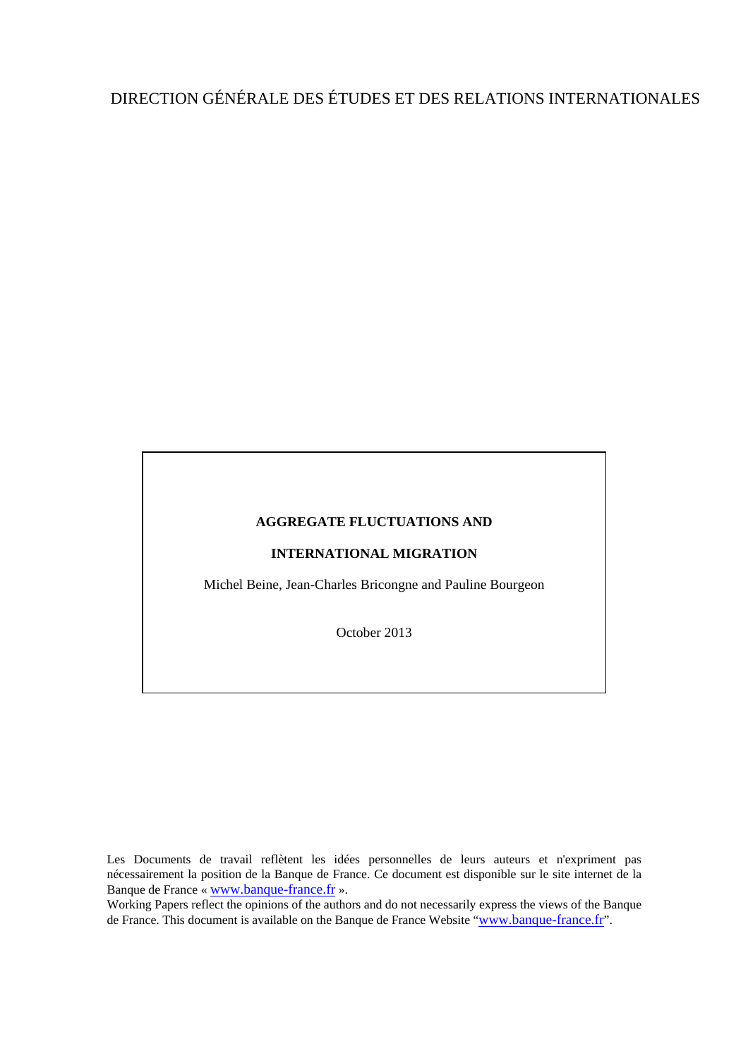DIRECTION GÉNÉRALE DES ÉTUDES ET DES RELATIONS INTERNATIONALES

**AGGREGATE FLUCTUATIONS AND**

**INTERNATIONAL MIGRATION**

Michel Beine, Jean-Charles Bricongne and Pauline Bourgeon

October 2013

Les Documents de travail reflètent les idées personnelles de leurs auteurs et n'expriment pas nécessairement la position de la Banque de France. Ce document est disponible sur le site internet de la Banque de France « www.banque-france.fr ».

Working Papers reflect the opinions of the authors and do not necessarily express the views of the Banque de France. This document is available on the Banque de France Website "www.banque-france.fr".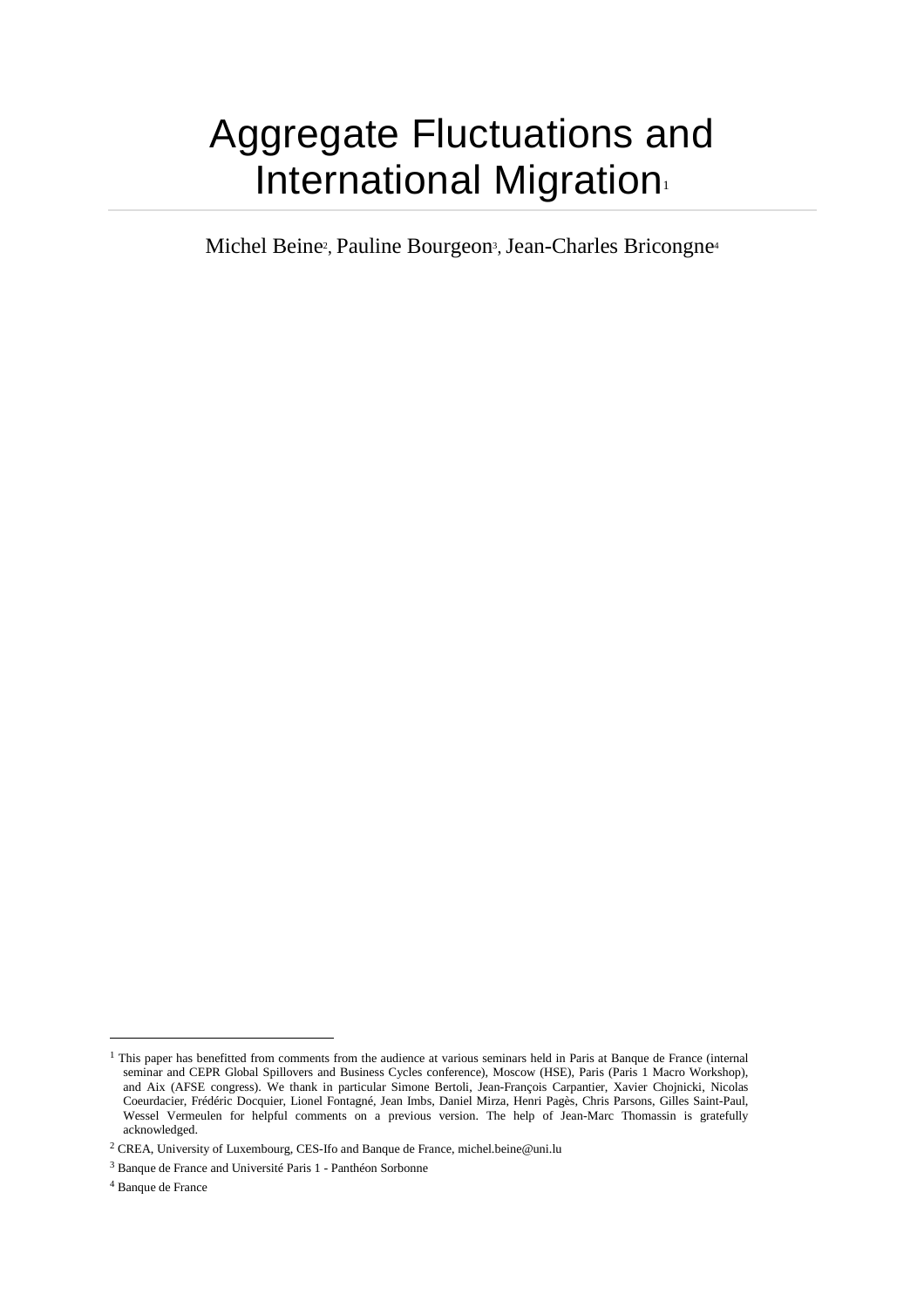# Aggregate Fluctuations and International Migration[1]

Michel Beine[2], Pauline Bourgeon[3], Jean-Charles Bricongne[4]

---

[1] This paper has benefitted from comments from the audience at various seminars held in Paris at Banque de France (internal seminar and CEPR Global Spillovers and Business Cycles conference), Moscow (HSE), Paris (Paris 1 Macro Workshop), and Aix (AFSE congress). We thank in particular Simone Bertoli, Jean-François Carpantier, Xavier Chojnicki, Nicolas Coeurdacier, Frédéric Docquier, Lionel Fontagné, Jean Imbs, Daniel Mirza, Henri Pagès, Chris Parsons, Gilles Saint-Paul, Wessel Vermeulen for helpful comments on a previous version. The help of Jean-Marc Thomassin is gratefully acknowledged.

[2] CREA, University of Luxembourg, CES-Ifo and Banque de France, michel.beine@uni.lu

[3] Banque de France and Université Paris 1 - Panthéon Sorbonne

[4] Banque de France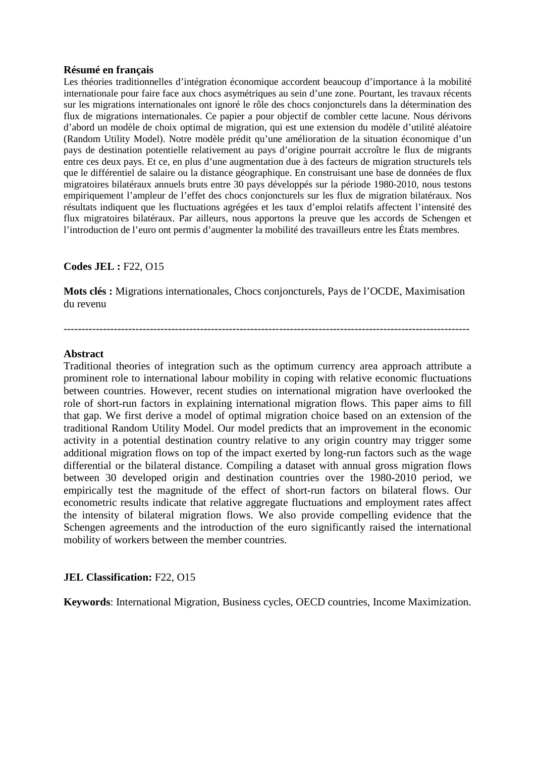**Résumé en français**

Les théories traditionnelles d'intégration économique accordent beaucoup d'importance à la mobilité internationale pour faire face aux chocs asymétriques au sein d'une zone. Pourtant, les travaux récents sur les migrations internationales ont ignoré le rôle des chocs conjoncturels dans la détermination des flux de migrations internationales. Ce papier a pour objectif de combler cette lacune. Nous dérivons d'abord un modèle de choix optimal de migration, qui est une extension du modèle d'utilité aléatoire (Random Utility Model). Notre modèle prédit qu'une amélioration de la situation économique d'un pays de destination potentielle relativement au pays d'origine pourrait accroître le flux de migrants entre ces deux pays. Et ce, en plus d'une augmentation due à des facteurs de migration structurels tels que le différentiel de salaire ou la distance géographique. En construisant une base de données de flux migratoires bilatéraux annuels bruts entre 30 pays développés sur la période 1980-2010, nous testons empiriquement l'ampleur de l'effet des chocs conjoncturels sur les flux de migration bilatéraux. Nos résultats indiquent que les fluctuations agrégées et les taux d'emploi relatifs affectent l'intensité des flux migratoires bilatéraux. Par ailleurs, nous apportons la preuve que les accords de Schengen et l'introduction de l'euro ont permis d'augmenter la mobilité des travailleurs entre les États membres.

**Codes JEL :** F22, O15

**Mots clés :** Migrations internationales, Chocs conjoncturels, Pays de l'OCDE, Maximisation du revenu

---

**Abstract**

Traditional theories of integration such as the optimum currency area approach attribute a prominent role to international labour mobility in coping with relative economic fluctuations between countries. However, recent studies on international migration have overlooked the role of short-run factors in explaining international migration flows. This paper aims to fill that gap. We first derive a model of optimal migration choice based on an extension of the traditional Random Utility Model. Our model predicts that an improvement in the economic activity in a potential destination country relative to any origin country may trigger some additional migration flows on top of the impact exerted by long-run factors such as the wage differential or the bilateral distance. Compiling a dataset with annual gross migration flows between 30 developed origin and destination countries over the 1980-2010 period, we empirically test the magnitude of the effect of short-run factors on bilateral flows. Our econometric results indicate that relative aggregate fluctuations and employment rates affect the intensity of bilateral migration flows. We also provide compelling evidence that the Schengen agreements and the introduction of the euro significantly raised the international mobility of workers between the member countries.

**JEL Classification:** F22, O15

**Keywords**: International Migration, Business cycles, OECD countries, Income Maximization.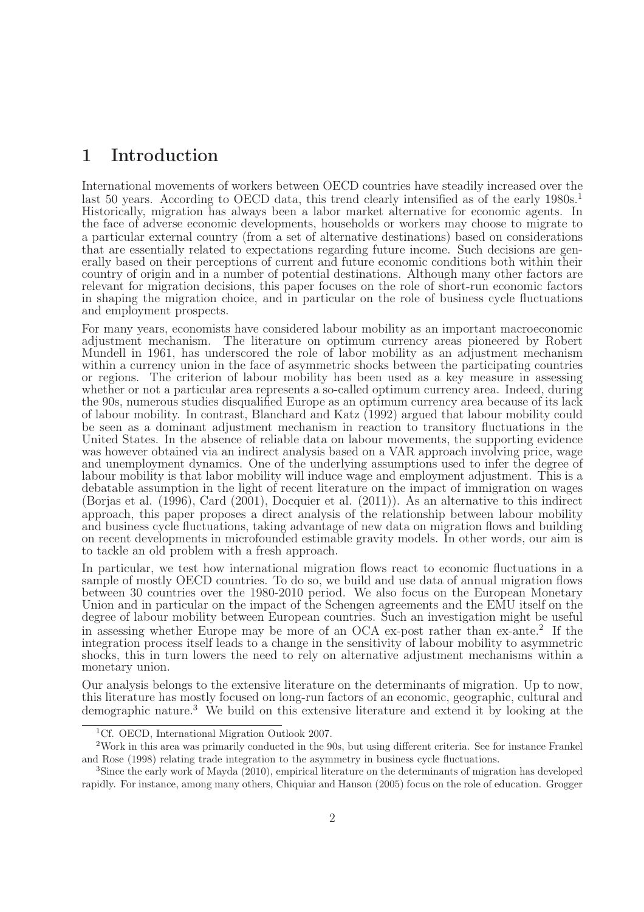# 1 Introduction

International movements of workers between OECD countries have steadily increased over the last 50 years. According to OECD data, this trend clearly intensified as of the early 1980s.[1] Historically, migration has always been a labor market alternative for economic agents. In the face of adverse economic developments, households or workers may choose to migrate to a particular external country (from a set of alternative destinations) based on considerations that are essentially related to expectations regarding future income. Such decisions are generally based on their perceptions of current and future economic conditions both within their country of origin and in a number of potential destinations. Although many other factors are relevant for migration decisions, this paper focuses on the role of short-run economic factors in shaping the migration choice, and in particular on the role of business cycle fluctuations and employment prospects.

For many years, economists have considered labour mobility as an important macroeconomic adjustment mechanism. The literature on optimum currency areas pioneered by Robert Mundell in 1961, has underscored the role of labor mobility as an adjustment mechanism within a currency union in the face of asymmetric shocks between the participating countries or regions. The criterion of labour mobility has been used as a key measure in assessing whether or not a particular area represents a so-called optimum currency area. Indeed, during the 90s, numerous studies disqualified Europe as an optimum currency area because of its lack of labour mobility. In contrast, Blanchard and Katz (1992) argued that labour mobility could be seen as a dominant adjustment mechanism in reaction to transitory fluctuations in the United States. In the absence of reliable data on labour movements, the supporting evidence was however obtained via an indirect analysis based on a VAR approach involving price, wage and unemployment dynamics. One of the underlying assumptions used to infer the degree of labour mobility is that labor mobility will induce wage and employment adjustment. This is a debatable assumption in the light of recent literature on the impact of immigration on wages (Borjas et al. (1996), Card (2001), Docquier et al. (2011)). As an alternative to this indirect approach, this paper proposes a direct analysis of the relationship between labour mobility and business cycle fluctuations, taking advantage of new data on migration flows and building on recent developments in microfounded estimable gravity models. In other words, our aim is to tackle an old problem with a fresh approach.

In particular, we test how international migration flows react to economic fluctuations in a sample of mostly OECD countries. To do so, we build and use data of annual migration flows between 30 countries over the 1980-2010 period. We also focus on the European Monetary Union and in particular on the impact of the Schengen agreements and the EMU itself on the degree of labour mobility between European countries. Such an investigation might be useful in assessing whether Europe may be more of an OCA ex-post rather than ex-ante.[2] If the integration process itself leads to a change in the sensitivity of labour mobility to asymmetric shocks, this in turn lowers the need to rely on alternative adjustment mechanisms within a monetary union.

Our analysis belongs to the extensive literature on the determinants of migration. Up to now, this literature has mostly focused on long-run factors of an economic, geographic, cultural and demographic nature.[3] We build on this extensive literature and extend it by looking at the

[1] Cf. OECD, International Migration Outlook 2007.

[2] Work in this area was primarily conducted in the 90s, but using different criteria. See for instance Frankel and Rose (1998) relating trade integration to the asymmetry in business cycle fluctuations.

[3] Since the early work of Mayda (2010), empirical literature on the determinants of migration has developed rapidly. For instance, among many others, Chiquiar and Hanson (2005) focus on the role of education. Grogger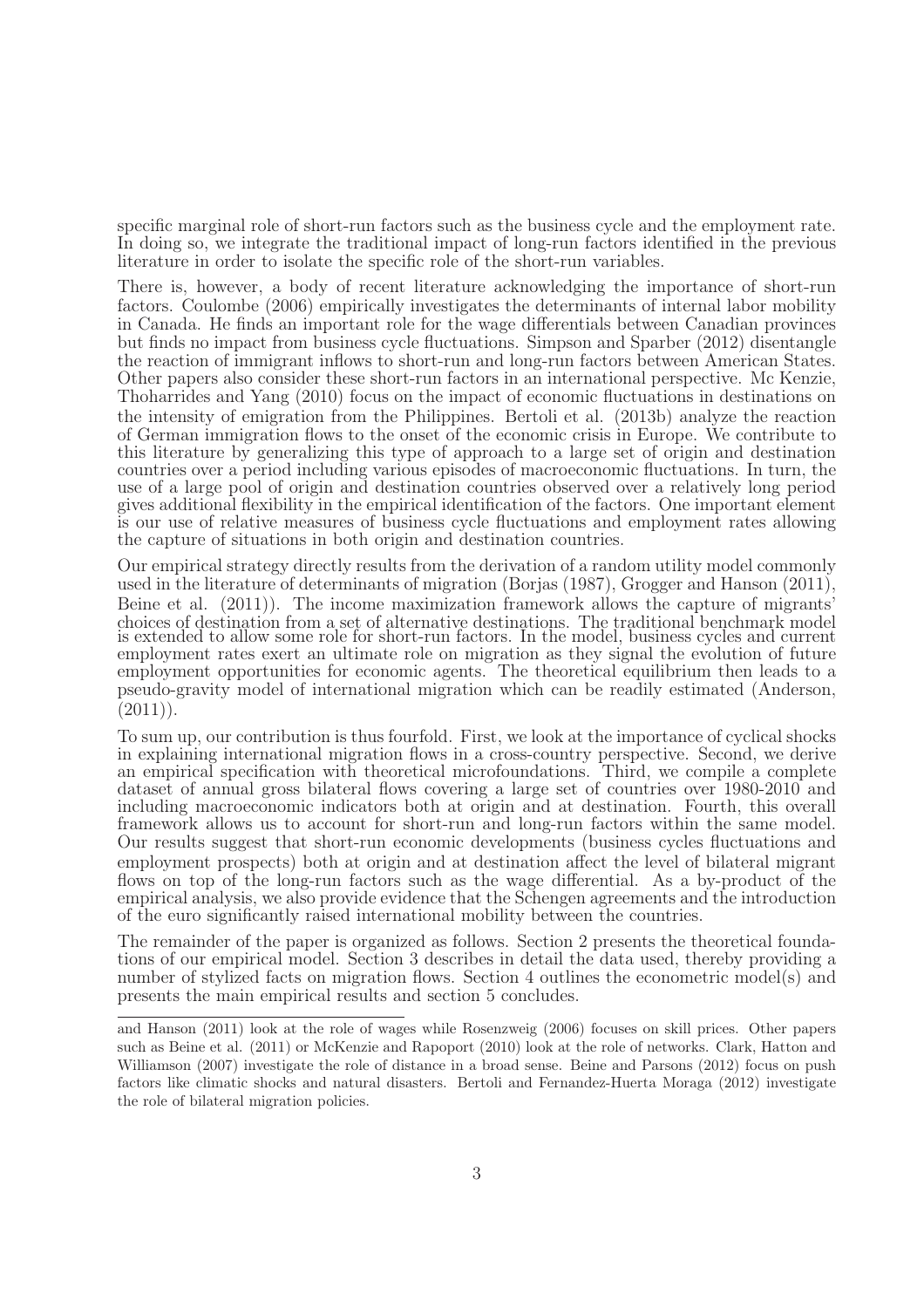specific marginal role of short-run factors such as the business cycle and the employment rate. In doing so, we integrate the traditional impact of long-run factors identified in the previous literature in order to isolate the specific role of the short-run variables.

There is, however, a body of recent literature acknowledging the importance of short-run factors. Coulombe (2006) empirically investigates the determinants of internal labor mobility in Canada. He finds an important role for the wage differentials between Canadian provinces but finds no impact from business cycle fluctuations. Simpson and Sparber (2012) disentangle the reaction of immigrant inflows to short-run and long-run factors between American States. Other papers also consider these short-run factors in an international perspective. Mc Kenzie, Thoharrides and Yang (2010) focus on the impact of economic fluctuations in destinations on the intensity of emigration from the Philippines. Bertoli et al. (2013b) analyze the reaction of German immigration flows to the onset of the economic crisis in Europe. We contribute to this literature by generalizing this type of approach to a large set of origin and destination countries over a period including various episodes of macroeconomic fluctuations. In turn, the use of a large pool of origin and destination countries observed over a relatively long period gives additional flexibility in the empirical identification of the factors. One important element is our use of relative measures of business cycle fluctuations and employment rates allowing the capture of situations in both origin and destination countries.

Our empirical strategy directly results from the derivation of a random utility model commonly used in the literature of determinants of migration (Borjas (1987), Grogger and Hanson (2011), Beine et al. (2011)). The income maximization framework allows the capture of migrants' choices of destination from a set of alternative destinations. The traditional benchmark model is extended to allow some role for short-run factors. In the model, business cycles and current employment rates exert an ultimate role on migration as they signal the evolution of future employment opportunities for economic agents. The theoretical equilibrium then leads to a pseudo-gravity model of international migration which can be readily estimated (Anderson, (2011)).

To sum up, our contribution is thus fourfold. First, we look at the importance of cyclical shocks in explaining international migration flows in a cross-country perspective. Second, we derive an empirical specification with theoretical microfoundations. Third, we compile a complete dataset of annual gross bilateral flows covering a large set of countries over 1980-2010 and including macroeconomic indicators both at origin and at destination. Fourth, this overall framework allows us to account for short-run and long-run factors within the same model. Our results suggest that short-run economic developments (business cycles fluctuations and employment prospects) both at origin and at destination affect the level of bilateral migrant flows on top of the long-run factors such as the wage differential. As a by-product of the empirical analysis, we also provide evidence that the Schengen agreements and the introduction of the euro significantly raised international mobility between the countries.

The remainder of the paper is organized as follows. Section 2 presents the theoretical foundations of our empirical model. Section 3 describes in detail the data used, thereby providing a number of stylized facts on migration flows. Section 4 outlines the econometric model(s) and presents the main empirical results and section 5 concludes.

---

and Hanson (2011) look at the role of wages while Rosenzweig (2006) focuses on skill prices. Other papers such as Beine et al. (2011) or McKenzie and Rapoport (2010) look at the role of networks. Clark, Hatton and Williamson (2007) investigate the role of distance in a broad sense. Beine and Parsons (2012) focus on push factors like climatic shocks and natural disasters. Bertoli and Fernandez-Huerta Moraga (2012) investigate the role of bilateral migration policies.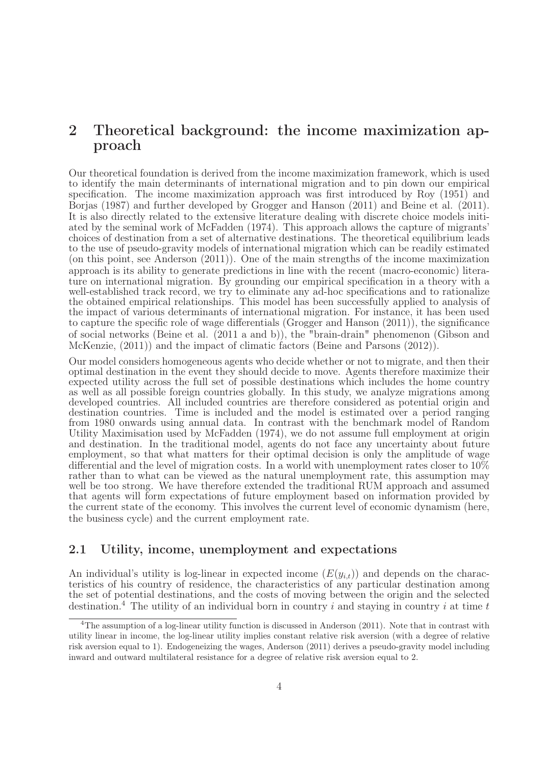## 2 Theoretical background: the income maximization approach

Our theoretical foundation is derived from the income maximization framework, which is used to identify the main determinants of international migration and to pin down our empirical specification. The income maximization approach was first introduced by Roy (1951) and Borjas (1987) and further developed by Grogger and Hanson (2011) and Beine et al. (2011). It is also directly related to the extensive literature dealing with discrete choice models initiated by the seminal work of McFadden (1974). This approach allows the capture of migrants' choices of destination from a set of alternative destinations. The theoretical equilibrium leads to the use of pseudo-gravity models of international migration which can be readily estimated (on this point, see Anderson (2011)). One of the main strengths of the income maximization approach is its ability to generate predictions in line with the recent (macro-economic) literature on international migration. By grounding our empirical specification in a theory with a well-established track record, we try to eliminate any ad-hoc specifications and to rationalize the obtained empirical relationships. This model has been successfully applied to analysis of the impact of various determinants of international migration. For instance, it has been used to capture the specific role of wage differentials (Grogger and Hanson (2011)), the significance of social networks (Beine et al. (2011 a and b)), the "brain-drain" phenomenon (Gibson and McKenzie, (2011)) and the impact of climatic factors (Beine and Parsons (2012)).

Our model considers homogeneous agents who decide whether or not to migrate, and then their optimal destination in the event they should decide to move. Agents therefore maximize their expected utility across the full set of possible destinations which includes the home country as well as all possible foreign countries globally. In this study, we analyze migrations among developed countries. All included countries are therefore considered as potential origin and destination countries. Time is included and the model is estimated over a period ranging from 1980 onwards using annual data. In contrast with the benchmark model of Random Utility Maximisation used by McFadden (1974), we do not assume full employment at origin and destination. In the traditional model, agents do not face any uncertainty about future employment, so that what matters for their optimal decision is only the amplitude of wage differential and the level of migration costs. In a world with unemployment rates closer to 10% rather than to what can be viewed as the natural unemployment rate, this assumption may well be too strong. We have therefore extended the traditional RUM approach and assumed that agents will form expectations of future employment based on information provided by the current state of the economy. This involves the current level of economic dynamism (here, the business cycle) and the current employment rate.

### 2.1 Utility, income, unemployment and expectations

An individual's utility is log-linear in expected income ($E(y_{i,t})$) and depends on the characteristics of his country of residence, the characteristics of any particular destination among the set of potential destinations, and the costs of moving between the origin and the selected destination.[4] The utility of an individual born in country $i$ and staying in country $i$ at time $t$

[4] The assumption of a log-linear utility function is discussed in Anderson (2011). Note that in contrast with utility linear in income, the log-linear utility implies constant relative risk aversion (with a degree of relative risk aversion equal to 1). Endogeneizing the wages, Anderson (2011) derives a pseudo-gravity model including inward and outward multilateral resistance for a degree of relative risk aversion equal to 2.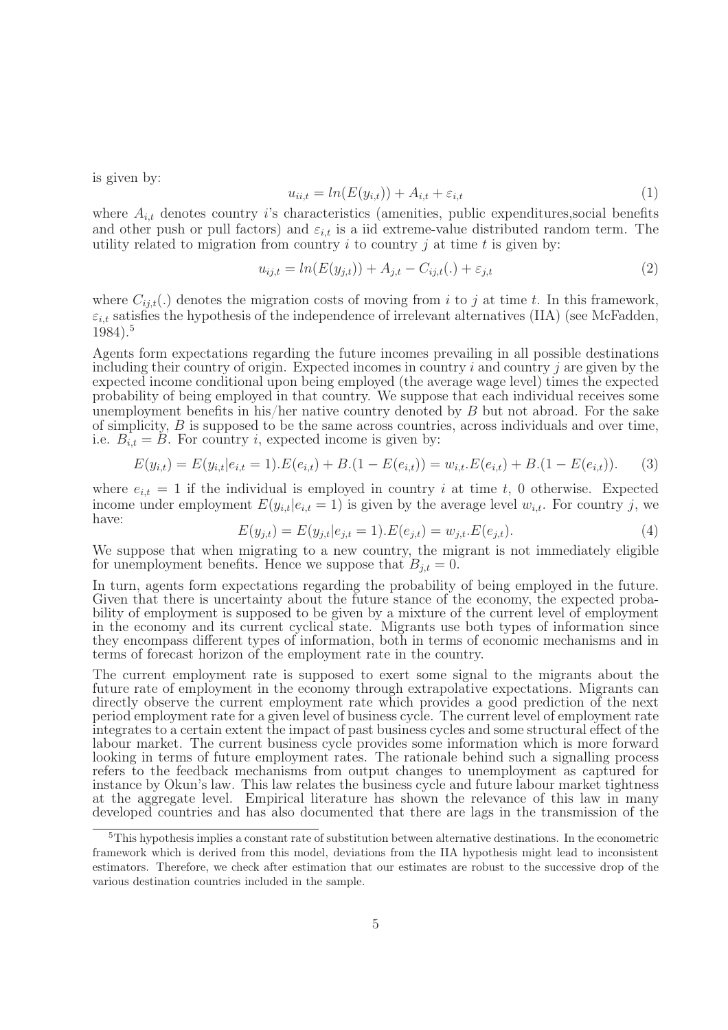is given by:

$$u_{ii,t} = ln(E(y_{i,t})) + A_{i,t} + \varepsilon_{i,t} \tag{1}$$

where $A_{i,t}$ denotes country $i$'s characteristics (amenities, public expenditures,social benefits and other push or pull factors) and $\varepsilon_{i,t}$ is a iid extreme-value distributed random term. The utility related to migration from country $i$ to country $j$ at time $t$ is given by:

$$u_{ij,t} = ln(E(y_{j,t})) + A_{j,t} - C_{ij,t}(.) + \varepsilon_{j,t} \tag{2}$$

where $C_{ij,t}(.)$ denotes the migration costs of moving from $i$ to $j$ at time $t$. In this framework, $\varepsilon_{i,t}$ satisfies the hypothesis of the independence of irrelevant alternatives (IIA) (see McFadden, 1984).[5]

Agents form expectations regarding the future incomes prevailing in all possible destinations including their country of origin. Expected incomes in country $i$ and country $j$ are given by the expected income conditional upon being employed (the average wage level) times the expected probability of being employed in that country. We suppose that each individual receives some unemployment benefits in his/her native country denoted by $B$ but not abroad. For the sake of simplicity, $B$ is supposed to be the same across countries, across individuals and over time, i.e. $B_{i,t} = B$. For country $i$, expected income is given by:

$$E(y_{i,t}) = E(y_{i,t}|e_{i,t} = 1).E(e_{i,t}) + B.(1 - E(e_{i,t})) = w_{i,t}.E(e_{i,t}) + B.(1 - E(e_{i,t})). \tag{3}$$

where $e_{i,t} = 1$ if the individual is employed in country $i$ at time $t$, 0 otherwise. Expected income under employment $E(y_{i,t}|e_{i,t} = 1)$ is given by the average level $w_{i,t}$. For country $j$, we have:

$$E(y_{j,t}) = E(y_{j,t}|e_{j,t} = 1).E(e_{j,t}) = w_{j,t}.E(e_{j,t}). \tag{4}$$

We suppose that when migrating to a new country, the migrant is not immediately eligible for unemployment benefits. Hence we suppose that $B_{j,t} = 0$.

In turn, agents form expectations regarding the probability of being employed in the future. Given that there is uncertainty about the future stance of the economy, the expected probability of employment is supposed to be given by a mixture of the current level of employment in the economy and its current cyclical state. Migrants use both types of information since they encompass different types of information, both in terms of economic mechanisms and in terms of forecast horizon of the employment rate in the country.

The current employment rate is supposed to exert some signal to the migrants about the future rate of employment in the economy through extrapolative expectations. Migrants can directly observe the current employment rate which provides a good prediction of the next period employment rate for a given level of business cycle. The current level of employment rate integrates to a certain extent the impact of past business cycles and some structural effect of the labour market. The current business cycle provides some information which is more forward looking in terms of future employment rates. The rationale behind such a signalling process refers to the feedback mechanisms from output changes to unemployment as captured for instance by Okun's law. This law relates the business cycle and future labour market tightness at the aggregate level. Empirical literature has shown the relevance of this law in many developed countries and has also documented that there are lags in the transmission of the

[5] This hypothesis implies a constant rate of substitution between alternative destinations. In the econometric framework which is derived from this model, deviations from the IIA hypothesis might lead to inconsistent estimators. Therefore, we check after estimation that our estimates are robust to the successive drop of the various destination countries included in the sample.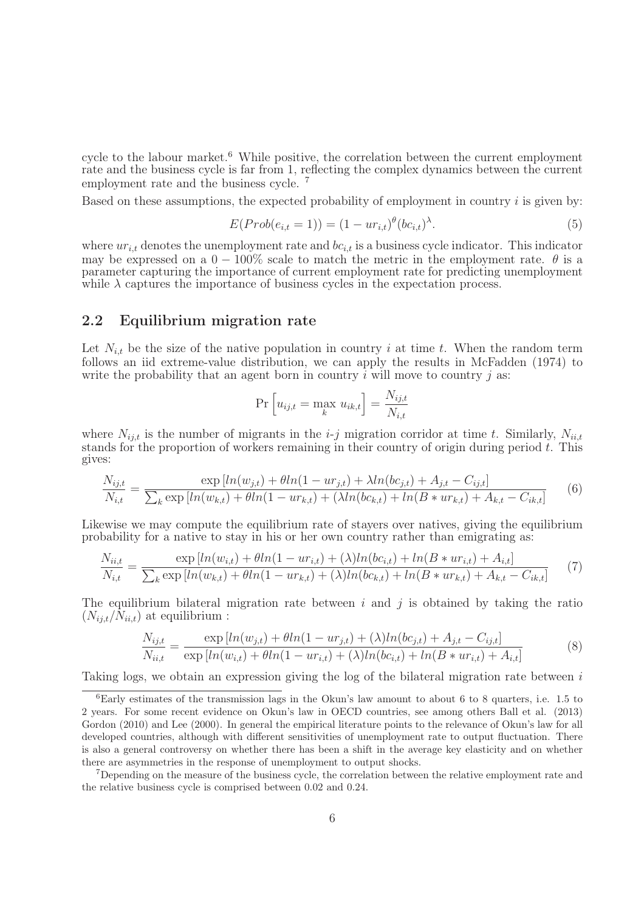cycle to the labour market.[6] While positive, the correlation between the current employment rate and the business cycle is far from 1, reflecting the complex dynamics between the current employment rate and the business cycle. [7]

Based on these assumptions, the expected probability of employment in country $i$ is given by:

$$E(Prob(e_{i,t}=1)) = (1-ur_{i,t})^{\theta}(bc_{i,t})^{\lambda}. \tag{5}$$

where $ur_{i,t}$ denotes the unemployment rate and $bc_{i,t}$ is a business cycle indicator. This indicator may be expressed on a $0-100\%$ scale to match the metric in the employment rate. $\theta$ is a parameter capturing the importance of current employment rate for predicting unemployment while $\lambda$ captures the importance of business cycles in the expectation process.

## 2.2 Equilibrium migration rate

Let $N_{i,t}$ be the size of the native population in country $i$ at time $t$. When the random term follows an iid extreme-value distribution, we can apply the results in McFadden (1974) to write the probability that an agent born in country $i$ will move to country $j$ as:

$$\Pr\left[u_{ij,t} = \max_k u_{ik,t}\right] = \frac{N_{ij,t}}{N_{i,t}}$$

where $N_{ij,t}$ is the number of migrants in the $i$-$j$ migration corridor at time $t$. Similarly, $N_{ii,t}$ stands for the proportion of workers remaining in their country of origin during period $t$. This gives:

$$\frac{N_{ij,t}}{N_{i,t}} = \frac{\exp\left[ln(w_{j,t}) + \theta ln(1-ur_{j,t}) + \lambda ln(bc_{j,t}) + A_{j,t} - C_{ij,t}\right]}{\sum_k \exp\left[ln(w_{k,t}) + \theta ln(1-ur_{k,t}) + (\lambda ln(bc_{k,t}) + ln(B*ur_{k,t}) + A_{k,t} - C_{ik,t}\right]} \tag{6}$$

Likewise we may compute the equilibrium rate of stayers over natives, giving the equilibrium probability for a native to stay in his or her own country rather than emigrating as:

$$\frac{N_{ii,t}}{N_{i,t}} = \frac{\exp\left[ln(w_{i,t}) + \theta ln(1-ur_{i,t}) + (\lambda) ln(bc_{i,t}) + ln(B*ur_{i,t}) + A_{i,t}\right]}{\sum_k \exp\left[ln(w_{k,t}) + \theta ln(1-ur_{k,t}) + (\lambda) ln(bc_{k,t}) + ln(B*ur_{k,t}) + A_{k,t} - C_{ik,t}\right]} \tag{7}$$

The equilibrium bilateral migration rate between $i$ and $j$ is obtained by taking the ratio $(N_{ij,t}/N_{ii,t})$ at equilibrium :

$$\frac{N_{ij,t}}{N_{ii,t}} = \frac{\exp\left[ln(w_{j,t}) + \theta ln(1-ur_{j,t}) + (\lambda) ln(bc_{j,t}) + A_{j,t} - C_{ij,t}\right]}{\exp\left[ln(w_{i,t}) + \theta ln(1-ur_{i,t}) + (\lambda) ln(bc_{i,t}) + ln(B*ur_{i,t}) + A_{i,t}\right]} \tag{8}$$

Taking logs, we obtain an expression giving the log of the bilateral migration rate between $i$

[6] Early estimates of the transmission lags in the Okun's law amount to about 6 to 8 quarters, i.e. 1.5 to 2 years. For some recent evidence on Okun's law in OECD countries, see among others Ball et al. (2013) Gordon (2010) and Lee (2000). In general the empirical literature points to the relevance of Okun's law for all developed countries, although with different sensitivities of unemployment rate to output fluctuation. There is also a general controversy on whether there has been a shift in the average key elasticity and on whether there are asymmetries in the response of unemployment to output shocks.

[7] Depending on the measure of the business cycle, the correlation between the relative employment rate and the relative business cycle is comprised between 0.02 and 0.24.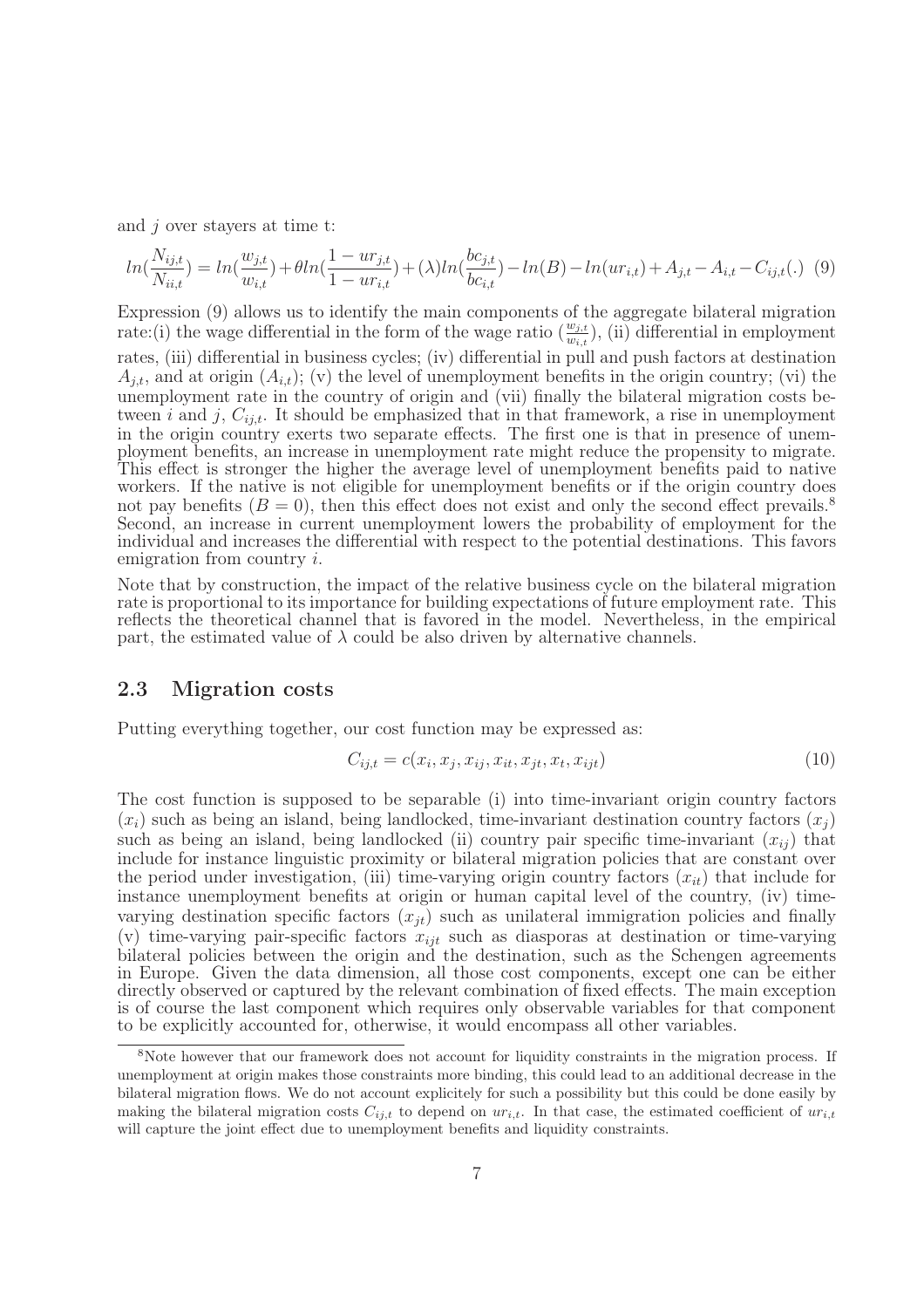and $j$ over stayers at time t:

$$ln(\frac{N_{ij,t}}{N_{ii,t}}) = ln(\frac{w_{j,t}}{w_{i,t}}) + \theta ln(\frac{1-ur_{j,t}}{1-ur_{i,t}}) + (\lambda) ln(\frac{bc_{j,t}}{bc_{i,t}}) - ln(B) - ln(ur_{i,t}) + A_{j,t} - A_{i,t} - C_{ij,t}(.) \quad (9)$$

Expression (9) allows us to identify the main components of the aggregate bilateral migration rate:(i) the wage differential in the form of the wage ratio ($\frac{w_{j,t}}{w_{i,t}}$), (ii) differential in employment rates, (iii) differential in business cycles; (iv) differential in pull and push factors at destination $A_{j,t}$, and at origin ($A_{i,t}$); (v) the level of unemployment benefits in the origin country; (vi) the unemployment rate in the country of origin and (vii) finally the bilateral migration costs between $i$ and $j$, $C_{ij,t}$. It should be emphasized that in that framework, a rise in unemployment in the origin country exerts two separate effects. The first one is that in presence of unemployment benefits, an increase in unemployment rate might reduce the propensity to migrate. This effect is stronger the higher the average level of unemployment benefits paid to native workers. If the native is not eligible for unemployment benefits or if the origin country does not pay benefits ($B = 0$), then this effect does not exist and only the second effect prevails.[8] Second, an increase in current unemployment lowers the probability of employment for the individual and increases the differential with respect to the potential destinations. This favors emigration from country $i$.

Note that by construction, the impact of the relative business cycle on the bilateral migration rate is proportional to its importance for building expectations of future employment rate. This reflects the theoretical channel that is favored in the model. Nevertheless, in the empirical part, the estimated value of $\lambda$ could be also driven by alternative channels.

## 2.3 Migration costs

Putting everything together, our cost function may be expressed as:

$$C_{ij,t} = c(x_i, x_j, x_{ij}, x_{it}, x_{jt}, x_t, x_{ijt}) \quad (10)$$

The cost function is supposed to be separable (i) into time-invariant origin country factors ($x_i$) such as being an island, being landlocked, time-invariant destination country factors ($x_j$) such as being an island, being landlocked (ii) country pair specific time-invariant ($x_{ij}$) that include for instance linguistic proximity or bilateral migration policies that are constant over the period under investigation, (iii) time-varying origin country factors ($x_{it}$) that include for instance unemployment benefits at origin or human capital level of the country, (iv) time-varying destination specific factors ($x_{jt}$) such as unilateral immigration policies and finally (v) time-varying pair-specific factors $x_{ijt}$ such as diasporas at destination or time-varying bilateral policies between the origin and the destination, such as the Schengen agreements in Europe. Given the data dimension, all those cost components, except one can be either directly observed or captured by the relevant combination of fixed effects. The main exception is of course the last component which requires only observable variables for that component to be explicitly accounted for, otherwise, it would encompass all other variables.

[8]Note however that our framework does not account for liquidity constraints in the migration process. If unemployment at origin makes those constraints more binding, this could lead to an additional decrease in the bilateral migration flows. We do not account explicitely for such a possibility but this could be done easily by making the bilateral migration costs $C_{ij,t}$ to depend on $ur_{i,t}$. In that case, the estimated coefficient of $ur_{i,t}$ will capture the joint effect due to unemployment benefits and liquidity constraints.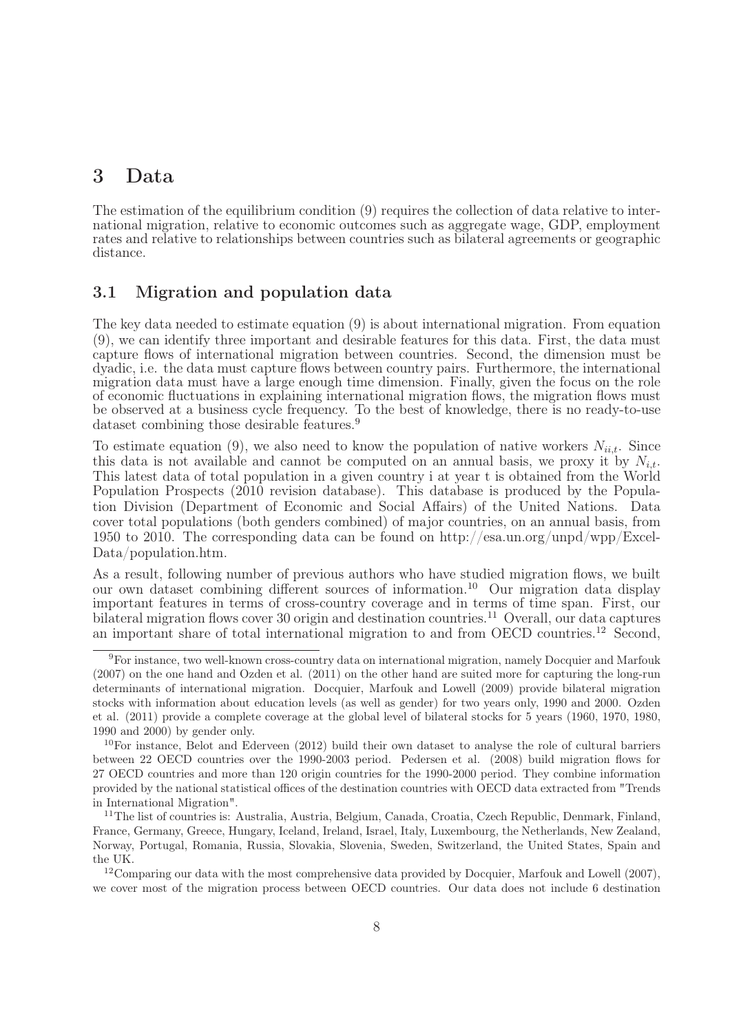# 3 Data

The estimation of the equilibrium condition (9) requires the collection of data relative to international migration, relative to economic outcomes such as aggregate wage, GDP, employment rates and relative to relationships between countries such as bilateral agreements or geographic distance.

## 3.1 Migration and population data

The key data needed to estimate equation (9) is about international migration. From equation (9), we can identify three important and desirable features for this data. First, the data must capture flows of international migration between countries. Second, the dimension must be dyadic, i.e. the data must capture flows between country pairs. Furthermore, the international migration data must have a large enough time dimension. Finally, given the focus on the role of economic fluctuations in explaining international migration flows, the migration flows must be observed at a business cycle frequency. To the best of knowledge, there is no ready-to-use dataset combining those desirable features.[9]

To estimate equation (9), we also need to know the population of native workers $N_{ii,t}$. Since this data is not available and cannot be computed on an annual basis, we proxy it by $N_{i,t}$. This latest data of total population in a given country i at year t is obtained from the World Population Prospects (2010 revision database). This database is produced by the Population Division (Department of Economic and Social Affairs) of the United Nations. Data cover total populations (both genders combined) of major countries, on an annual basis, from 1950 to 2010. The corresponding data can be found on http://esa.un.org/unpd/wpp/Excel-Data/population.htm.

As a result, following number of previous authors who have studied migration flows, we built our own dataset combining different sources of information.[10] Our migration data display important features in terms of cross-country coverage and in terms of time span. First, our bilateral migration flows cover 30 origin and destination countries.[11] Overall, our data captures an important share of total international migration to and from OECD countries.[12] Second,

---

[9]For instance, two well-known cross-country data on international migration, namely Docquier and Marfouk (2007) on the one hand and Ozden et al. (2011) on the other hand are suited more for capturing the long-run determinants of international migration. Docquier, Marfouk and Lowell (2009) provide bilateral migration stocks with information about education levels (as well as gender) for two years only, 1990 and 2000. Ozden et al. (2011) provide a complete coverage at the global level of bilateral stocks for 5 years (1960, 1970, 1980, 1990 and 2000) by gender only.

[10]For instance, Belot and Ederveen (2012) build their own dataset to analyse the role of cultural barriers between 22 OECD countries over the 1990-2003 period. Pedersen et al. (2008) build migration flows for 27 OECD countries and more than 120 origin countries for the 1990-2000 period. They combine information provided by the national statistical offices of the destination countries with OECD data extracted from "Trends in International Migration".

[11]The list of countries is: Australia, Austria, Belgium, Canada, Croatia, Czech Republic, Denmark, Finland, France, Germany, Greece, Hungary, Iceland, Ireland, Israel, Italy, Luxembourg, the Netherlands, New Zealand, Norway, Portugal, Romania, Russia, Slovakia, Slovenia, Sweden, Switzerland, the United States, Spain and the UK.

[12]Comparing our data with the most comprehensive data provided by Docquier, Marfouk and Lowell (2007), we cover most of the migration process between OECD countries. Our data does not include 6 destination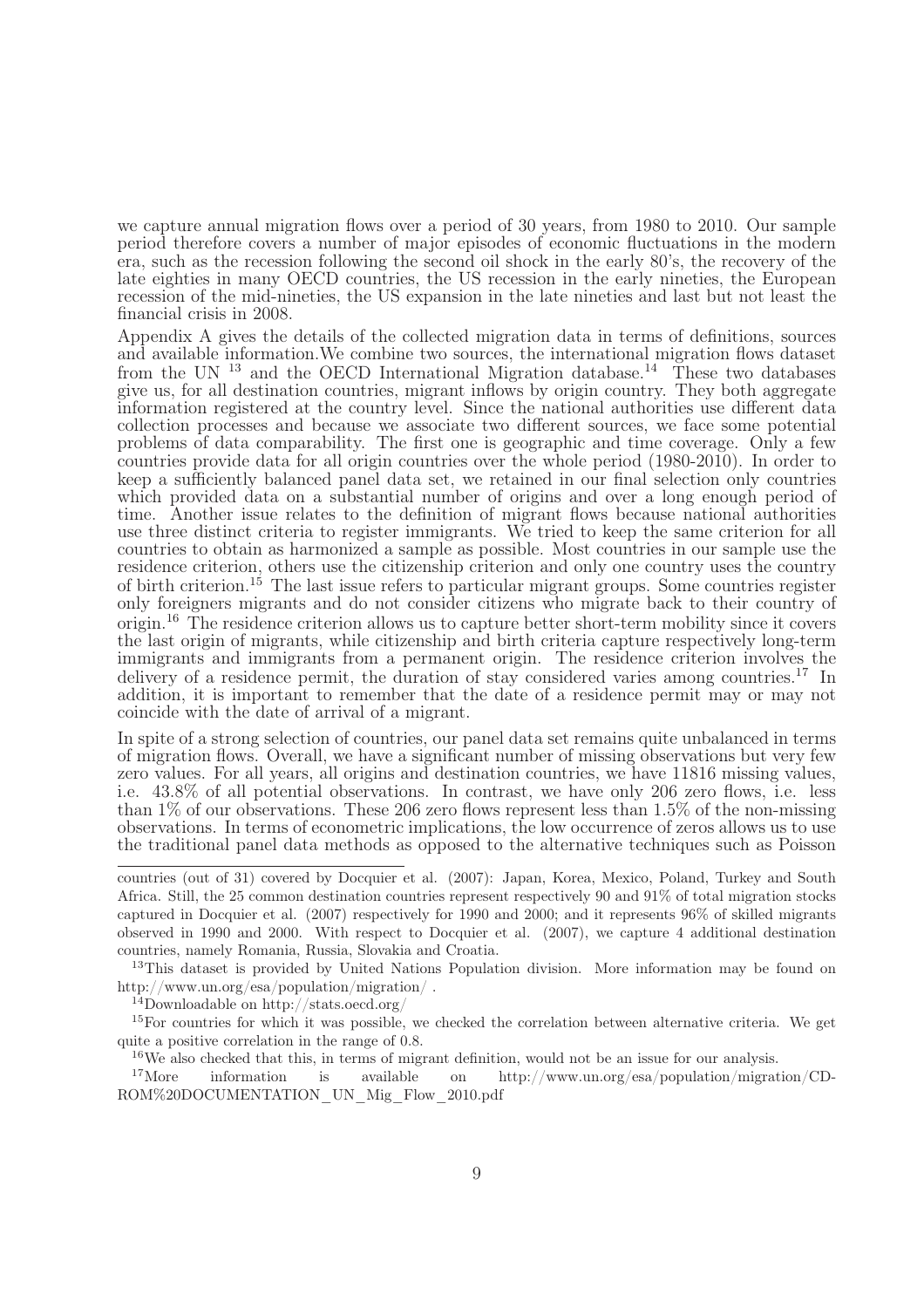we capture annual migration flows over a period of 30 years, from 1980 to 2010. Our sample period therefore covers a number of major episodes of economic fluctuations in the modern era, such as the recession following the second oil shock in the early 80's, the recovery of the late eighties in many OECD countries, the US recession in the early nineties, the European recession of the mid-nineties, the US expansion in the late nineties and last but not least the financial crisis in 2008.

Appendix A gives the details of the collected migration data in terms of definitions, sources and available information.We combine two sources, the international migration flows dataset from the UN [13] and the OECD International Migration database.[14] These two databases give us, for all destination countries, migrant inflows by origin country. They both aggregate information registered at the country level. Since the national authorities use different data collection processes and because we associate two different sources, we face some potential problems of data comparability. The first one is geographic and time coverage. Only a few countries provide data for all origin countries over the whole period (1980-2010). In order to keep a sufficiently balanced panel data set, we retained in our final selection only countries which provided data on a substantial number of origins and over a long enough period of time. Another issue relates to the definition of migrant flows because national authorities use three distinct criteria to register immigrants. We tried to keep the same criterion for all countries to obtain as harmonized a sample as possible. Most countries in our sample use the residence criterion, others use the citizenship criterion and only one country uses the country of birth criterion.[15] The last issue refers to particular migrant groups. Some countries register only foreigners migrants and do not consider citizens who migrate back to their country of origin.[16] The residence criterion allows us to capture better short-term mobility since it covers the last origin of migrants, while citizenship and birth criteria capture respectively long-term immigrants and immigrants from a permanent origin. The residence criterion involves the delivery of a residence permit, the duration of stay considered varies among countries.[17] In addition, it is important to remember that the date of a residence permit may or may not coincide with the date of arrival of a migrant.

In spite of a strong selection of countries, our panel data set remains quite unbalanced in terms of migration flows. Overall, we have a significant number of missing observations but very few zero values. For all years, all origins and destination countries, we have 11816 missing values, i.e. 43.8% of all potential observations. In contrast, we have only 206 zero flows, i.e. less than 1% of our observations. These 206 zero flows represent less than 1.5% of the non-missing observations. In terms of econometric implications, the low occurrence of zeros allows us to use the traditional panel data methods as opposed to the alternative techniques such as Poisson

countries (out of 31) covered by Docquier et al. (2007): Japan, Korea, Mexico, Poland, Turkey and South Africa. Still, the 25 common destination countries represent respectively 90 and 91% of total migration stocks captured in Docquier et al. (2007) respectively for 1990 and 2000; and it represents 96% of skilled migrants observed in 1990 and 2000. With respect to Docquier et al. (2007), we capture 4 additional destination countries, namely Romania, Russia, Slovakia and Croatia.

[13] This dataset is provided by United Nations Population division. More information may be found on http://www.un.org/esa/population/migration/ .

[14] Downloadable on http://stats.oecd.org/

[15] For countries for which it was possible, we checked the correlation between alternative criteria. We get quite a positive correlation in the range of 0.8.

[16] We also checked that this, in terms of migrant definition, would not be an issue for our analysis.

[17] More information is available on http://www.un.org/esa/population/migration/CD-ROM%20DOCUMENTATION_UN_Mig_Flow_2010.pdf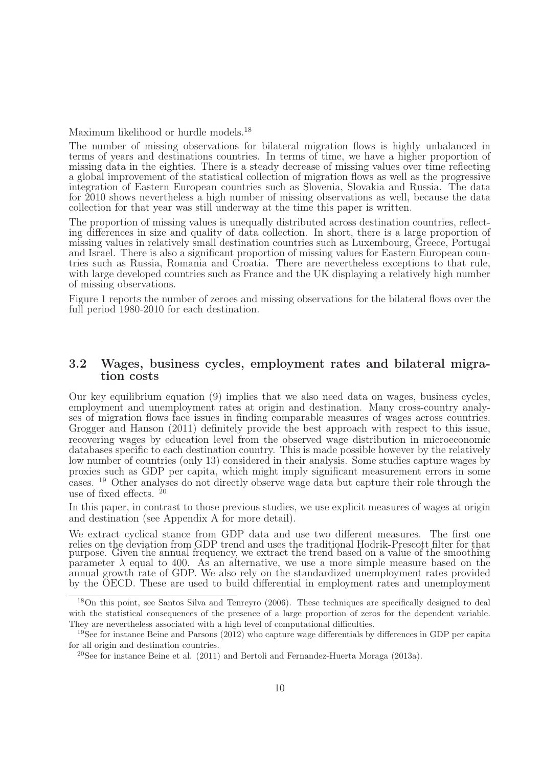Maximum likelihood or hurdle models.[18]

The number of missing observations for bilateral migration flows is highly unbalanced in terms of years and destinations countries. In terms of time, we have a higher proportion of missing data in the eighties. There is a steady decrease of missing values over time reflecting a global improvement of the statistical collection of migration flows as well as the progressive integration of Eastern European countries such as Slovenia, Slovakia and Russia. The data for 2010 shows nevertheless a high number of missing observations as well, because the data collection for that year was still underway at the time this paper is written.

The proportion of missing values is unequally distributed across destination countries, reflecting differences in size and quality of data collection. In short, there is a large proportion of missing values in relatively small destination countries such as Luxembourg, Greece, Portugal and Israel. There is also a significant proportion of missing values for Eastern European countries such as Russia, Romania and Croatia. There are nevertheless exceptions to that rule, with large developed countries such as France and the UK displaying a relatively high number of missing observations.

Figure 1 reports the number of zeroes and missing observations for the bilateral flows over the full period 1980-2010 for each destination.

## 3.2 Wages, business cycles, employment rates and bilateral migration costs

Our key equilibrium equation (9) implies that we also need data on wages, business cycles, employment and unemployment rates at origin and destination. Many cross-country analyses of migration flows face issues in finding comparable measures of wages across countries. Grogger and Hanson (2011) definitely provide the best approach with respect to this issue, recovering wages by education level from the observed wage distribution in microeconomic databases specific to each destination country. This is made possible however by the relatively low number of countries (only 13) considered in their analysis. Some studies capture wages by proxies such as GDP per capita, which might imply significant measurement errors in some cases. [19] Other analyses do not directly observe wage data but capture their role through the use of fixed effects. [20]

In this paper, in contrast to those previous studies, we use explicit measures of wages at origin and destination (see Appendix A for more detail).

We extract cyclical stance from GDP data and use two different measures. The first one relies on the deviation from GDP trend and uses the traditional Hodrik-Prescott filter for that purpose. Given the annual frequency, we extract the trend based on a value of the smoothing parameter $\lambda$ equal to 400. As an alternative, we use a more simple measure based on the annual growth rate of GDP. We also rely on the standardized unemployment rates provided by the OECD. These are used to build differential in employment rates and unemployment

---

[18] On this point, see Santos Silva and Tenreyro (2006). These techniques are specifically designed to deal with the statistical consequences of the presence of a large proportion of zeros for the dependent variable. They are nevertheless associated with a high level of computational difficulties.

[19] See for instance Beine and Parsons (2012) who capture wage differentials by differences in GDP per capita for all origin and destination countries.

[20] See for instance Beine et al. (2011) and Bertoli and Fernandez-Huerta Moraga (2013a).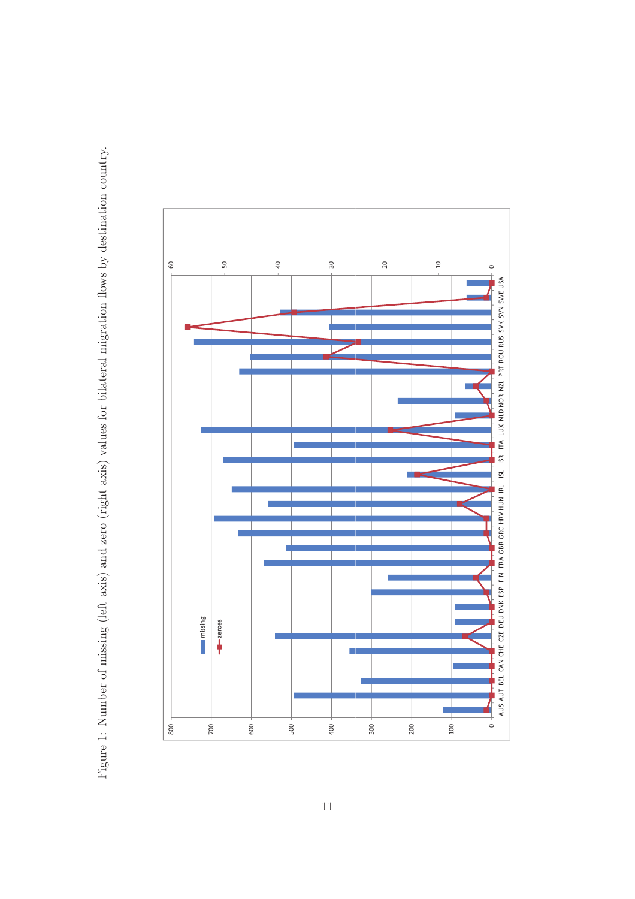Figure 1: Number of missing (left axis) and zero (right axis) values for bilateral migration flows by destination country.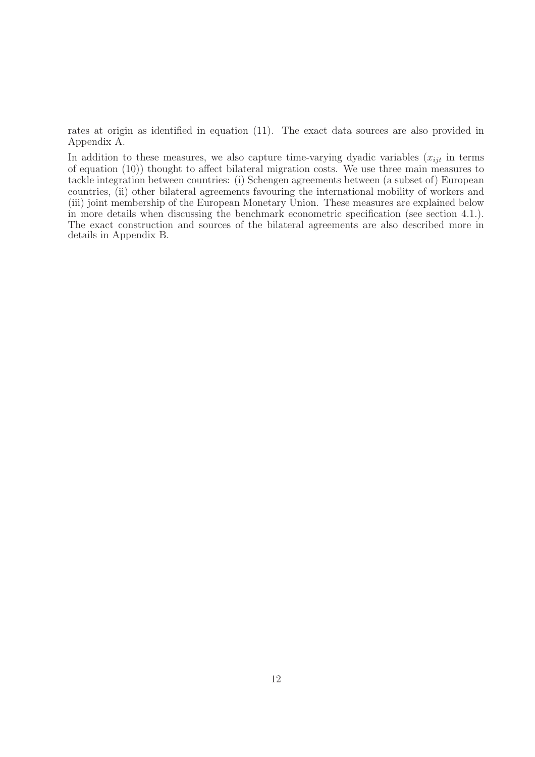rates at origin as identified in equation (11). The exact data sources are also provided in Appendix A.

In addition to these measures, we also capture time-varying dyadic variables ($x_{ijt}$ in terms of equation (10)) thought to affect bilateral migration costs. We use three main measures to tackle integration between countries: (i) Schengen agreements between (a subset of) European countries, (ii) other bilateral agreements favouring the international mobility of workers and (iii) joint membership of the European Monetary Union. These measures are explained below in more details when discussing the benchmark econometric specification (see section 4.1.). The exact construction and sources of the bilateral agreements are also described more in details in Appendix B.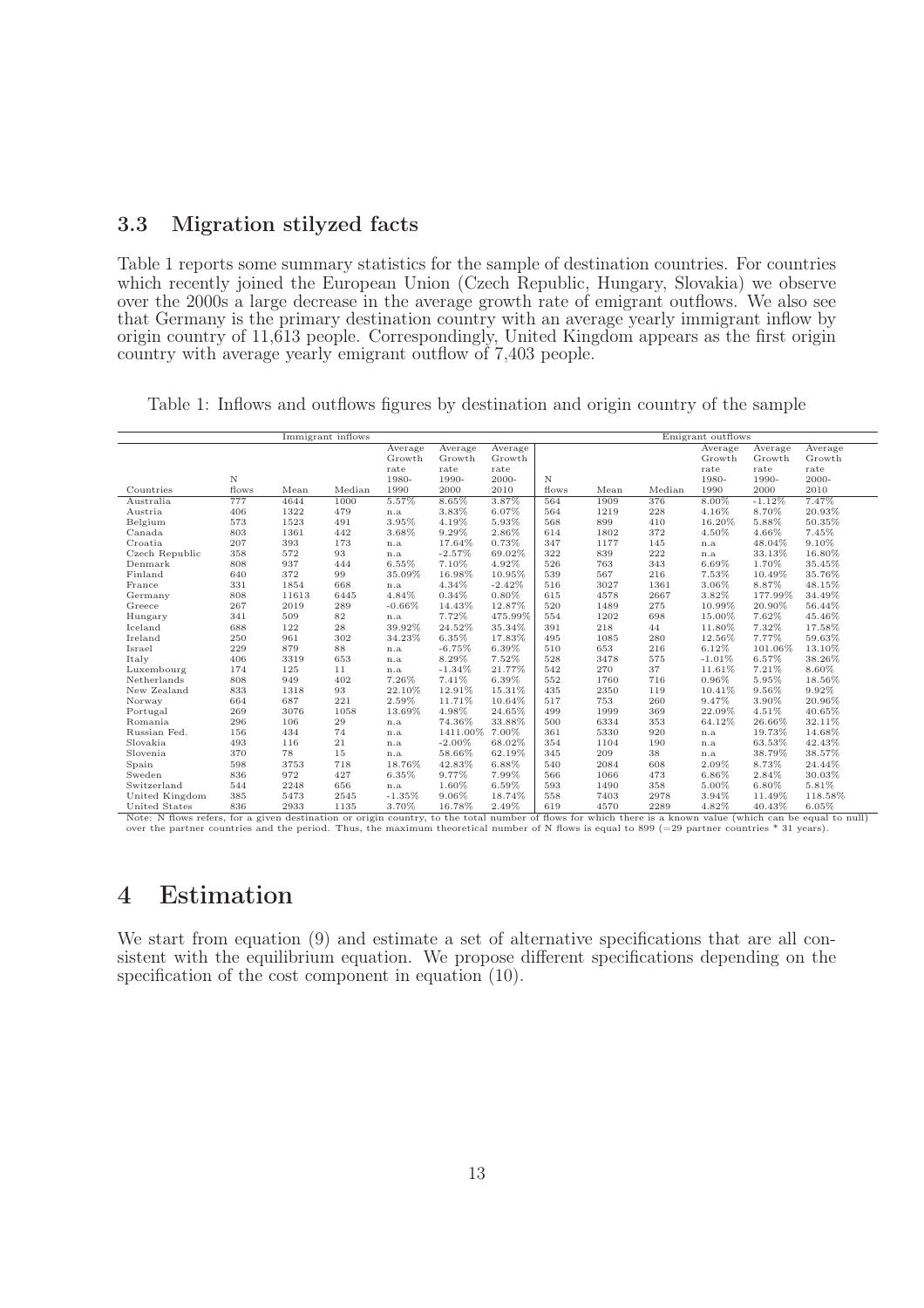## 3.3 Migration stilyzed facts

Table 1 reports some summary statistics for the sample of destination countries. For countries which recently joined the European Union (Czech Republic, Hungary, Slovakia) we observe over the 2000s a large decrease in the average growth rate of emigrant outflows. We also see that Germany is the primary destination country with an average yearly immigrant inflow by origin country of 11,613 people. Correspondingly, United Kingdom appears as the first origin country with average yearly emigrant outflow of 7,403 people.

Table 1: Inflows and outflows figures by destination and origin country of the sample

| | Immigrant inflows | | | | | | Emigrant outflows | | | | | |
|---|---|---|---|---|---|---|---|---|---|---|---|---|
| Countries | N flows | Mean | Median | Average Growth rate 1980-1990 | Average Growth rate 1990-2000 | Average Growth rate 2000-2010 | N flows | Mean | Median | Average Growth rate 1980-1990 | Average Growth rate 1990-2000 | Average Growth rate 2000-2010 |
| Australia | 777 | 4644 | 1000 | 5.57% | 8.65% | 3.87% | 564 | 1909 | 376 | 8.00% | -1.12% | 7.47% |
| Austria | 406 | 1322 | 479 | n.a | 3.83% | 6.07% | 564 | 1219 | 228 | 4.16% | 8.70% | 20.93% |
| Belgium | 573 | 1523 | 491 | 3.95% | 4.19% | 5.93% | 568 | 899 | 410 | 16.20% | 5.88% | 50.35% |
| Canada | 803 | 1361 | 442 | 3.68% | 9.29% | 2.86% | 614 | 1802 | 372 | 4.50% | 4.66% | 7.45% |
| Croatia | 207 | 393 | 173 | n.a | 17.64% | 0.73% | 347 | 1177 | 145 | n.a | 48.04% | 9.10% |
| Czech Republic | 358 | 572 | 93 | n.a | -2.57% | 69.02% | 322 | 839 | 222 | n.a | 33.13% | 16.80% |
| Denmark | 808 | 937 | 444 | 6.55% | 7.10% | 4.92% | 526 | 763 | 343 | 6.69% | 1.70% | 35.45% |
| Finland | 640 | 372 | 99 | 35.09% | 16.98% | 10.95% | 539 | 567 | 216 | 7.53% | 10.49% | 35.76% |
| France | 331 | 1854 | 668 | n.a | 4.34% | -2.42% | 516 | 3027 | 1361 | 3.06% | 8.87% | 48.15% |
| Germany | 808 | 11613 | 6445 | 4.84% | 0.34% | 0.80% | 615 | 4578 | 2667 | 3.82% | 177.99% | 34.49% |
| Greece | 267 | 2019 | 289 | -0.66% | 14.43% | 12.87% | 520 | 1489 | 275 | 10.99% | 20.90% | 56.44% |
| Hungary | 341 | 509 | 82 | n.a | 7.72% | 475.99% | 554 | 1202 | 698 | 15.00% | 7.62% | 45.46% |
| Iceland | 688 | 122 | 28 | 39.92% | 24.52% | 35.34% | 391 | 218 | 44 | 11.80% | 7.32% | 17.58% |
| Ireland | 250 | 961 | 302 | 34.23% | 6.35% | 17.83% | 495 | 1085 | 280 | 12.56% | 7.77% | 59.63% |
| Israel | 229 | 879 | 88 | n.a | -6.75% | 6.39% | 510 | 653 | 216 | 6.12% | 101.06% | 13.10% |
| Italy | 406 | 3319 | 653 | n.a | 8.29% | 7.52% | 528 | 3478 | 575 | -1.01% | 6.57% | 38.26% |
| Luxembourg | 174 | 125 | 11 | n.a | -1.34% | 21.77% | 542 | 270 | 37 | 11.61% | 7.21% | 8.60% |
| Netherlands | 808 | 949 | 402 | 7.26% | 7.41% | 6.39% | 552 | 1760 | 716 | 0.96% | 5.95% | 18.56% |
| New Zealand | 833 | 1318 | 93 | 22.10% | 12.91% | 15.31% | 435 | 2350 | 119 | 10.41% | 9.56% | 9.92% |
| Norway | 664 | 687 | 221 | 2.59% | 11.71% | 10.64% | 517 | 753 | 260 | 9.47% | 3.90% | 20.96% |
| Portugal | 269 | 3076 | 1058 | 13.69% | 4.98% | 24.65% | 499 | 1999 | 369 | 22.09% | 4.51% | 40.65% |
| Romania | 296 | 106 | 29 | n.a | 74.36% | 33.88% | 500 | 6334 | 353 | 64.12% | 26.66% | 32.11% |
| Russian Fed. | 156 | 434 | 74 | n.a | 1411.00% | 7.00% | 361 | 5330 | 920 | n.a | 19.73% | 14.68% |
| Slovakia | 493 | 116 | 21 | n.a | -2.00% | 68.02% | 354 | 1104 | 190 | n.a | 63.53% | 42.43% |
| Slovenia | 370 | 78 | 15 | n.a | 58.66% | 62.19% | 345 | 209 | 38 | n.a | 38.79% | 38.57% |
| Spain | 598 | 3753 | 718 | 18.76% | 42.83% | 6.88% | 540 | 2084 | 608 | 2.09% | 8.73% | 24.44% |
| Sweden | 836 | 972 | 427 | 6.35% | 9.77% | 7.99% | 566 | 1066 | 473 | 6.86% | 2.84% | 30.03% |
| Switzerland | 544 | 2248 | 656 | n.a | 1.60% | 6.59% | 593 | 1490 | 358 | 5.00% | 6.80% | 5.81% |
| United Kingdom | 385 | 5473 | 2545 | -1.35% | 9.06% | 18.74% | 558 | 7403 | 2978 | 3.94% | 11.49% | 118.58% |
| United States | 836 | 2933 | 1135 | 3.70% | 16.78% | 2.49% | 619 | 4570 | 2289 | 4.82% | 40.43% | 6.05% |

Note: N flows refers, for a given destination or origin country, to the total number of flows for which there is a known value (which can be equal to null) over the partner countries and the period. Thus, the maximum theoretical number of N flows is equal to 899 (=29 partner countries * 31 years).

# 4 Estimation

We start from equation (9) and estimate a set of alternative specifications that are all consistent with the equilibrium equation. We propose different specifications depending on the specification of the cost component in equation (10).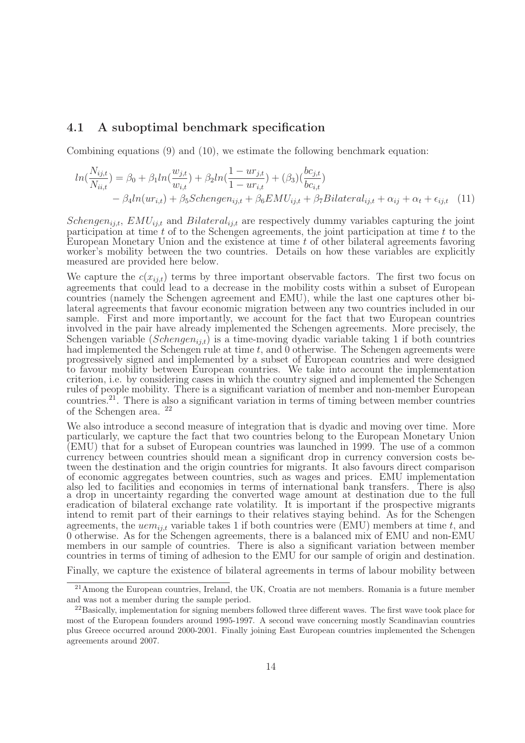## 4.1 A suboptimal benchmark specification

Combining equations (9) and (10), we estimate the following benchmark equation:

$$ln(\frac{N_{ij,t}}{N_{ii,t}}) = \beta_0 + \beta_1 ln(\frac{w_{j,t}}{w_{i,t}}) + \beta_2 ln(\frac{1-ur_{j,t}}{1-ur_{i,t}}) + (\beta_3)(\frac{bc_{j,t}}{bc_{i,t}}) - \beta_4 ln(ur_{i,t}) + \beta_5 Schengen_{ij,t} + \beta_6 EMU_{ij,t} + \beta_7 Bilateral_{ij,t} + \alpha_{ij} + \alpha_t + \epsilon_{ij,t} \quad (11)$$

$Schengen_{ij,t}$, $EMU_{ij,t}$ and $Bilateral_{ij,t}$ are respectively dummy variables capturing the joint participation at time $t$ of to the Schengen agreements, the joint participation at time $t$ to the European Monetary Union and the existence at time $t$ of other bilateral agreements favoring worker's mobility between the two countries. Details on how these variables are explicitly measured are provided here below.

We capture the $c(x_{ij,t})$ terms by three important observable factors. The first two focus on agreements that could lead to a decrease in the mobility costs within a subset of European countries (namely the Schengen agreement and EMU), while the last one captures other bilateral agreements that favour economic migration between any two countries included in our sample. First and more importantly, we account for the fact that two European countries involved in the pair have already implemented the Schengen agreements. More precisely, the Schengen variable ($Schengen_{ij,t}$) is a time-moving dyadic variable taking 1 if both countries had implemented the Schengen rule at time $t$, and 0 otherwise. The Schengen agreements were progressively signed and implemented by a subset of European countries and were designed to favour mobility between European countries. We take into account the implementation criterion, i.e. by considering cases in which the country signed and implemented the Schengen rules of people mobility. There is a significant variation of member and non-member European countries.[21]. There is also a significant variation in terms of timing between member countries of the Schengen area. [22]

We also introduce a second measure of integration that is dyadic and moving over time. More particularly, we capture the fact that two countries belong to the European Monetary Union (EMU) that for a subset of European countries was launched in 1999. The use of a common currency between countries should mean a significant drop in currency conversion costs between the destination and the origin countries for migrants. It also favours direct comparison of economic aggregates between countries, such as wages and prices. EMU implementation also led to facilities and economies in terms of international bank transfers. There is also a drop in uncertainty regarding the converted wage amount at destination due to the full eradication of bilateral exchange rate volatility. It is important if the prospective migrants intend to remit part of their earnings to their relatives staying behind. As for the Schengen agreements, the $uem_{ij,t}$ variable takes 1 if both countries were (EMU) members at time $t$, and 0 otherwise. As for the Schengen agreements, there is a balanced mix of EMU and non-EMU members in our sample of countries. There is also a significant variation between member countries in terms of timing of adhesion to the EMU for our sample of origin and destination.

Finally, we capture the existence of bilateral agreements in terms of labour mobility between

[21] Among the European countries, Ireland, the UK, Croatia are not members. Romania is a future member and was not a member during the sample period.

[22] Basically, implementation for signing members followed three different waves. The first wave took place for most of the European founders around 1995-1997. A second wave concerning mostly Scandinavian countries plus Greece occurred around 2000-2001. Finally joining East European countries implemented the Schengen agreements around 2007.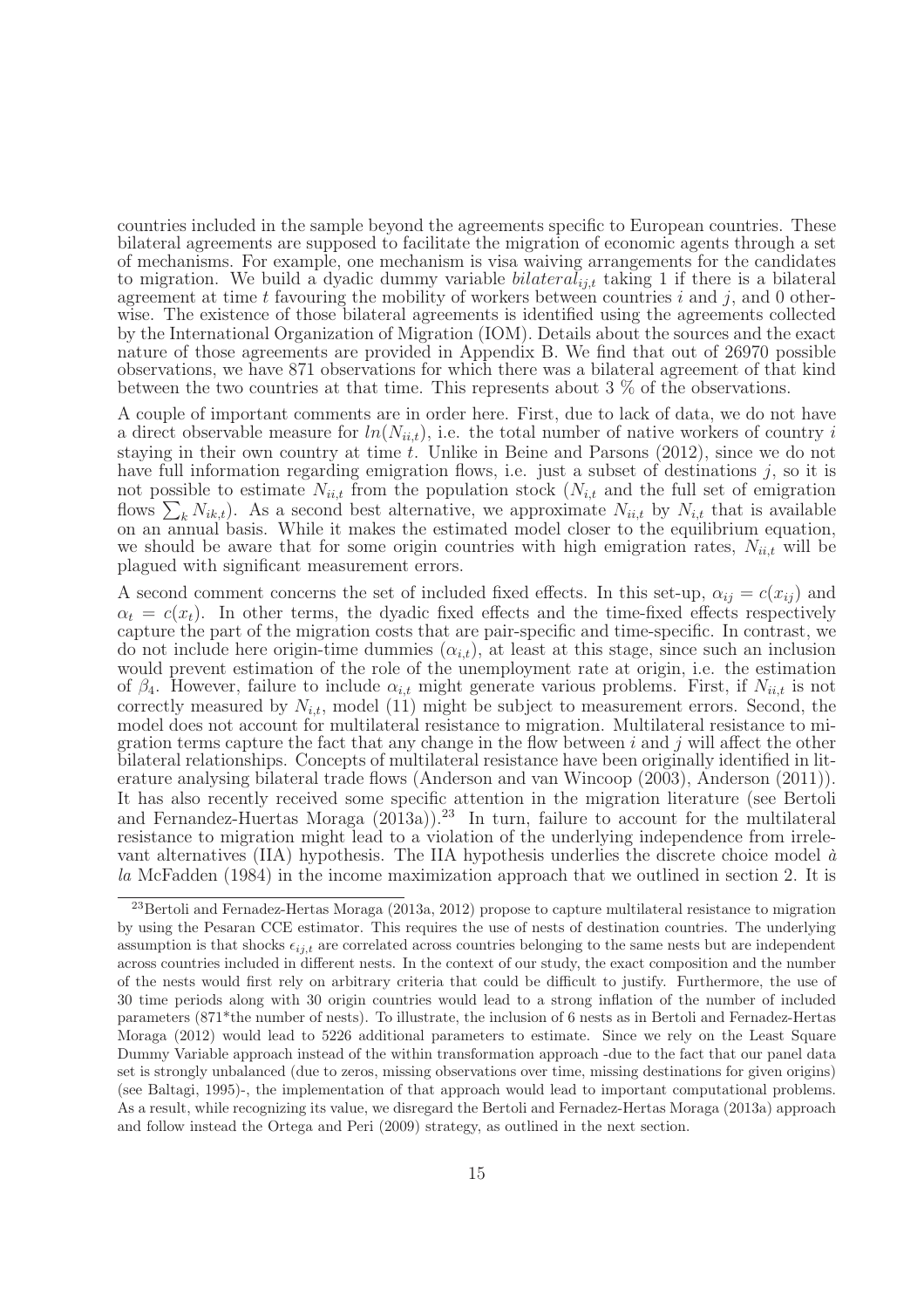countries included in the sample beyond the agreements specific to European countries. These bilateral agreements are supposed to facilitate the migration of economic agents through a set of mechanisms. For example, one mechanism is visa waiving arrangements for the candidates to migration. We build a dyadic dummy variable $bilateral_{ij,t}$ taking 1 if there is a bilateral agreement at time $t$ favouring the mobility of workers between countries $i$ and $j$, and 0 otherwise. The existence of those bilateral agreements is identified using the agreements collected by the International Organization of Migration (IOM). Details about the sources and the exact nature of those agreements are provided in Appendix B. We find that out of 26970 possible observations, we have 871 observations for which there was a bilateral agreement of that kind between the two countries at that time. This represents about 3 % of the observations.

A couple of important comments are in order here. First, due to lack of data, we do not have a direct observable measure for $ln(N_{ii,t})$, i.e. the total number of native workers of country $i$ staying in their own country at time $t$. Unlike in Beine and Parsons (2012), since we do not have full information regarding emigration flows, i.e. just a subset of destinations $j$, so it is not possible to estimate $N_{ii,t}$ from the population stock ($N_{i,t}$ and the full set of emigration flows $\sum_k N_{ik,t}$). As a second best alternative, we approximate $N_{ii,t}$ by $N_{i,t}$ that is available on an annual basis. While it makes the estimated model closer to the equilibrium equation, we should be aware that for some origin countries with high emigration rates, $N_{ii,t}$ will be plagued with significant measurement errors.

A second comment concerns the set of included fixed effects. In this set-up, $\alpha_{ij} = c(x_{ij})$ and $\alpha_t = c(x_t)$. In other terms, the dyadic fixed effects and the time-fixed effects respectively capture the part of the migration costs that are pair-specific and time-specific. In contrast, we do not include here origin-time dummies ($\alpha_{i,t}$), at least at this stage, since such an inclusion would prevent estimation of the role of the unemployment rate at origin, i.e. the estimation of $\beta_4$. However, failure to include $\alpha_{i,t}$ might generate various problems. First, if $N_{ii,t}$ is not correctly measured by $N_{i,t}$, model (11) might be subject to measurement errors. Second, the model does not account for multilateral resistance to migration. Multilateral resistance to migration terms capture the fact that any change in the flow between $i$ and $j$ will affect the other bilateral relationships. Concepts of multilateral resistance have been originally identified in literature analysing bilateral trade flows (Anderson and van Wincoop (2003), Anderson (2011)). It has also recently received some specific attention in the migration literature (see Bertoli and Fernandez-Huertas Moraga (2013a)).[23] In turn, failure to account for the multilateral resistance to migration might lead to a violation of the underlying independence from irrelevant alternatives (IIA) hypothesis. The IIA hypothesis underlies the discrete choice model *à la* McFadden (1984) in the income maximization approach that we outlined in section 2. It is

[23]Bertoli and Fernadez-Hertas Moraga (2013a, 2012) propose to capture multilateral resistance to migration by using the Pesaran CCE estimator. This requires the use of nests of destination countries. The underlying assumption is that shocks $\epsilon_{ij,t}$ are correlated across countries belonging to the same nests but are independent across countries included in different nests. In the context of our study, the exact composition and the number of the nests would first rely on arbitrary criteria that could be difficult to justify. Furthermore, the use of 30 time periods along with 30 origin countries would lead to a strong inflation of the number of included parameters (871*the number of nests). To illustrate, the inclusion of 6 nests as in Bertoli and Fernadez-Hertas Moraga (2012) would lead to 5226 additional parameters to estimate. Since we rely on the Least Square Dummy Variable approach instead of the within transformation approach -due to the fact that our panel data set is strongly unbalanced (due to zeros, missing observations over time, missing destinations for given origins) (see Baltagi, 1995)-, the implementation of that approach would lead to important computational problems. As a result, while recognizing its value, we disregard the Bertoli and Fernadez-Hertas Moraga (2013a) approach and follow instead the Ortega and Peri (2009) strategy, as outlined in the next section.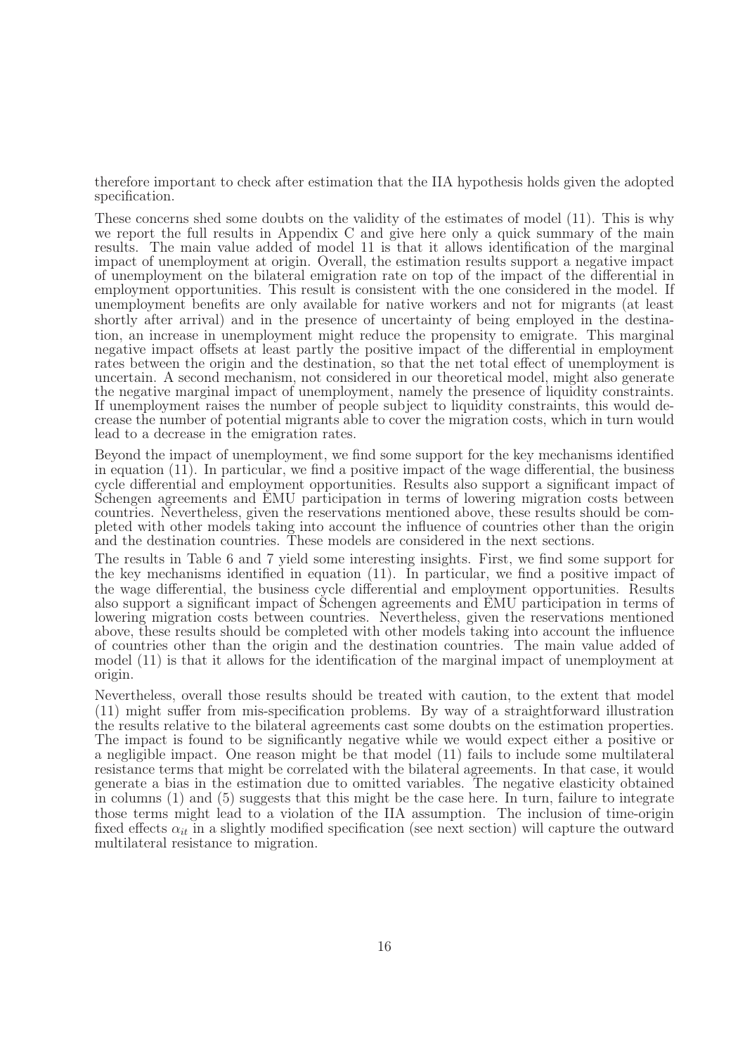therefore important to check after estimation that the IIA hypothesis holds given the adopted specification.

These concerns shed some doubts on the validity of the estimates of model (11). This is why we report the full results in Appendix C and give here only a quick summary of the main results. The main value added of model 11 is that it allows identification of the marginal impact of unemployment at origin. Overall, the estimation results support a negative impact of unemployment on the bilateral emigration rate on top of the impact of the differential in employment opportunities. This result is consistent with the one considered in the model. If unemployment benefits are only available for native workers and not for migrants (at least shortly after arrival) and in the presence of uncertainty of being employed in the destination, an increase in unemployment might reduce the propensity to emigrate. This marginal negative impact offsets at least partly the positive impact of the differential in employment rates between the origin and the destination, so that the net total effect of unemployment is uncertain. A second mechanism, not considered in our theoretical model, might also generate the negative marginal impact of unemployment, namely the presence of liquidity constraints. If unemployment raises the number of people subject to liquidity constraints, this would decrease the number of potential migrants able to cover the migration costs, which in turn would lead to a decrease in the emigration rates.

Beyond the impact of unemployment, we find some support for the key mechanisms identified in equation (11). In particular, we find a positive impact of the wage differential, the business cycle differential and employment opportunities. Results also support a significant impact of Schengen agreements and EMU participation in terms of lowering migration costs between countries. Nevertheless, given the reservations mentioned above, these results should be completed with other models taking into account the influence of countries other than the origin and the destination countries. These models are considered in the next sections.

The results in Table 6 and 7 yield some interesting insights. First, we find some support for the key mechanisms identified in equation (11). In particular, we find a positive impact of the wage differential, the business cycle differential and employment opportunities. Results also support a significant impact of Schengen agreements and EMU participation in terms of lowering migration costs between countries. Nevertheless, given the reservations mentioned above, these results should be completed with other models taking into account the influence of countries other than the origin and the destination countries. The main value added of model (11) is that it allows for the identification of the marginal impact of unemployment at origin.

Nevertheless, overall those results should be treated with caution, to the extent that model (11) might suffer from mis-specification problems. By way of a straightforward illustration the results relative to the bilateral agreements cast some doubts on the estimation properties. The impact is found to be significantly negative while we would expect either a positive or a negligible impact. One reason might be that model (11) fails to include some multilateral resistance terms that might be correlated with the bilateral agreements. In that case, it would generate a bias in the estimation due to omitted variables. The negative elasticity obtained in columns (1) and (5) suggests that this might be the case here. In turn, failure to integrate those terms might lead to a violation of the IIA assumption. The inclusion of time-origin fixed effects $\alpha_{it}$ in a slightly modified specification (see next section) will capture the outward multilateral resistance to migration.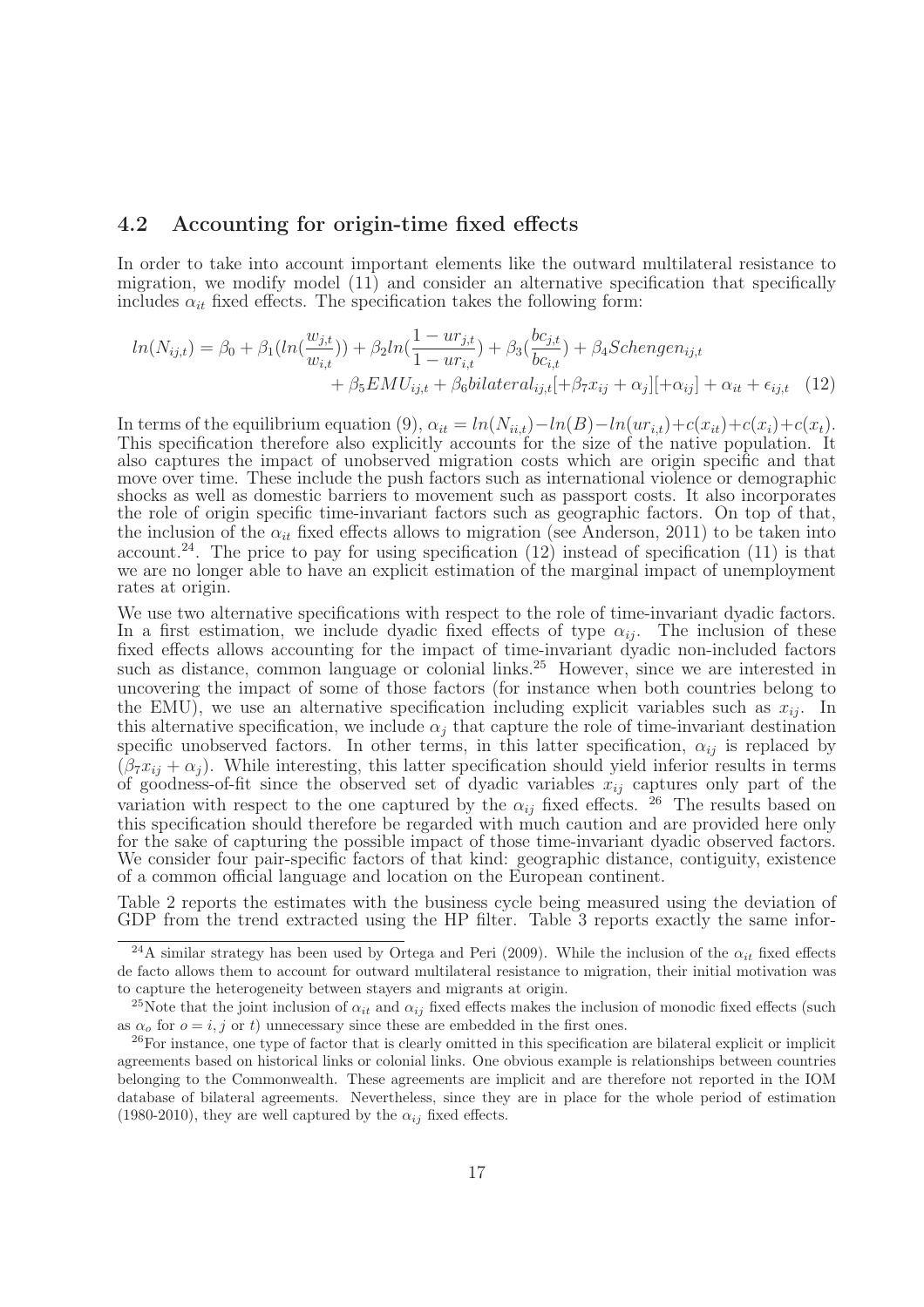## 4.2 Accounting for origin-time fixed effects

In order to take into account important elements like the outward multilateral resistance to migration, we modify model (11) and consider an alternative specification that specifically includes $\alpha_{it}$ fixed effects. The specification takes the following form:

$$ln(N_{ij,t}) = \beta_0 + \beta_1(ln(\frac{w_{j,t}}{w_{i,t}})) + \beta_2 ln(\frac{1-ur_{j,t}}{1-ur_{i,t}}) + \beta_3(\frac{bc_{j,t}}{bc_{i,t}}) + \beta_4 Schengen_{ij,t} + \beta_5 EMU_{ij,t} + \beta_6 bilateral_{ij,t}[+\beta_7 x_{ij} + \alpha_j][+\alpha_{ij}] + \alpha_{it} + \epsilon_{ij,t} \quad (12)$$

In terms of the equilibrium equation (9), $\alpha_{it} = ln(N_{ii,t}) - ln(B) - ln(ur_{i,t}) + c(x_{it}) + c(x_i) + c(x_t)$. This specification therefore also explicitly accounts for the size of the native population. It also captures the impact of unobserved migration costs which are origin specific and that move over time. These include the push factors such as international violence or demographic shocks as well as domestic barriers to movement such as passport costs. It also incorporates the role of origin specific time-invariant factors such as geographic factors. On top of that, the inclusion of the $\alpha_{it}$ fixed effects allows to migration (see Anderson, 2011) to be taken into account.[24]. The price to pay for using specification (12) instead of specification (11) is that we are no longer able to have an explicit estimation of the marginal impact of unemployment rates at origin.

We use two alternative specifications with respect to the role of time-invariant dyadic factors. In a first estimation, we include dyadic fixed effects of type $\alpha_{ij}$. The inclusion of these fixed effects allows accounting for the impact of time-invariant dyadic non-included factors such as distance, common language or colonial links.[25] However, since we are interested in uncovering the impact of some of those factors (for instance when both countries belong to the EMU), we use an alternative specification including explicit variables such as $x_{ij}$. In this alternative specification, we include $\alpha_j$ that capture the role of time-invariant destination specific unobserved factors. In other terms, in this latter specification, $\alpha_{ij}$ is replaced by $(\beta_7 x_{ij} + \alpha_j)$. While interesting, this latter specification should yield inferior results in terms of goodness-of-fit since the observed set of dyadic variables $x_{ij}$ captures only part of the variation with respect to the one captured by the $\alpha_{ij}$ fixed effects. [26] The results based on this specification should therefore be regarded with much caution and are provided here only for the sake of capturing the possible impact of those time-invariant dyadic observed factors. We consider four pair-specific factors of that kind: geographic distance, contiguity, existence of a common official language and location on the European continent.

Table 2 reports the estimates with the business cycle being measured using the deviation of GDP from the trend extracted using the HP filter. Table 3 reports exactly the same infor-

[24]A similar strategy has been used by Ortega and Peri (2009). While the inclusion of the $\alpha_{it}$ fixed effects de facto allows them to account for outward multilateral resistance to migration, their initial motivation was to capture the heterogeneity between stayers and migrants at origin.

[25]Note that the joint inclusion of $\alpha_{it}$ and $\alpha_{ij}$ fixed effects makes the inclusion of monodic fixed effects (such as $\alpha_o$ for $o = i, j$ or $t$) unnecessary since these are embedded in the first ones.

[26]For instance, one type of factor that is clearly omitted in this specification are bilateral explicit or implicit agreements based on historical links or colonial links. One obvious example is relationships between countries belonging to the Commonwealth. These agreements are implicit and are therefore not reported in the IOM database of bilateral agreements. Nevertheless, since they are in place for the whole period of estimation (1980-2010), they are well captured by the $\alpha_{ij}$ fixed effects.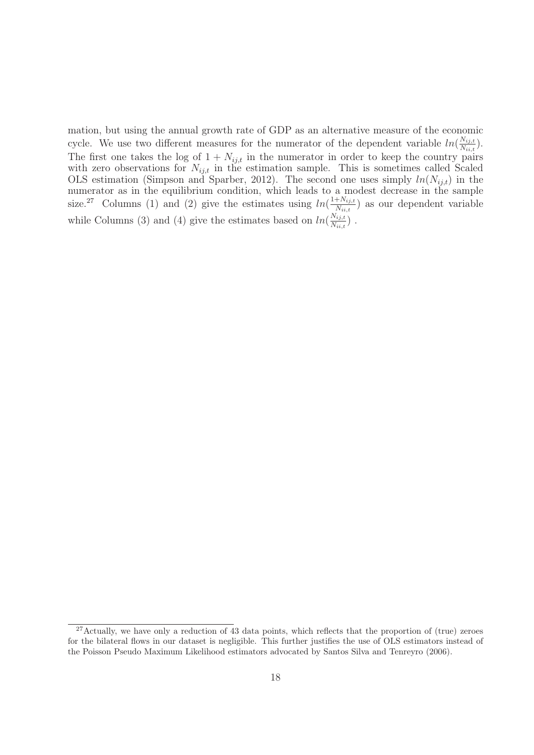mation, but using the annual growth rate of GDP as an alternative measure of the economic cycle. We use two different measures for the numerator of the dependent variable $ln(\frac{N_{ij,t}}{N_{ii,t}})$. The first one takes the log of $1 + N_{ij,t}$ in the numerator in order to keep the country pairs with zero observations for $N_{ij,t}$ in the estimation sample. This is sometimes called Scaled OLS estimation (Simpson and Sparber, 2012). The second one uses simply $ln(N_{ij,t})$ in the numerator as in the equilibrium condition, which leads to a modest decrease in the sample size.[27] Columns (1) and (2) give the estimates using $ln(\frac{1+N_{ij,t}}{N_{ii,t}})$ as our dependent variable while Columns (3) and (4) give the estimates based on $ln(\frac{N_{ij,t}}{N_{ii,t}})$ .

---

[27] Actually, we have only a reduction of 43 data points, which reflects that the proportion of (true) zeroes for the bilateral flows in our dataset is negligible. This further justifies the use of OLS estimators instead of the Poisson Pseudo Maximum Likelihood estimators advocated by Santos Silva and Tenreyro (2006).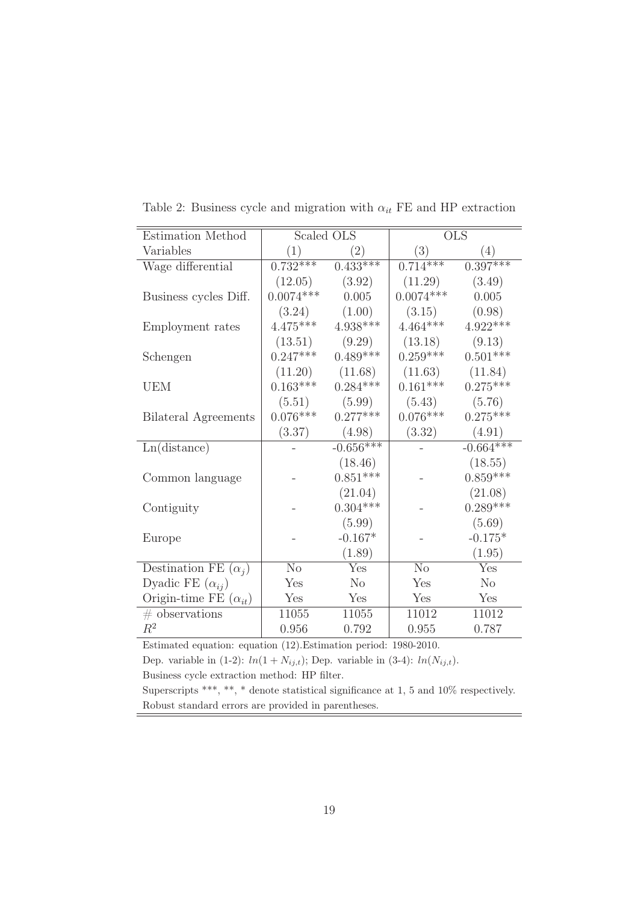Table 2: Business cycle and migration with $\alpha_{it}$ FE and HP extraction

| Estimation Method | Scaled OLS | | OLS | |
|---|---|---|---|---|
| Variables | (1) | (2) | (3) | (4) |
| Wage differential | 0.732*** | 0.433*** | 0.714*** | 0.397*** |
| | (12.05) | (3.92) | (11.29) | (3.49) |
| Business cycles Diff. | 0.0074*** | 0.005 | 0.0074*** | 0.005 |
| | (3.24) | (1.00) | (3.15) | (0.98) |
| Employment rates | 4.475*** | 4.938*** | 4.464*** | 4.922*** |
| | (13.51) | (9.29) | (13.18) | (9.13) |
| Schengen | 0.247*** | 0.489*** | 0.259*** | 0.501*** |
| | (11.20) | (11.68) | (11.63) | (11.84) |
| UEM | 0.163*** | 0.284*** | 0.161*** | 0.275*** |
| | (5.51) | (5.99) | (5.43) | (5.76) |
| Bilateral Agreements | 0.076*** | 0.277*** | 0.076*** | 0.275*** |
| | (3.37) | (4.98) | (3.32) | (4.91) |
| Ln(distance) | - | -0.656*** | - | -0.664*** |
| | | (18.46) | | (18.55) |
| Common language | - | 0.851*** | - | 0.859*** |
| | | (21.04) | | (21.08) |
| Contiguity | - | 0.304*** | - | 0.289*** |
| | | (5.99) | | (5.69) |
| Europe | - | -0.167* | - | -0.175* |
| | | (1.89) | | (1.95) |
| Destination FE ($\alpha_j$) | No | Yes | No | Yes |
| Dyadic FE ($\alpha_{ij}$) | Yes | No | Yes | No |
| Origin-time FE ($\alpha_{it}$) | Yes | Yes | Yes | Yes |
| # observations | 11055 | 11055 | 11012 | 11012 |
| $R^2$ | 0.956 | 0.792 | 0.955 | 0.787 |

Estimated equation: equation (12).Estimation period: 1980-2010.

Dep. variable in (1-2): $ln(1 + N_{ij,t})$; Dep. variable in (3-4): $ln(N_{ij,t})$.

Business cycle extraction method: HP filter.

Superscripts ***, **, * denote statistical significance at 1, 5 and 10% respectively.

Robust standard errors are provided in parentheses.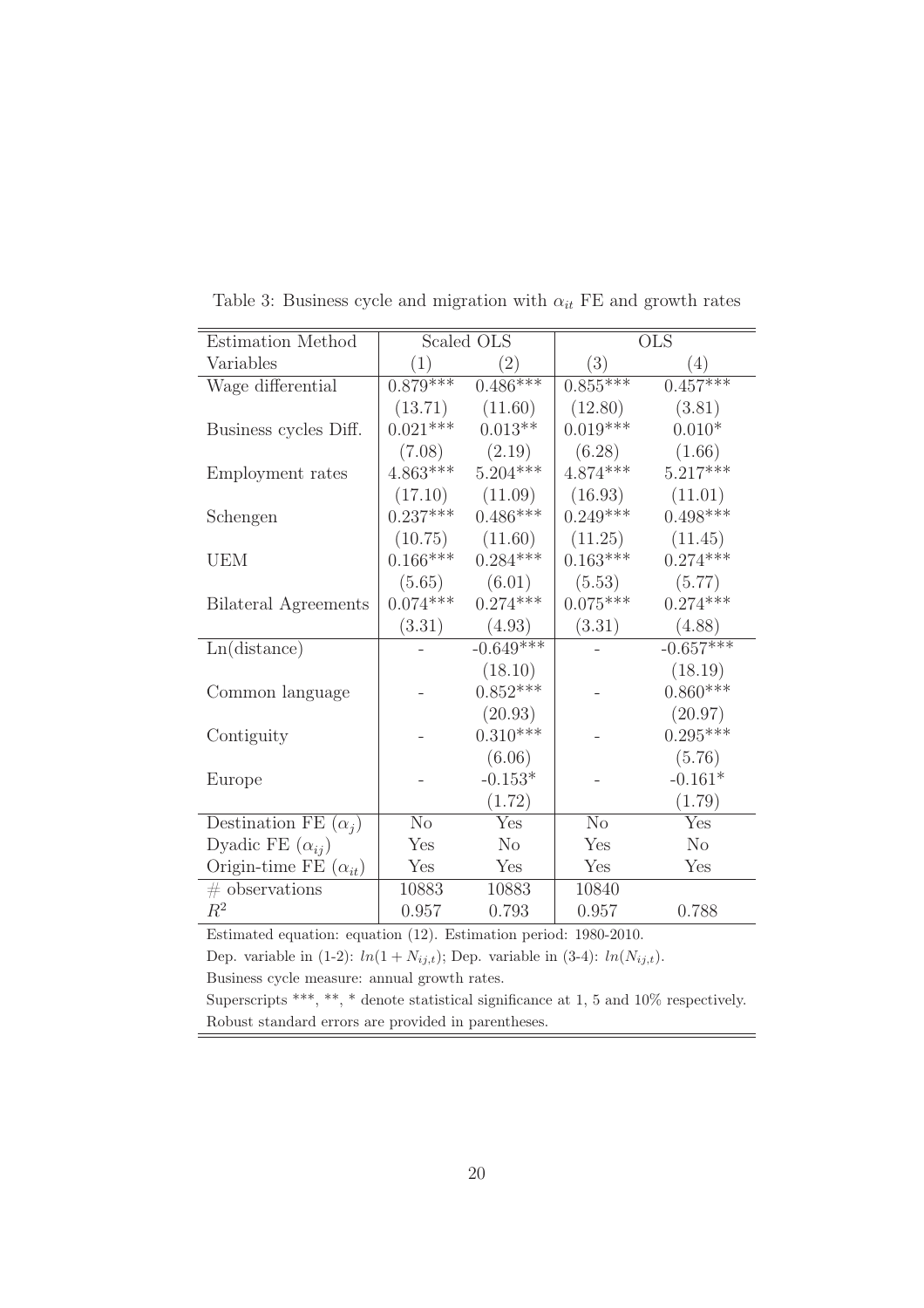Table 3: Business cycle and migration with $\alpha_{it}$ FE and growth rates

| Estimation Method | Scaled OLS | | OLS | |
|---|---|---|---|---|
| Variables | (1) | (2) | (3) | (4) |
| Wage differential | 0.879*** | 0.486*** | 0.855*** | 0.457*** |
| | (13.71) | (11.60) | (12.80) | (3.81) |
| Business cycles Diff. | 0.021*** | 0.013** | 0.019*** | 0.010* |
| | (7.08) | (2.19) | (6.28) | (1.66) |
| Employment rates | 4.863*** | 5.204*** | 4.874*** | 5.217*** |
| | (17.10) | (11.09) | (16.93) | (11.01) |
| Schengen | 0.237*** | 0.486*** | 0.249*** | 0.498*** |
| | (10.75) | (11.60) | (11.25) | (11.45) |
| UEM | 0.166*** | 0.284*** | 0.163*** | 0.274*** |
| | (5.65) | (6.01) | (5.53) | (5.77) |
| Bilateral Agreements | 0.074*** | 0.274*** | 0.075*** | 0.274*** |
| | (3.31) | (4.93) | (3.31) | (4.88) |
| Ln(distance) | - | -0.649*** | - | -0.657*** |
| | | (18.10) | | (18.19) |
| Common language | - | 0.852*** | - | 0.860*** |
| | | (20.93) | | (20.97) |
| Contiguity | - | 0.310*** | - | 0.295*** |
| | | (6.06) | | (5.76) |
| Europe | - | -0.153* | - | -0.161* |
| | | (1.72) | | (1.79) |
| Destination FE ($\alpha_j$) | No | Yes | No | Yes |
| Dyadic FE ($\alpha_{ij}$) | Yes | No | Yes | No |
| Origin-time FE ($\alpha_{it}$) | Yes | Yes | Yes | Yes |
| # observations | 10883 | 10883 | 10840 | |
| $R^2$ | 0.957 | 0.793 | 0.957 | 0.788 |

Estimated equation: equation (12). Estimation period: 1980-2010.

Dep. variable in (1-2): $ln(1 + N_{ij,t})$; Dep. variable in (3-4): $ln(N_{ij,t})$.

Business cycle measure: annual growth rates.

Superscripts ***, **, * denote statistical significance at 1, 5 and 10% respectively.

Robust standard errors are provided in parentheses.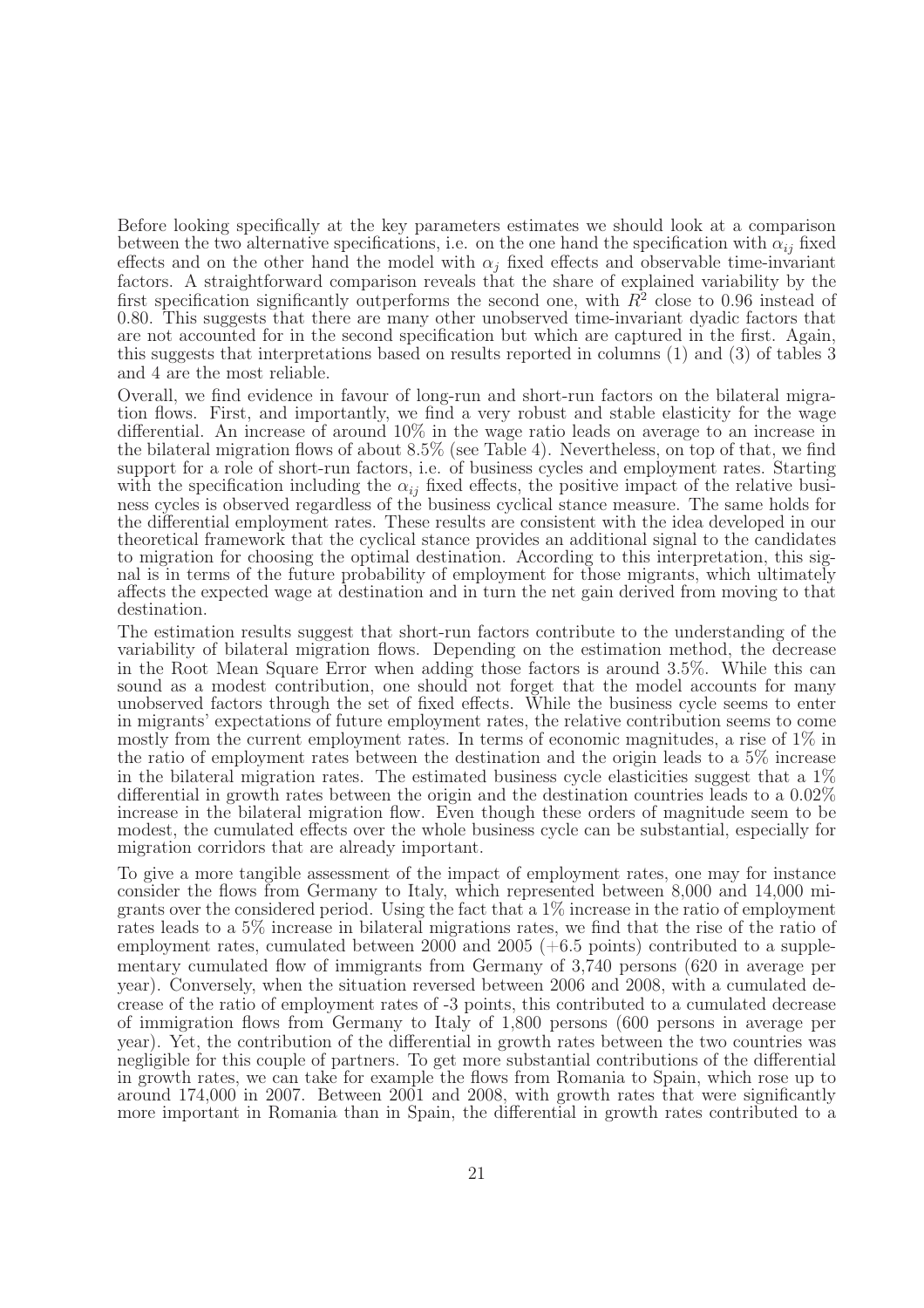Before looking specifically at the key parameters estimates we should look at a comparison between the two alternative specifications, i.e. on the one hand the specification with $\alpha_{ij}$ fixed effects and on the other hand the model with $\alpha_j$ fixed effects and observable time-invariant factors. A straightforward comparison reveals that the share of explained variability by the first specification significantly outperforms the second one, with $R^2$ close to 0.96 instead of 0.80. This suggests that there are many other unobserved time-invariant dyadic factors that are not accounted for in the second specification but which are captured in the first. Again, this suggests that interpretations based on results reported in columns (1) and (3) of tables 3 and 4 are the most reliable.

Overall, we find evidence in favour of long-run and short-run factors on the bilateral migration flows. First, and importantly, we find a very robust and stable elasticity for the wage differential. An increase of around 10% in the wage ratio leads on average to an increase in the bilateral migration flows of about 8.5% (see Table 4). Nevertheless, on top of that, we find support for a role of short-run factors, i.e. of business cycles and employment rates. Starting with the specification including the $\alpha_{ij}$ fixed effects, the positive impact of the relative business cycles is observed regardless of the business cyclical stance measure. The same holds for the differential employment rates. These results are consistent with the idea developed in our theoretical framework that the cyclical stance provides an additional signal to the candidates to migration for choosing the optimal destination. According to this interpretation, this signal is in terms of the future probability of employment for those migrants, which ultimately affects the expected wage at destination and in turn the net gain derived from moving to that destination.

The estimation results suggest that short-run factors contribute to the understanding of the variability of bilateral migration flows. Depending on the estimation method, the decrease in the Root Mean Square Error when adding those factors is around 3.5%. While this can sound as a modest contribution, one should not forget that the model accounts for many unobserved factors through the set of fixed effects. While the business cycle seems to enter in migrants' expectations of future employment rates, the relative contribution seems to come mostly from the current employment rates. In terms of economic magnitudes, a rise of 1% in the ratio of employment rates between the destination and the origin leads to a 5% increase in the bilateral migration rates. The estimated business cycle elasticities suggest that a 1% differential in growth rates between the origin and the destination countries leads to a 0.02% increase in the bilateral migration flow. Even though these orders of magnitude seem to be modest, the cumulated effects over the whole business cycle can be substantial, especially for migration corridors that are already important.

To give a more tangible assessment of the impact of employment rates, one may for instance consider the flows from Germany to Italy, which represented between 8,000 and 14,000 migrants over the considered period. Using the fact that a 1% increase in the ratio of employment rates leads to a 5% increase in bilateral migrations rates, we find that the rise of the ratio of employment rates, cumulated between 2000 and 2005 (+6.5 points) contributed to a supplementary cumulated flow of immigrants from Germany of 3,740 persons (620 in average per year). Conversely, when the situation reversed between 2006 and 2008, with a cumulated decrease of the ratio of employment rates of -3 points, this contributed to a cumulated decrease of immigration flows from Germany to Italy of 1,800 persons (600 persons in average per year). Yet, the contribution of the differential in growth rates between the two countries was negligible for this couple of partners. To get more substantial contributions of the differential in growth rates, we can take for example the flows from Romania to Spain, which rose up to around 174,000 in 2007. Between 2001 and 2008, with growth rates that were significantly more important in Romania than in Spain, the differential in growth rates contributed to a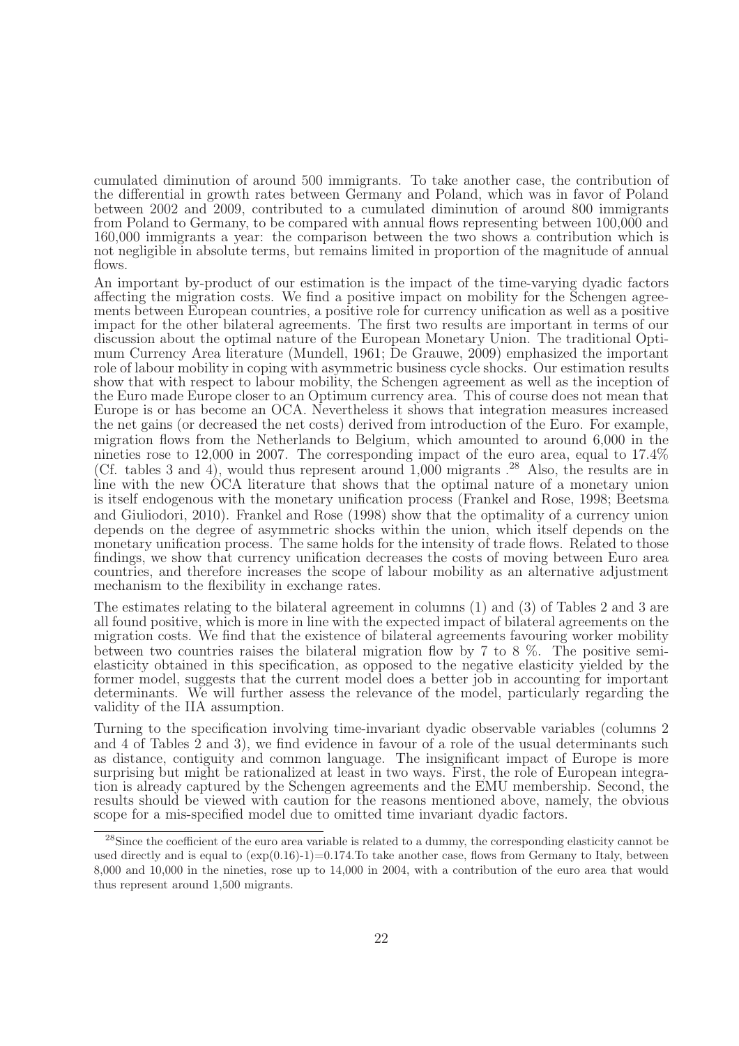cumulated diminution of around 500 immigrants. To take another case, the contribution of the differential in growth rates between Germany and Poland, which was in favor of Poland between 2002 and 2009, contributed to a cumulated diminution of around 800 immigrants from Poland to Germany, to be compared with annual flows representing between 100,000 and 160,000 immigrants a year: the comparison between the two shows a contribution which is not negligible in absolute terms, but remains limited in proportion of the magnitude of annual flows.

An important by-product of our estimation is the impact of the time-varying dyadic factors affecting the migration costs. We find a positive impact on mobility for the Schengen agreements between European countries, a positive role for currency unification as well as a positive impact for the other bilateral agreements. The first two results are important in terms of our discussion about the optimal nature of the European Monetary Union. The traditional Optimum Currency Area literature (Mundell, 1961; De Grauwe, 2009) emphasized the important role of labour mobility in coping with asymmetric business cycle shocks. Our estimation results show that with respect to labour mobility, the Schengen agreement as well as the inception of the Euro made Europe closer to an Optimum currency area. This of course does not mean that Europe is or has become an OCA. Nevertheless it shows that integration measures increased the net gains (or decreased the net costs) derived from introduction of the Euro. For example, migration flows from the Netherlands to Belgium, which amounted to around 6,000 in the nineties rose to 12,000 in 2007. The corresponding impact of the euro area, equal to 17.4% (Cf. tables 3 and 4), would thus represent around 1,000 migrants .[28] Also, the results are in line with the new OCA literature that shows that the optimal nature of a monetary union is itself endogenous with the monetary unification process (Frankel and Rose, 1998; Beetsma and Giuliodori, 2010). Frankel and Rose (1998) show that the optimality of a currency union depends on the degree of asymmetric shocks within the union, which itself depends on the monetary unification process. The same holds for the intensity of trade flows. Related to those findings, we show that currency unification decreases the costs of moving between Euro area countries, and therefore increases the scope of labour mobility as an alternative adjustment mechanism to the flexibility in exchange rates.

The estimates relating to the bilateral agreement in columns (1) and (3) of Tables 2 and 3 are all found positive, which is more in line with the expected impact of bilateral agreements on the migration costs. We find that the existence of bilateral agreements favouring worker mobility between two countries raises the bilateral migration flow by 7 to 8 %. The positive semi-elasticity obtained in this specification, as opposed to the negative elasticity yielded by the former model, suggests that the current model does a better job in accounting for important determinants. We will further assess the relevance of the model, particularly regarding the validity of the IIA assumption.

Turning to the specification involving time-invariant dyadic observable variables (columns 2 and 4 of Tables 2 and 3), we find evidence in favour of a role of the usual determinants such as distance, contiguity and common language. The insignificant impact of Europe is more surprising but might be rationalized at least in two ways. First, the role of European integration is already captured by the Schengen agreements and the EMU membership. Second, the results should be viewed with caution for the reasons mentioned above, namely, the obvious scope for a mis-specified model due to omitted time invariant dyadic factors.

[28] Since the coefficient of the euro area variable is related to a dummy, the corresponding elasticity cannot be used directly and is equal to $(\exp(0.16)-1)=0.174$.To take another case, flows from Germany to Italy, between 8,000 and 10,000 in the nineties, rose up to 14,000 in 2004, with a contribution of the euro area that would thus represent around 1,500 migrants.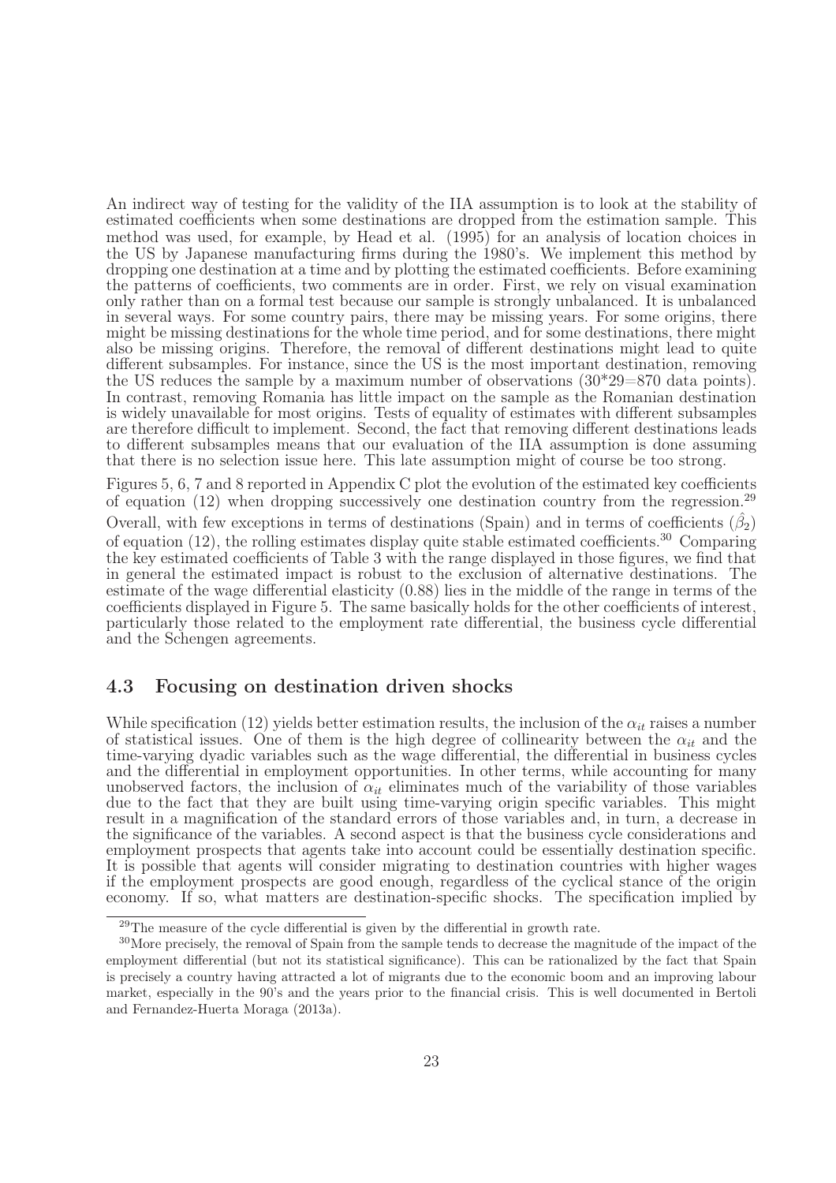An indirect way of testing for the validity of the IIA assumption is to look at the stability of estimated coefficients when some destinations are dropped from the estimation sample. This method was used, for example, by Head et al. (1995) for an analysis of location choices in the US by Japanese manufacturing firms during the 1980's. We implement this method by dropping one destination at a time and by plotting the estimated coefficients. Before examining the patterns of coefficients, two comments are in order. First, we rely on visual examination only rather than on a formal test because our sample is strongly unbalanced. It is unbalanced in several ways. For some country pairs, there may be missing years. For some origins, there might be missing destinations for the whole time period, and for some destinations, there might also be missing origins. Therefore, the removal of different destinations might lead to quite different subsamples. For instance, since the US is the most important destination, removing the US reduces the sample by a maximum number of observations (30*29=870 data points). In contrast, removing Romania has little impact on the sample as the Romanian destination is widely unavailable for most origins. Tests of equality of estimates with different subsamples are therefore difficult to implement. Second, the fact that removing different destinations leads to different subsamples means that our evaluation of the IIA assumption is done assuming that there is no selection issue here. This late assumption might of course be too strong.

Figures 5, 6, 7 and 8 reported in Appendix C plot the evolution of the estimated key coefficients of equation (12) when dropping successively one destination country from the regression.[29] Overall, with few exceptions in terms of destinations (Spain) and in terms of coefficients ($\hat{\beta}_2$) of equation (12), the rolling estimates display quite stable estimated coefficients.[30] Comparing the key estimated coefficients of Table 3 with the range displayed in those figures, we find that in general the estimated impact is robust to the exclusion of alternative destinations. The estimate of the wage differential elasticity (0.88) lies in the middle of the range in terms of the coefficients displayed in Figure 5. The same basically holds for the other coefficients of interest, particularly those related to the employment rate differential, the business cycle differential and the Schengen agreements.

### 4.3 Focusing on destination driven shocks

While specification (12) yields better estimation results, the inclusion of the $\alpha_{it}$ raises a number of statistical issues. One of them is the high degree of collinearity between the $\alpha_{it}$ and the time-varying dyadic variables such as the wage differential, the differential in business cycles and the differential in employment opportunities. In other terms, while accounting for many unobserved factors, the inclusion of $\alpha_{it}$ eliminates much of the variability of those variables due to the fact that they are built using time-varying origin specific variables. This might result in a magnification of the standard errors of those variables and, in turn, a decrease in the significance of the variables. A second aspect is that the business cycle considerations and employment prospects that agents take into account could be essentially destination specific. It is possible that agents will consider migrating to destination countries with higher wages if the employment prospects are good enough, regardless of the cyclical stance of the origin economy. If so, what matters are destination-specific shocks. The specification implied by

[29] The measure of the cycle differential is given by the differential in growth rate.

[30] More precisely, the removal of Spain from the sample tends to decrease the magnitude of the impact of the employment differential (but not its statistical significance). This can be rationalized by the fact that Spain is precisely a country having attracted a lot of migrants due to the economic boom and an improving labour market, especially in the 90's and the years prior to the financial crisis. This is well documented in Bertoli and Fernandez-Huerta Moraga (2013a).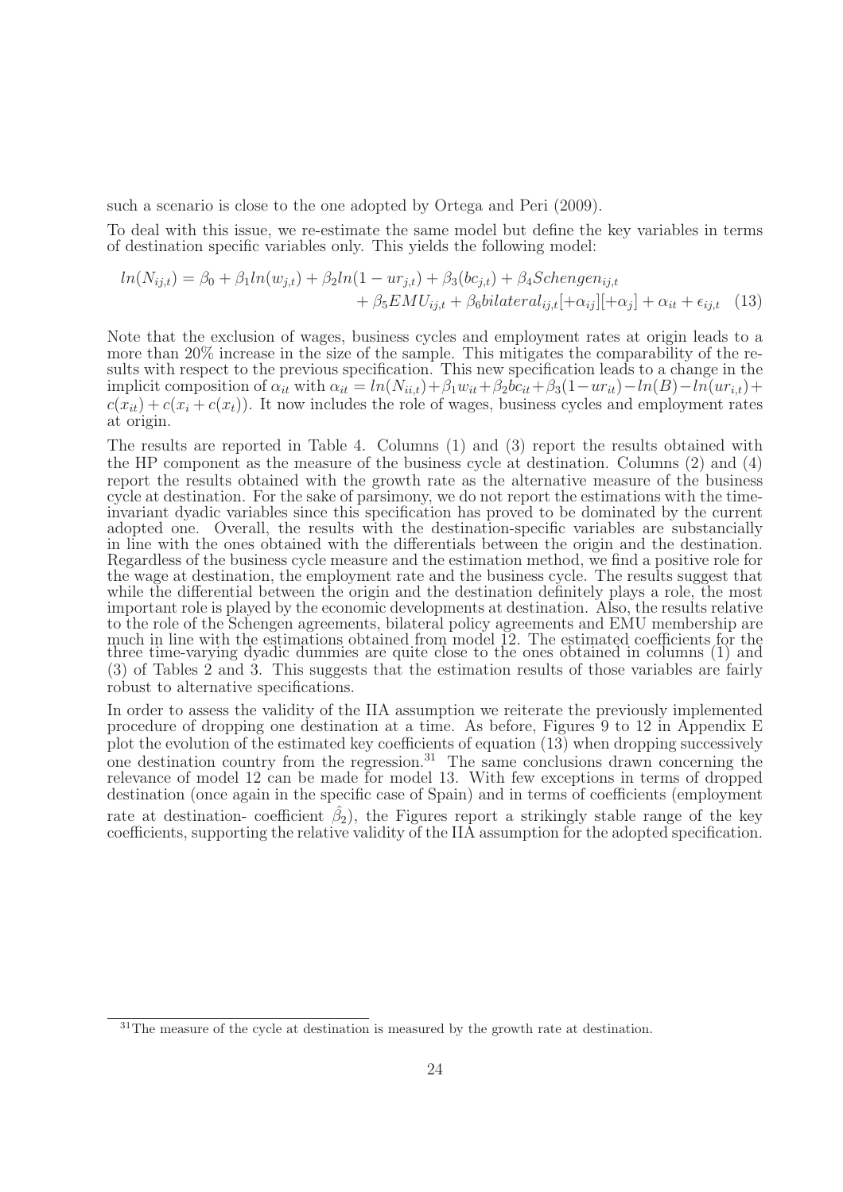such a scenario is close to the one adopted by Ortega and Peri (2009).

To deal with this issue, we re-estimate the same model but define the key variables in terms of destination specific variables only. This yields the following model:

$$ln(N_{ij,t}) = \beta_0 + \beta_1 ln(w_{j,t}) + \beta_2 ln(1 - ur_{j,t}) + \beta_3(bc_{j,t}) + \beta_4 Schengen_{ij,t} + \beta_5 EMU_{ij,t} + \beta_6 bilateral_{ij,t}[+\alpha_{ij}][+\alpha_j] + \alpha_{it} + \epsilon_{ij,t} \quad (13)$$

Note that the exclusion of wages, business cycles and employment rates at origin leads to a more than 20% increase in the size of the sample. This mitigates the comparability of the results with respect to the previous specification. This new specification leads to a change in the implicit composition of $\alpha_{it}$ with $\alpha_{it} = ln(N_{ii,t}) + \beta_1 w_{it} + \beta_2 bc_{it} + \beta_3(1 - ur_{it}) - ln(B) - ln(ur_{i,t}) + c(x_{it}) + c(x_i + c(x_t))$. It now includes the role of wages, business cycles and employment rates at origin.

The results are reported in Table 4. Columns (1) and (3) report the results obtained with the HP component as the measure of the business cycle at destination. Columns (2) and (4) report the results obtained with the growth rate as the alternative measure of the business cycle at destination. For the sake of parsimony, we do not report the estimations with the time-invariant dyadic variables since this specification has proved to be dominated by the current adopted one. Overall, the results with the destination-specific variables are substancially in line with the ones obtained with the differentials between the origin and the destination. Regardless of the business cycle measure and the estimation method, we find a positive role for the wage at destination, the employment rate and the business cycle. The results suggest that while the differential between the origin and the destination definitely plays a role, the most important role is played by the economic developments at destination. Also, the results relative to the role of the Schengen agreements, bilateral policy agreements and EMU membership are much in line with the estimations obtained from model 12. The estimated coefficients for the three time-varying dyadic dummies are quite close to the ones obtained in columns (1) and (3) of Tables 2 and 3. This suggests that the estimation results of those variables are fairly robust to alternative specifications.

In order to assess the validity of the IIA assumption we reiterate the previously implemented procedure of dropping one destination at a time. As before, Figures 9 to 12 in Appendix E plot the evolution of the estimated key coefficients of equation (13) when dropping successively one destination country from the regression.[31] The same conclusions drawn concerning the relevance of model 12 can be made for model 13. With few exceptions in terms of dropped destination (once again in the specific case of Spain) and in terms of coefficients (employment rate at destination- coefficient $\hat{\beta}_2$), the Figures report a strikingly stable range of the key coefficients, supporting the relative validity of the IIA assumption for the adopted specification.

[31] The measure of the cycle at destination is measured by the growth rate at destination.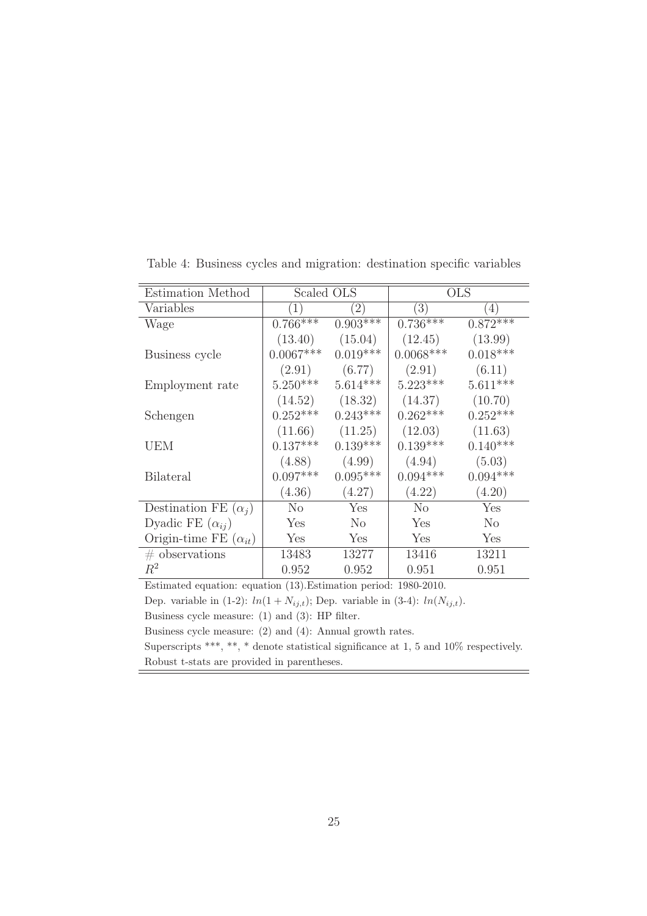Table 4: Business cycles and migration: destination specific variables

| Estimation Method | Scaled OLS | | OLS | |
|---|---|---|---|---|
| Variables | (1) | (2) | (3) | (4) |
| Wage | 0.766*** | 0.903*** | 0.736*** | 0.872*** |
| | (13.40) | (15.04) | (12.45) | (13.99) |
| Business cycle | 0.0067*** | 0.019*** | 0.0068*** | 0.018*** |
| | (2.91) | (6.77) | (2.91) | (6.11) |
| Employment rate | 5.250*** | 5.614*** | 5.223*** | 5.611*** |
| | (14.52) | (18.32) | (14.37) | (10.70) |
| Schengen | 0.252*** | 0.243*** | 0.262*** | 0.252*** |
| | (11.66) | (11.25) | (12.03) | (11.63) |
| UEM | 0.137*** | 0.139*** | 0.139*** | 0.140*** |
| | (4.88) | (4.99) | (4.94) | (5.03) |
| Bilateral | 0.097*** | 0.095*** | 0.094*** | 0.094*** |
| | (4.36) | (4.27) | (4.22) | (4.20) |
| Destination FE ($\alpha_j$) | No | Yes | No | Yes |
| Dyadic FE ($\alpha_{ij}$) | Yes | No | Yes | No |
| Origin-time FE ($\alpha_{it}$) | Yes | Yes | Yes | Yes |
| # observations | 13483 | 13277 | 13416 | 13211 |
| $R^2$ | 0.952 | 0.952 | 0.951 | 0.951 |

Estimated equation: equation (13).Estimation period: 1980-2010.

Dep. variable in (1-2): $ln(1 + N_{ij,t})$; Dep. variable in (3-4): $ln(N_{ij,t})$.

Business cycle measure: (1) and (3): HP filter.

Business cycle measure: (2) and (4): Annual growth rates.

Superscripts ***, **, * denote statistical significance at 1, 5 and 10% respectively.

Robust t-stats are provided in parentheses.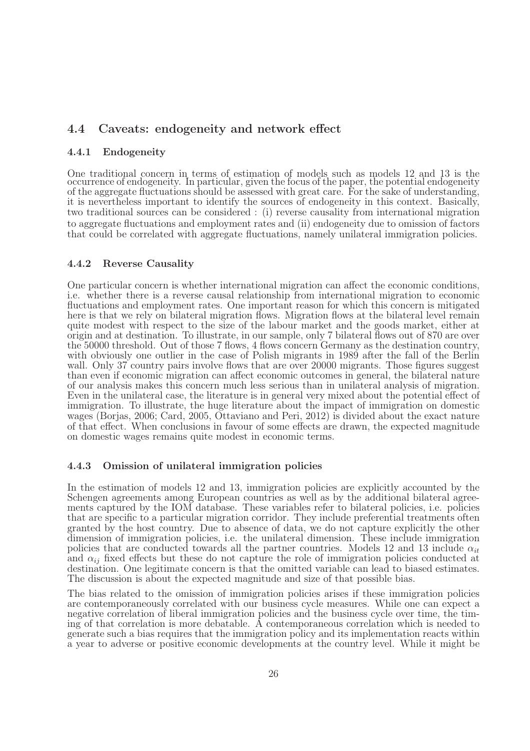## 4.4 Caveats: endogeneity and network effect

### 4.4.1 Endogeneity

One traditional concern in terms of estimation of models such as models 12 and 13 is the occurrence of endogeneity. In particular, given the focus of the paper, the potential endogeneity of the aggregate fluctuations should be assessed with great care. For the sake of understanding, it is nevertheless important to identify the sources of endogeneity in this context. Basically, two traditional sources can be considered : (i) reverse causality from international migration to aggregate fluctuations and employment rates and (ii) endogeneity due to omission of factors that could be correlated with aggregate fluctuations, namely unilateral immigration policies.

### 4.4.2 Reverse Causality

One particular concern is whether international migration can affect the economic conditions, i.e. whether there is a reverse causal relationship from international migration to economic fluctuations and employment rates. One important reason for which this concern is mitigated here is that we rely on bilateral migration flows. Migration flows at the bilateral level remain quite modest with respect to the size of the labour market and the goods market, either at origin and at destination. To illustrate, in our sample, only 7 bilateral flows out of 870 are over the 50000 threshold. Out of those 7 flows, 4 flows concern Germany as the destination country, with obviously one outlier in the case of Polish migrants in 1989 after the fall of the Berlin wall. Only 37 country pairs involve flows that are over 20000 migrants. Those figures suggest than even if economic migration can affect economic outcomes in general, the bilateral nature of our analysis makes this concern much less serious than in unilateral analysis of migration. Even in the unilateral case, the literature is in general very mixed about the potential effect of immigration. To illustrate, the huge literature about the impact of immigration on domestic wages (Borjas, 2006; Card, 2005, Ottaviano and Peri, 2012) is divided about the exact nature of that effect. When conclusions in favour of some effects are drawn, the expected magnitude on domestic wages remains quite modest in economic terms.

### 4.4.3 Omission of unilateral immigration policies

In the estimation of models 12 and 13, immigration policies are explicitly accounted by the Schengen agreements among European countries as well as by the additional bilateral agreements captured by the IOM database. These variables refer to bilateral policies, i.e. policies that are specific to a particular migration corridor. They include preferential treatments often granted by the host country. Due to absence of data, we do not capture explicitly the other dimension of immigration policies, i.e. the unilateral dimension. These include immigration policies that are conducted towards all the partner countries. Models 12 and 13 include $\alpha_{it}$ and $\alpha_{ij}$ fixed effects but these do not capture the role of immigration policies conducted at destination. One legitimate concern is that the omitted variable can lead to biased estimates. The discussion is about the expected magnitude and size of that possible bias.

The bias related to the omission of immigration policies arises if these immigration policies are contemporaneously correlated with our business cycle measures. While one can expect a negative correlation of liberal immigration policies and the business cycle over time, the timing of that correlation is more debatable. A contemporaneous correlation which is needed to generate such a bias requires that the immigration policy and its implementation reacts within a year to adverse or positive economic developments at the country level. While it might be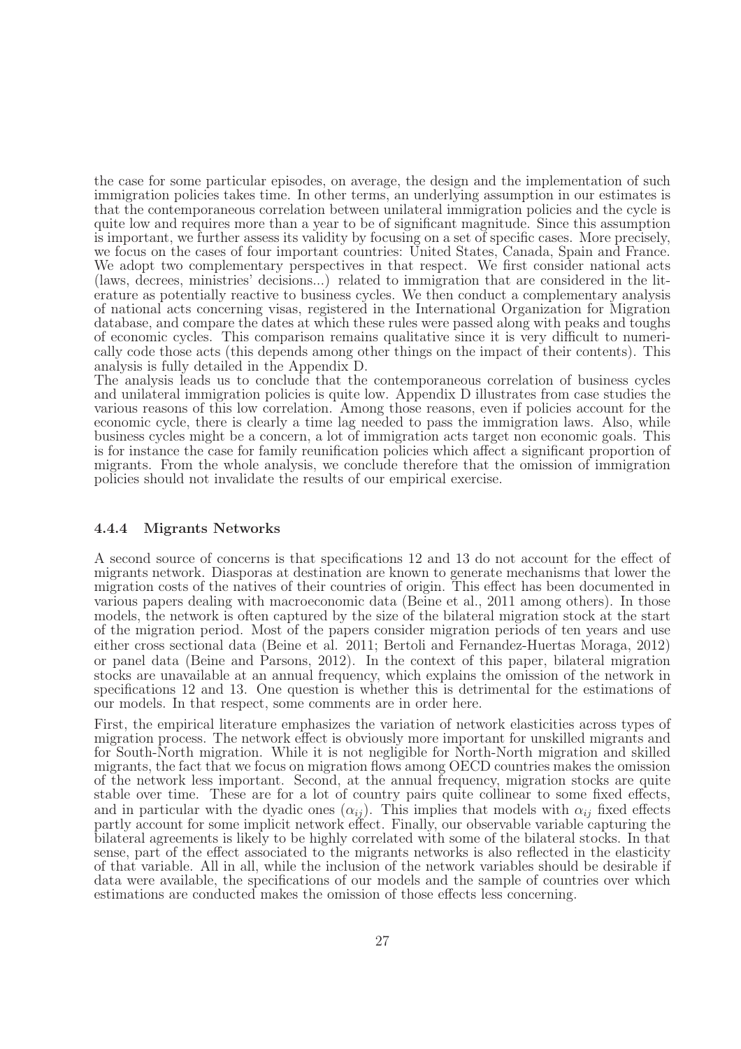the case for some particular episodes, on average, the design and the implementation of such immigration policies takes time. In other terms, an underlying assumption in our estimates is that the contemporaneous correlation between unilateral immigration policies and the cycle is quite low and requires more than a year to be of significant magnitude. Since this assumption is important, we further assess its validity by focusing on a set of specific cases. More precisely, we focus on the cases of four important countries: United States, Canada, Spain and France. We adopt two complementary perspectives in that respect. We first consider national acts (laws, decrees, ministries' decisions...) related to immigration that are considered in the literature as potentially reactive to business cycles. We then conduct a complementary analysis of national acts concerning visas, registered in the International Organization for Migration database, and compare the dates at which these rules were passed along with peaks and toughs of economic cycles. This comparison remains qualitative since it is very difficult to numerically code those acts (this depends among other things on the impact of their contents). This analysis is fully detailed in the Appendix D.

The analysis leads us to conclude that the contemporaneous correlation of business cycles and unilateral immigration policies is quite low. Appendix D illustrates from case studies the various reasons of this low correlation. Among those reasons, even if policies account for the economic cycle, there is clearly a time lag needed to pass the immigration laws. Also, while business cycles might be a concern, a lot of immigration acts target non economic goals. This is for instance the case for family reunification policies which affect a significant proportion of migrants. From the whole analysis, we conclude therefore that the omission of immigration policies should not invalidate the results of our empirical exercise.

#### 4.4.4 Migrants Networks

A second source of concerns is that specifications 12 and 13 do not account for the effect of migrants network. Diasporas at destination are known to generate mechanisms that lower the migration costs of the natives of their countries of origin. This effect has been documented in various papers dealing with macroeconomic data (Beine et al., 2011 among others). In those models, the network is often captured by the size of the bilateral migration stock at the start of the migration period. Most of the papers consider migration periods of ten years and use either cross sectional data (Beine et al. 2011; Bertoli and Fernandez-Huertas Moraga, 2012) or panel data (Beine and Parsons, 2012). In the context of this paper, bilateral migration stocks are unavailable at an annual frequency, which explains the omission of the network in specifications 12 and 13. One question is whether this is detrimental for the estimations of our models. In that respect, some comments are in order here.

First, the empirical literature emphasizes the variation of network elasticities across types of migration process. The network effect is obviously more important for unskilled migrants and for South-North migration. While it is not negligible for North-North migration and skilled migrants, the fact that we focus on migration flows among OECD countries makes the omission of the network less important. Second, at the annual frequency, migration stocks are quite stable over time. These are for a lot of country pairs quite collinear to some fixed effects, and in particular with the dyadic ones ($\alpha_{ij}$). This implies that models with $\alpha_{ij}$ fixed effects partly account for some implicit network effect. Finally, our observable variable capturing the bilateral agreements is likely to be highly correlated with some of the bilateral stocks. In that sense, part of the effect associated to the migrants networks is also reflected in the elasticity of that variable. All in all, while the inclusion of the network variables should be desirable if data were available, the specifications of our models and the sample of countries over which estimations are conducted makes the omission of those effects less concerning.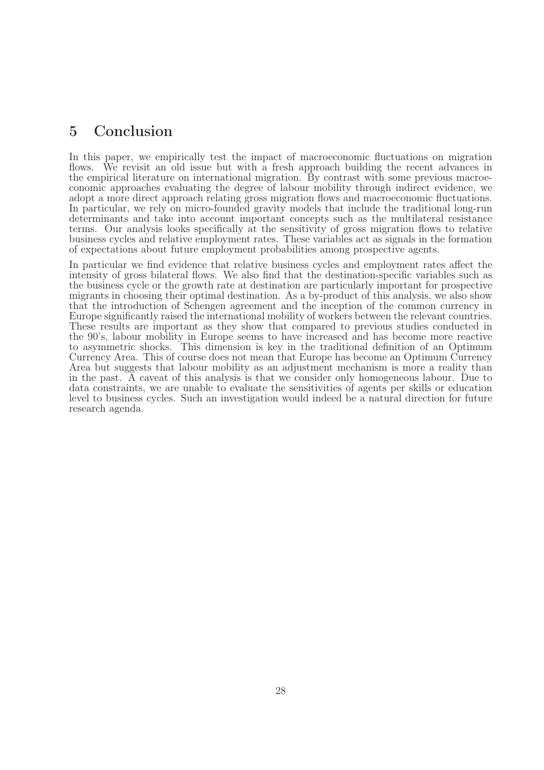## 5 Conclusion

In this paper, we empirically test the impact of macroeconomic fluctuations on migration flows. We revisit an old issue but with a fresh approach building the recent advances in the empirical literature on international migration. By contrast with some previous macroeconomic approaches evaluating the degree of labour mobility through indirect evidence, we adopt a more direct approach relating gross migration flows and macroeconomic fluctuations. In particular, we rely on micro-founded gravity models that include the traditional long-run determinants and take into account important concepts such as the multilateral resistance terms. Our analysis looks specifically at the sensitivity of gross migration flows to relative business cycles and relative employment rates. These variables act as signals in the formation of expectations about future employment probabilities among prospective agents.

In particular we find evidence that relative business cycles and employment rates affect the intensity of gross bilateral flows. We also find that the destination-specific variables such as the business cycle or the growth rate at destination are particularly important for prospective migrants in choosing their optimal destination. As a by-product of this analysis, we also show that the introduction of Schengen agreement and the inception of the common currency in Europe significantly raised the international mobility of workers between the relevant countries. These results are important as they show that compared to previous studies conducted in the 90's, labour mobility in Europe seems to have increased and has become more reactive to asymmetric shocks. This dimension is key in the traditional definition of an Optimum Currency Area. This of course does not mean that Europe has become an Optimum Currency Area but suggests that labour mobility as an adjustment mechanism is more a reality than in the past. A caveat of this analysis is that we consider only homogeneous labour. Due to data constraints, we are unable to evaluate the sensitivities of agents per skills or education level to business cycles. Such an investigation would indeed be a natural direction for future research agenda.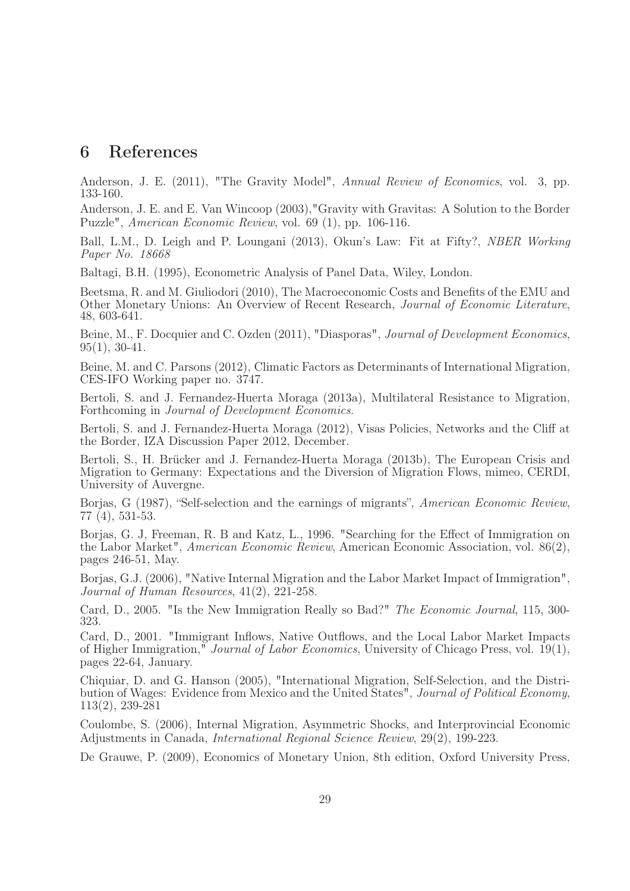# 6 References

Anderson, J. E. (2011), "The Gravity Model", *Annual Review of Economics*, vol. 3, pp. 133-160.

Anderson, J. E. and E. Van Wincoop (2003),"Gravity with Gravitas: A Solution to the Border Puzzle", *American Economic Review*, vol. 69 (1), pp. 106-116.

Ball, L.M., D. Leigh and P. Loungani (2013), Okun's Law: Fit at Fifty?, *NBER Working Paper No. 18668*

Baltagi, B.H. (1995), Econometric Analysis of Panel Data, Wiley, London.

Beetsma, R. and M. Giuliodori (2010), The Macroeconomic Costs and Benefits of the EMU and Other Monetary Unions: An Overview of Recent Research, *Journal of Economic Literature*, 48, 603-641.

Beine, M., F. Docquier and C. Ozden (2011), "Diasporas", *Journal of Development Economics*, 95(1), 30-41.

Beine, M. and C. Parsons (2012), Climatic Factors as Determinants of International Migration, CES-IFO Working paper no. 3747.

Bertoli, S. and J. Fernandez-Huerta Moraga (2013a), Multilateral Resistance to Migration, Forthcoming in *Journal of Development Economics*.

Bertoli, S. and J. Fernandez-Huerta Moraga (2012), Visas Policies, Networks and the Cliff at the Border, IZA Discussion Paper 2012, December.

Bertoli, S., H. Brücker and J. Fernandez-Huerta Moraga (2013b), The European Crisis and Migration to Germany: Expectations and the Diversion of Migration Flows, mimeo, CERDI, University of Auvergne.

Borjas, G (1987), "Self-selection and the earnings of migrants", *American Economic Review*, 77 (4), 531-53.

Borjas, G. J, Freeman, R. B and Katz, L., 1996. "Searching for the Effect of Immigration on the Labor Market", *American Economic Review*, American Economic Association, vol. 86(2), pages 246-51, May.

Borjas, G.J. (2006), "Native Internal Migration and the Labor Market Impact of Immigration", *Journal of Human Resources*, 41(2), 221-258.

Card, D., 2005. "Is the New Immigration Really so Bad?" *The Economic Journal*, 115, 300-323.

Card, D., 2001. "Immigrant Inflows, Native Outflows, and the Local Labor Market Impacts of Higher Immigration," *Journal of Labor Economics*, University of Chicago Press, vol. 19(1), pages 22-64, January.

Chiquiar, D. and G. Hanson (2005), "International Migration, Self-Selection, and the Distribution of Wages: Evidence from Mexico and the United States", *Journal of Political Economy*, 113(2), 239-281

Coulombe, S. (2006), Internal Migration, Asymmetric Shocks, and Interprovincial Economic Adjustments in Canada, *International Regional Science Review*, 29(2), 199-223.

De Grauwe, P. (2009), Economics of Monetary Union, 8th edition, Oxford University Press,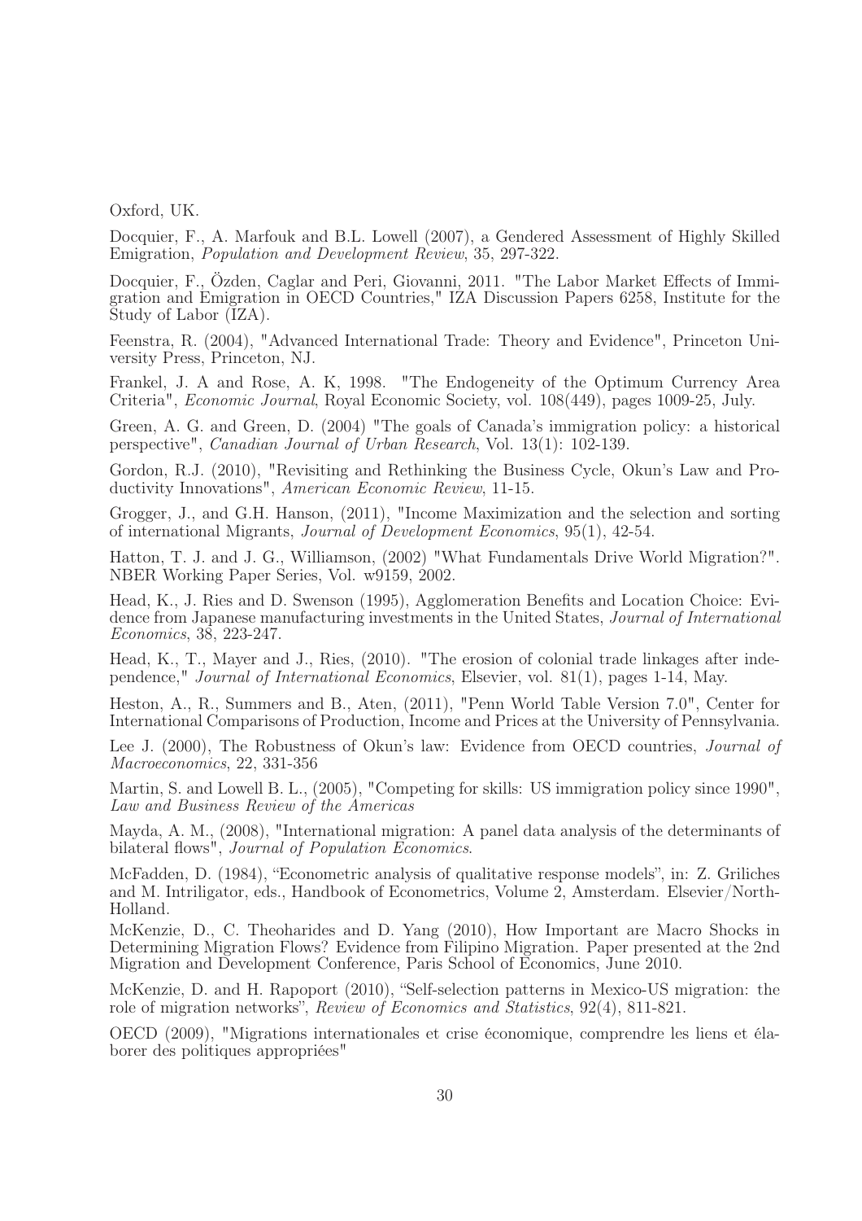Oxford, UK.

Docquier, F., A. Marfouk and B.L. Lowell (2007), a Gendered Assessment of Highly Skilled Emigration, *Population and Development Review*, 35, 297-322.

Docquier, F., Özden, Caglar and Peri, Giovanni, 2011. "The Labor Market Effects of Immigration and Emigration in OECD Countries," IZA Discussion Papers 6258, Institute for the Study of Labor (IZA).

Feenstra, R. (2004), "Advanced International Trade: Theory and Evidence", Princeton University Press, Princeton, NJ.

Frankel, J. A and Rose, A. K, 1998. "The Endogeneity of the Optimum Currency Area Criteria", *Economic Journal*, Royal Economic Society, vol. 108(449), pages 1009-25, July.

Green, A. G. and Green, D. (2004) "The goals of Canada's immigration policy: a historical perspective", *Canadian Journal of Urban Research*, Vol. 13(1): 102-139.

Gordon, R.J. (2010), "Revisiting and Rethinking the Business Cycle, Okun's Law and Productivity Innovations", *American Economic Review*, 11-15.

Grogger, J., and G.H. Hanson, (2011), "Income Maximization and the selection and sorting of international Migrants, *Journal of Development Economics*, 95(1), 42-54.

Hatton, T. J. and J. G., Williamson, (2002) "What Fundamentals Drive World Migration?". NBER Working Paper Series, Vol. w9159, 2002.

Head, K., J. Ries and D. Swenson (1995), Agglomeration Benefits and Location Choice: Evidence from Japanese manufacturing investments in the United States, *Journal of International Economics*, 38, 223-247.

Head, K., T., Mayer and J., Ries, (2010). "The erosion of colonial trade linkages after independence," *Journal of International Economics*, Elsevier, vol. 81(1), pages 1-14, May.

Heston, A., R., Summers and B., Aten, (2011), "Penn World Table Version 7.0", Center for International Comparisons of Production, Income and Prices at the University of Pennsylvania.

Lee J. (2000), The Robustness of Okun's law: Evidence from OECD countries, *Journal of Macroeconomics*, 22, 331-356

Martin, S. and Lowell B. L., (2005), "Competing for skills: US immigration policy since 1990", *Law and Business Review of the Americas*

Mayda, A. M., (2008), "International migration: A panel data analysis of the determinants of bilateral flows", *Journal of Population Economics*.

McFadden, D. (1984), "Econometric analysis of qualitative response models", in: Z. Griliches and M. Intriligator, eds., Handbook of Econometrics, Volume 2, Amsterdam. Elsevier/North-Holland.

McKenzie, D., C. Theoharides and D. Yang (2010), How Important are Macro Shocks in Determining Migration Flows? Evidence from Filipino Migration. Paper presented at the 2nd Migration and Development Conference, Paris School of Economics, June 2010.

McKenzie, D. and H. Rapoport (2010), "Self-selection patterns in Mexico-US migration: the role of migration networks", *Review of Economics and Statistics*, 92(4), 811-821.

OECD (2009), "Migrations internationales et crise économique, comprendre les liens et élaborer des politiques appropriées"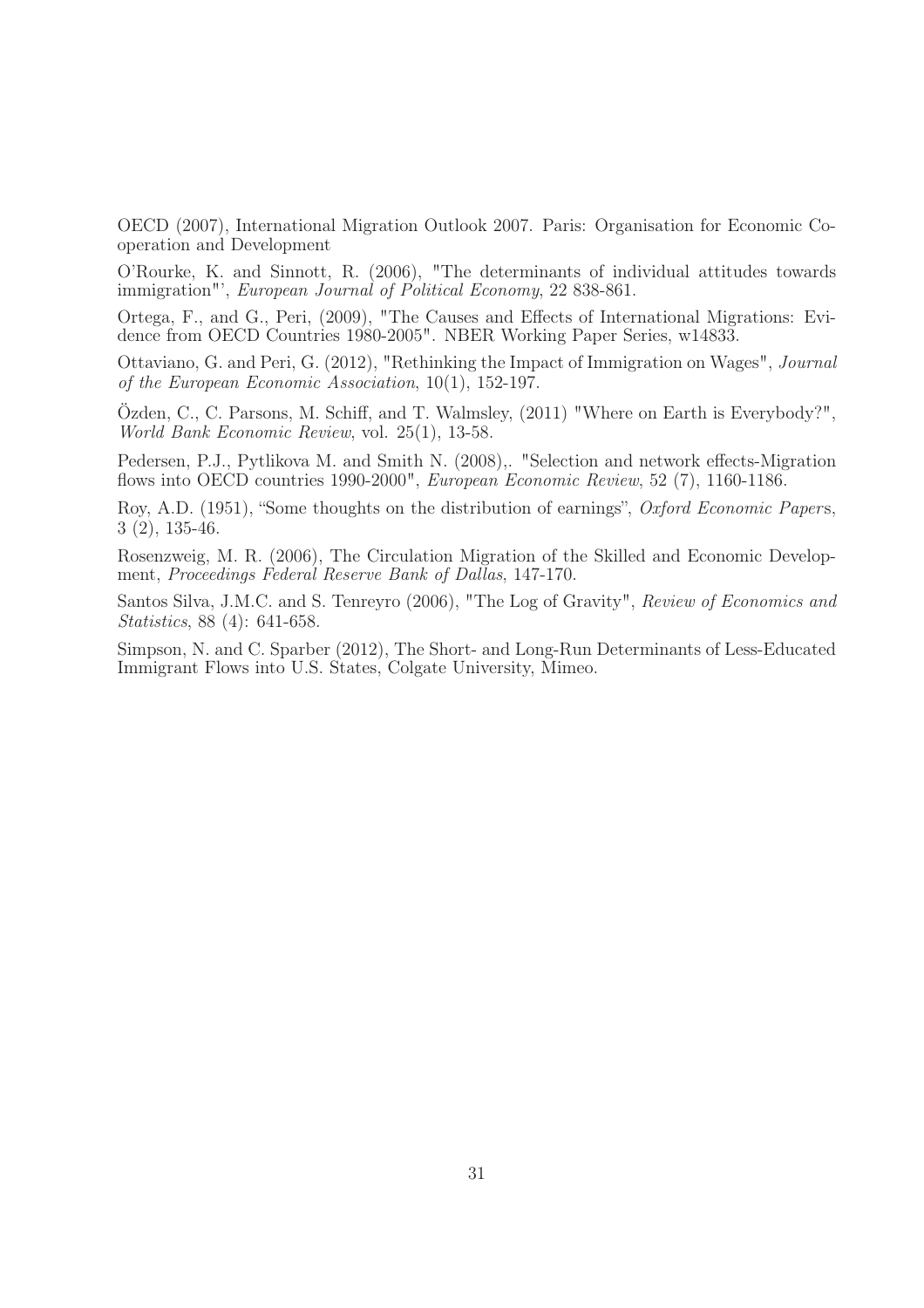OECD (2007), International Migration Outlook 2007. Paris: Organisation for Economic Co-operation and Development

O'Rourke, K. and Sinnott, R. (2006), "The determinants of individual attitudes towards immigration"', *European Journal of Political Economy*, 22 838-861.

Ortega, F., and G., Peri, (2009), "The Causes and Effects of International Migrations: Evidence from OECD Countries 1980-2005". NBER Working Paper Series, w14833.

Ottaviano, G. and Peri, G. (2012), "Rethinking the Impact of Immigration on Wages", *Journal of the European Economic Association*, 10(1), 152-197.

Özden, C., C. Parsons, M. Schiff, and T. Walmsley, (2011) "Where on Earth is Everybody?", *World Bank Economic Review*, vol. 25(1), 13-58.

Pedersen, P.J., Pytlikova M. and Smith N. (2008),. "Selection and network effects-Migration flows into OECD countries 1990-2000", *European Economic Review*, 52 (7), 1160-1186.

Roy, A.D. (1951), "Some thoughts on the distribution of earnings", *Oxford Economic Papers*, 3 (2), 135-46.

Rosenzweig, M. R. (2006), The Circulation Migration of the Skilled and Economic Development, *Proceedings Federal Reserve Bank of Dallas*, 147-170.

Santos Silva, J.M.C. and S. Tenreyro (2006), "The Log of Gravity", *Review of Economics and Statistics*, 88 (4): 641-658.

Simpson, N. and C. Sparber (2012), The Short- and Long-Run Determinants of Less-Educated Immigrant Flows into U.S. States, Colgate University, Mimeo.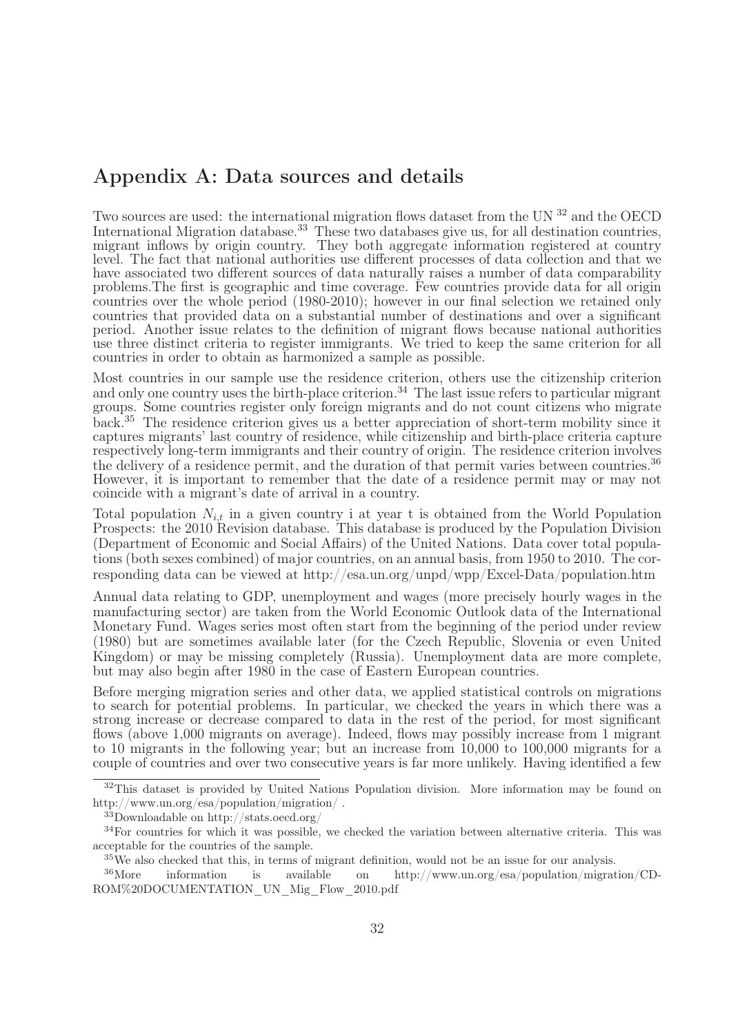# Appendix A: Data sources and details

Two sources are used: the international migration flows dataset from the UN [32] and the OECD International Migration database.[33] These two databases give us, for all destination countries, migrant inflows by origin country. They both aggregate information registered at country level. The fact that national authorities use different processes of data collection and that we have associated two different sources of data naturally raises a number of data comparability problems.The first is geographic and time coverage. Few countries provide data for all origin countries over the whole period (1980-2010); however in our final selection we retained only countries that provided data on a substantial number of destinations and over a significant period. Another issue relates to the definition of migrant flows because national authorities use three distinct criteria to register immigrants. We tried to keep the same criterion for all countries in order to obtain as harmonized a sample as possible.

Most countries in our sample use the residence criterion, others use the citizenship criterion and only one country uses the birth-place criterion.[34] The last issue refers to particular migrant groups. Some countries register only foreign migrants and do not count citizens who migrate back.[35] The residence criterion gives us a better appreciation of short-term mobility since it captures migrants' last country of residence, while citizenship and birth-place criteria capture respectively long-term immigrants and their country of origin. The residence criterion involves the delivery of a residence permit, and the duration of that permit varies between countries.[36] However, it is important to remember that the date of a residence permit may or may not coincide with a migrant's date of arrival in a country.

Total population $N_{i,t}$ in a given country i at year t is obtained from the World Population Prospects: the 2010 Revision database. This database is produced by the Population Division (Department of Economic and Social Affairs) of the United Nations. Data cover total populations (both sexes combined) of major countries, on an annual basis, from 1950 to 2010. The corresponding data can be viewed at http://esa.un.org/unpd/wpp/Excel-Data/population.htm

Annual data relating to GDP, unemployment and wages (more precisely hourly wages in the manufacturing sector) are taken from the World Economic Outlook data of the International Monetary Fund. Wages series most often start from the beginning of the period under review (1980) but are sometimes available later (for the Czech Republic, Slovenia or even United Kingdom) or may be missing completely (Russia). Unemployment data are more complete, but may also begin after 1980 in the case of Eastern European countries.

Before merging migration series and other data, we applied statistical controls on migrations to search for potential problems. In particular, we checked the years in which there was a strong increase or decrease compared to data in the rest of the period, for most significant flows (above 1,000 migrants on average). Indeed, flows may possibly increase from 1 migrant to 10 migrants in the following year; but an increase from 10,000 to 100,000 migrants for a couple of countries and over two consecutive years is far more unlikely. Having identified a few

---

[32] This dataset is provided by United Nations Population division. More information may be found on http://www.un.org/esa/population/migration/ .

[33] Downloadable on http://stats.oecd.org/

[34] For countries for which it was possible, we checked the variation between alternative criteria. This was acceptable for the countries of the sample.

[35] We also checked that this, in terms of migrant definition, would not be an issue for our analysis.

[36] More information is available on http://www.un.org/esa/population/migration/CD-ROM%20DOCUMENTATION_UN_Mig_Flow_2010.pdf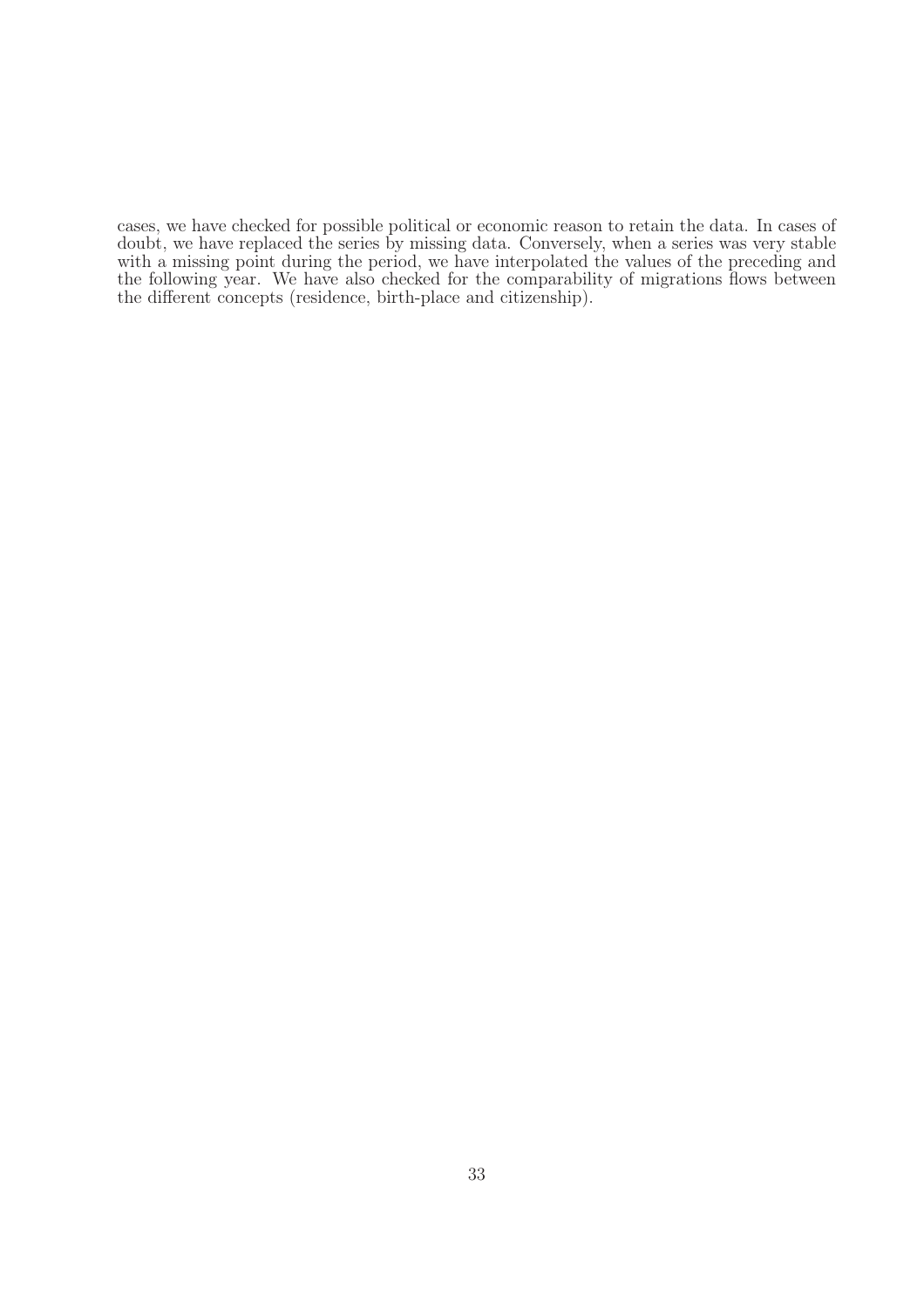cases, we have checked for possible political or economic reason to retain the data. In cases of doubt, we have replaced the series by missing data. Conversely, when a series was very stable with a missing point during the period, we have interpolated the values of the preceding and the following year. We have also checked for the comparability of migrations flows between the different concepts (residence, birth-place and citizenship).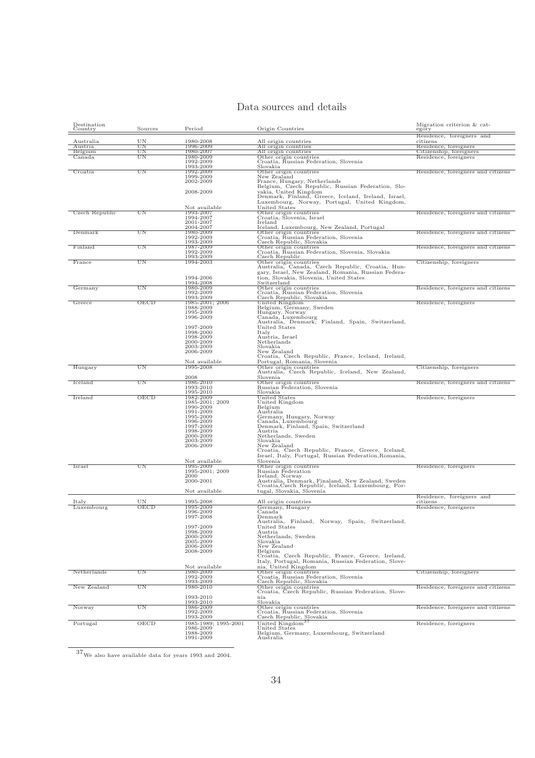# Data sources and details

| Destination Country | Sources | Period | Origin Countries | Migration criterion & category |
|---|---|---|---|---|
| Australia | UN | 1980-2008 | All origin countries | Residence, foreigners and citizens |
| Austria | UN | 1996-2009 | All origin countries | Residence, foreigners |
| Belgium | UN | 1980-2007 | All origin countries | Citizenship, foreigners |
| Canada | UN | 1980-2009 | Other origin countries | Residence, foreigners |
| | | 1992-2009 | Croatia, Russian Federation, Slovenia | |
| | | 1993-2009 | Slovakia | |
| Croatia | UN | 1992-2009 | Other origin countries | Residence, foreigners and citizens |
| | | 1999-2009 | New Zealand | |
| | | 2002-2009 | France, Hungary, Netherlands | |
| | | 2008-2009 | Belgium, Czech Republic, Russian Federation, Slovakia, United Kingdom | |
| | | Not available | Denmark, Finland, Greece, Iceland, Ireland, Israel, Luxembourg, Norway, Portugal, United Kingdom, United States | |
| Czech Republic | UN | 1993-2007 | Other origin countries | Residence, foreigners and citizens |
| | | 1994-2007 | Croatia, Slovenia, Israel | |
| | | 2001-2007 | Ireland | |
| | | 2004-2007 | Iceland, Luxembourg, New Zealand, Portugal | |
| Denmark | UN | 1980-2009 | Other origin countries | Residence, foreigners and citizens |
| | | 1992-2009 | Croatia, Russian Federation, Slovenia | |
| | | 1993-2009 | Czech Republic, Slovakia | |
| Finland | UN | 1987-2009 | Other origin countries | Residence, foreigners and citizens |
| | | 1992-2009 | Croatia, Russian Federation, Slovenia, Slovakia | |
| | | 1993-2009 | Czech Republic | |
| France | UN | 1994-2003 | Other origin countries | Citizenship, foreigners |
| | | 1994-2006 | Australia, Canada, Czech Republic, Croatia, Hungary, Israel, New Zealand, Romania, Russian Federation, Slovakia, Slovenia, United States | |
| | | 1994-2008 | Switzerland | |
| Germany | UN | 1980-2009 | Other origin countries | Residence, foreigners and citizens |
| | | 1992-2009 | Croatia, Russian Federation, Slovenia | |
| | | 1993-2009 | Czech Republic, Slovakia | |
| Greece | OECD | 1985-2001; 2006 | United Kingdom | Residence, foreigners |
| | | 1988-2009 | Belgium, Germany, Sweden | |
| | | 1995-2009 | Hungary, Norway | |
| | | 1996-2009 | Canada, Luxembourg | |
| | | 1997-2009 | Australia, Denmark, Finland, Spain, Switzerland, United States | |
| | | 1998-2000 | Italy | |
| | | 1998-2009 | Austria, Israel | |
| | | 2000-2009 | Netherlands | |
| | | 2003-2009 | Slovakia | |
| | | 2006-2009 | New Zealand | |
| | | Not available | Croatia, Czech Republic, France, Iceland, Ireland, Portugal, Romania, Slovenia | |
| Hungary | UN | 1995-2008 | Other origin countries | Citizenship, foreigners |
| | | 2008 | Australia, Czech Republic, Iceland, New Zealand, Slovenia | |
| Iceland | UN | 1986-2010 | Other origin countries | Residence, foreigners and citizens |
| | | 1993-2010 | Russian Federation, Slovenia | |
| | | 1995-2010 | Slovakia | |
| Ireland | OECD | 1982-2009 | United States | Residence, foreigners |
| | | 1985-2001; 2009 | United Kingdom | |
| | | 1990-2009 | Belgium | |
| | | 1991-2009 | Australia | |
| | | 1995-2009 | Germany, Hungary, Norway | |
| | | 1996-2009 | Canada, Luxembourg | |
| | | 1997-2009 | Denmark, Finland, Spain, Switzerland | |
| | | 1998-2009 | Austria | |
| | | 2000-2009 | Netherlands, Sweden | |
| | | 2003-2009 | Slovakia | |
| | | 2006-2009 | New Zealand | |
| | | Not available | Croatia, Czech Republic, France, Greece, Iceland, Israel, Italy, Portugal, Russian Federation,Romania, Slovenia | |
| Israel | UN | 1995-2009 | Other origin countries | Residence, foreigners |
| | | 1995-2001; 2009 | Russian Federation | |
| | | 2000 | Ireland, Norway | |
| | | 2000-2001 | Australia, Denmark, Finaland, New Zealand, Sweden | |
| | | Not available | Croatia,Czech Republic, Iceland, Luxembourg, Portugal, Slovakia, Slovenia | |
| Italy | UN | 1995-2008 | All origin countries | Residence, foreigners and citizens |
| Luxembourg | OECD | 1995-2009 | Germany, Hungary | Residence, foreigners |
| | | 1996-2009 | Canada | |
| | | 1997-2008 | Denmark | |
| | | 1997-2009 | Australia, Finland, Norway, Spain, Switzerland, United States | |
| | | 1998-2009 | Austria | |
| | | 2000-2009 | Netherlands, Sweden | |
| | | 2005-2009 | Slovakia | |
| | | 2006-2009 | New Zealand | |
| | | 2008-2009 | Belgium | |
| | | Not available | Croatia, Czech Republic, France, Greece, Ireland, Italy, Portugal, Romania, Russian Federation, Slovenia, United Kingdom | |
| Netherlands | UN | 1980-2009 | Other origin countries | Citizenship, foreigners |
| | | 1992-2009 | Croatia, Russian Federation, Slovenia | |
| | | 1993-2009 | Czech Republic, Slovakia | |
| New Zealand | UN | 1980-2010 | Other origin countries | Residence, foreigners and citizens |
| | | 1993-2010 | Croatia, Czech Republic, Russian Federation, Slovenia | |
| | | 1993-2010 | Slovakia | |
| Norway | UN | 1986-2009 | Other origin countries | Residence, foreigners and citizens |
| | | 1992-2009 | Croatia, Russian Federation, Slovenia | |
| | | 1993-2009 | Czech Republic, Slovakia | |
| Portugal | OECD | 1985-1989; 1995-2001 | United Kingdom[37] | Residence, foreigners |
| | | 1986-2009 | United States | |
| | | 1988-2009 | Belgium, Germany, Luxembourg, Switzerland | |
| | | 1991-2009 | Australia | |

[37] We also have available data for years 1993 and 2004.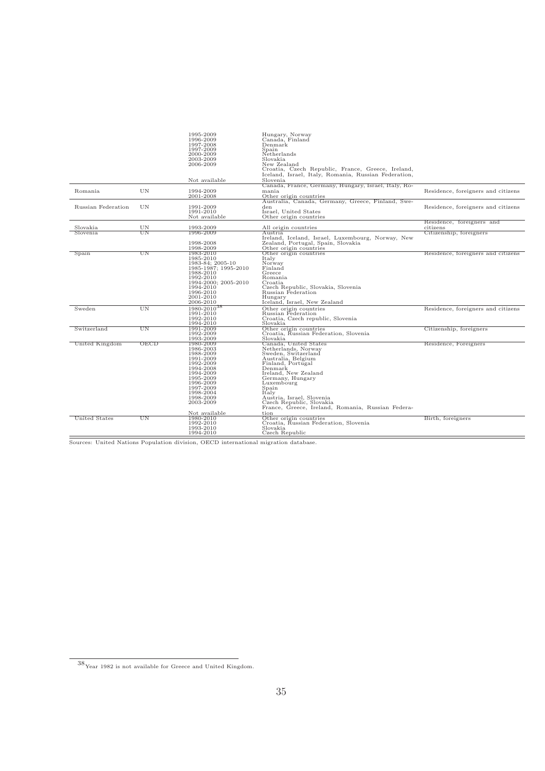| | | | | |
|---|---|---|---|---|
| | | 1995-2009 | Hungary, Norway | |
| | | 1996-2009 | Canada, Finland | |
| | | 1997-2008 | Denmark | |
| | | 1997-2009 | Spain | |
| | | 2000-2009 | Netherlands | |
| | | 2003-2009 | Slovakia | |
| | | 2006-2009 | New Zealand | |
| | | Not available | Croatia, Czech Republic, France, Greece, Ireland, Iceland, Israel, Italy, Romania, Russian Federation, Slovenia | |
| Romania | UN | 1994-2009 | Canada, France, Germany, Hungary, Israel, Italy, Romania | Residence, foreigners and citizens |
| | | 2001-2008 | Other origin countries | |
| Russian Federation | UN | 1991-2009 | Australia, Canada, Germany, Greece, Finland, Sweden | Residence, foreigners and citizens |
| | | 1991-2010 | Israel, United States | |
| | | Not available | Other origin countries | |
| Slovakia | UN | 1993-2009 | All origin countries | Residence, foreigners and citizens |
| Slovenia | UN | 1996-2009 | Austria | Citizenship, foreigners |
| | | 1998-2008 | Ireland, Iceland, Israel, Luxembourg, Norway, New Zealand, Portugal, Spain, Slovakia | |
| | | 1998-2009 | Other origin countries | |
| Spain | UN | 1983-2010 | Other origin countries | Residence, foreigners and citizens |
| | | 1985-2010 | Italy | |
| | | 1983-84; 2005-10 | Norway | |
| | | 1985-1987; 1995-2010 | Finland | |
| | | 1988-2010 | Greece | |
| | | 1992-2010 | Romania | |
| | | 1994-2000; 2005-2010 | Croatia | |
| | | 1994-2010 | Czech Republic, Slovakia, Slovenia | |
| | | 1996-2010 | Russian Federation | |
| | | 2001-2010 | Hungary | |
| | | 2006-2010 | Iceland, Israel, New Zealand | |
| Sweden | UN | 1980-2010[38] | Other origin countries | Residence, foreigners and citizens |
| | | 1991-2010 | Russian Federation | |
| | | 1992-2010 | Croatia, Czech republic, Slovenia | |
| | | 1994-2010 | Slovakia | |
| Switzerland | UN | 1991-2009 | Other origin countries | Citizenship, foreigners |
| | | 1992-2009 | Croatia, Russian Federation, Slovenia | |
| | | 1993-2009 | Slovakia | |
| United Kingdom | OECD | 1980-2009 | Canada, United States | Residence, Foreigners |
| | | 1986-2003 | Netherlands, Norway | |
| | | 1988-2009 | Sweden, Switzerland | |
| | | 1991-2009 | Australia, Belgium | |
| | | 1992-2009 | Finland, Portugal | |
| | | 1994-2008 | Denmark | |
| | | 1994-2009 | Ireland, New Zealand | |
| | | 1995-2009 | Germany, Hungary | |
| | | 1996-2009 | Luxembourg | |
| | | 1997-2009 | Spain | |
| | | 1998-2004 | Italy | |
| | | 1998-2009 | Austria, Israel, Slovenia | |
| | | 2003-2009 | Czech Republic, Slovakia | |
| | | Not available | France, Greece, Ireland, Romania, Russian Federation | |
| United States | UN | 1980-2010 | Other origin countries | Birth, foreigners |
| | | 1992-2010 | Croatia, Russian Federation, Slovenia | |
| | | 1993-2010 | Slovakia | |
| | | 1994-2010 | Czech Republic | |

Sources: United Nations Population division, OECD international migration database.

[38] Year 1982 is not available for Greece and United Kingdom.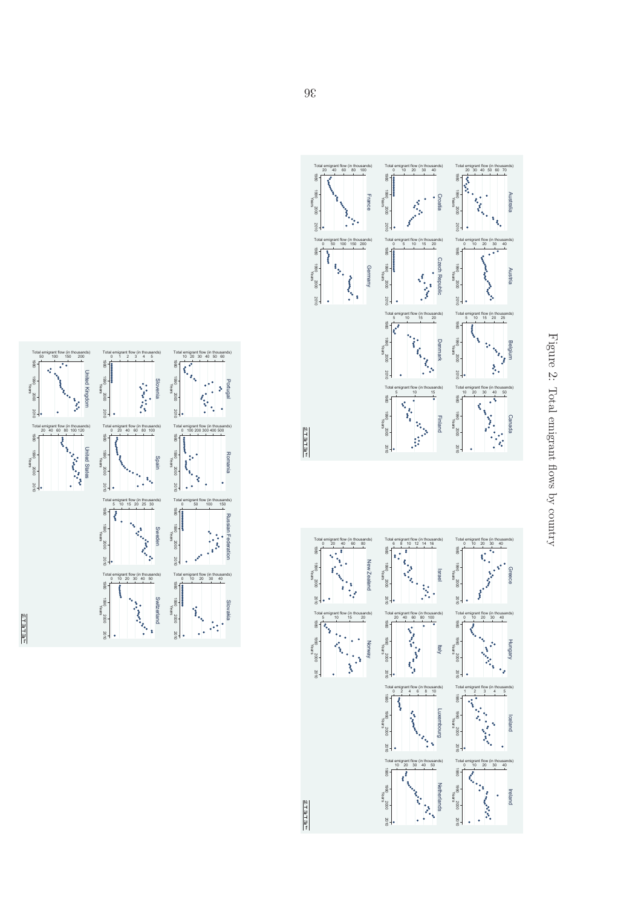Figure 2: Total emigrant flows by country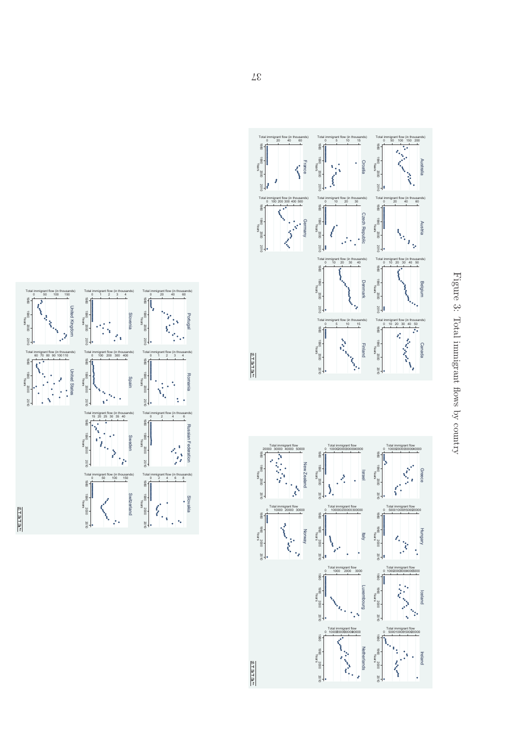Figure 3: Total immigrant flows by country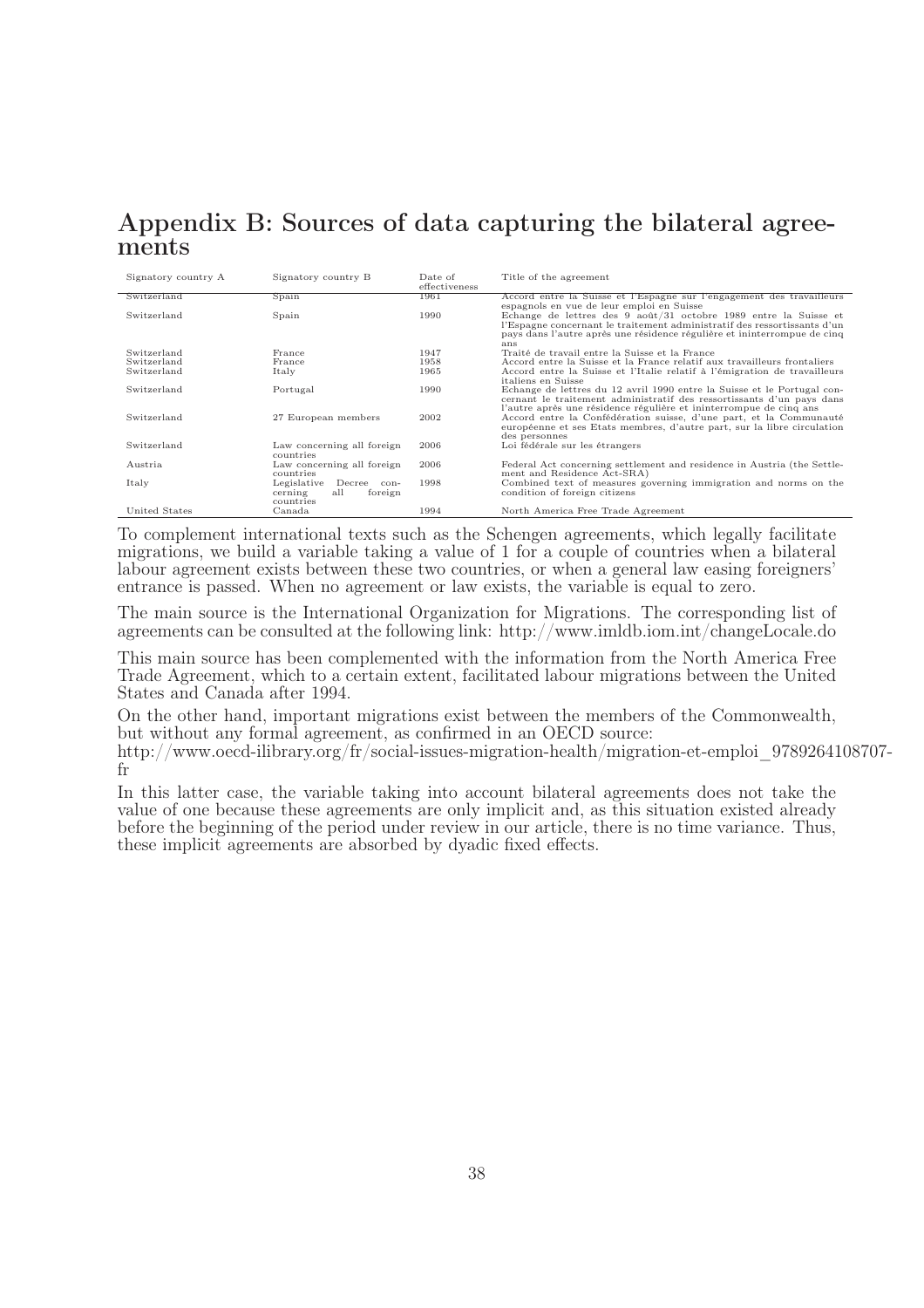## Appendix B: Sources of data capturing the bilateral agreements

| Signatory country A | Signatory country B | Date of effectiveness | Title of the agreement |
|---|---|---|---|
| Switzerland | Spain | 1961 | Accord entre la Suisse et l'Espagne sur l'engagement des travailleurs espagnols en vue de leur emploi en Suisse |
| Switzerland | Spain | 1990 | Echange de lettres des 9 août/31 octobre 1989 entre la Suisse et l'Espagne concernant le traitement administratif des ressortissants d'un pays dans l'autre après une résidence régulière et ininterrompue de cinq ans |
| Switzerland | France | 1947 | Traité de travail entre la Suisse et la France |
| Switzerland | France | 1958 | Accord entre la Suisse et la France relatif aux travailleurs frontaliers |
| Switzerland | Italy | 1965 | Accord entre la Suisse et l'Italie relatif à l'émigration de travailleurs italiens en Suisse |
| Switzerland | Portugal | 1990 | Echange de lettres du 12 avril 1990 entre la Suisse et le Portugal concernant le traitement administratif des ressortissants d'un pays dans l'autre après une résidence régulière et ininterrompue de cinq ans |
| Switzerland | 27 European members | 2002 | Accord entre la Confédération suisse, d'une part, et la Communauté européenne et ses Etats membres, d'autre part, sur la libre circulation des personnes |
| Switzerland | Law concerning all foreign countries | 2006 | Loi fédérale sur les étrangers |
| Austria | Law concerning all foreign countries | 2006 | Federal Act concerning settlement and residence in Austria (the Settlement and Residence Act-SRA) |
| Italy | Legislative Decree concerning all foreign countries | 1998 | Combined text of measures governing immigration and norms on the condition of foreign citizens |
| United States | Canada | 1994 | North America Free Trade Agreement |

To complement international texts such as the Schengen agreements, which legally facilitate migrations, we build a variable taking a value of 1 for a couple of countries when a bilateral labour agreement exists between these two countries, or when a general law easing foreigners' entrance is passed. When no agreement or law exists, the variable is equal to zero.

The main source is the International Organization for Migrations. The corresponding list of agreements can be consulted at the following link: http://www.imldb.iom.int/changeLocale.do

This main source has been complemented with the information from the North America Free Trade Agreement, which to a certain extent, facilitated labour migrations between the United States and Canada after 1994.

On the other hand, important migrations exist between the members of the Commonwealth, but without any formal agreement, as confirmed in an OECD source:
http://www.oecd-ilibrary.org/fr/social-issues-migration-health/migration-et-emploi_9789264108707-fr

In this latter case, the variable taking into account bilateral agreements does not take the value of one because these agreements are only implicit and, as this situation existed already before the beginning of the period under review in our article, there is no time variance. Thus, these implicit agreements are absorbed by dyadic fixed effects.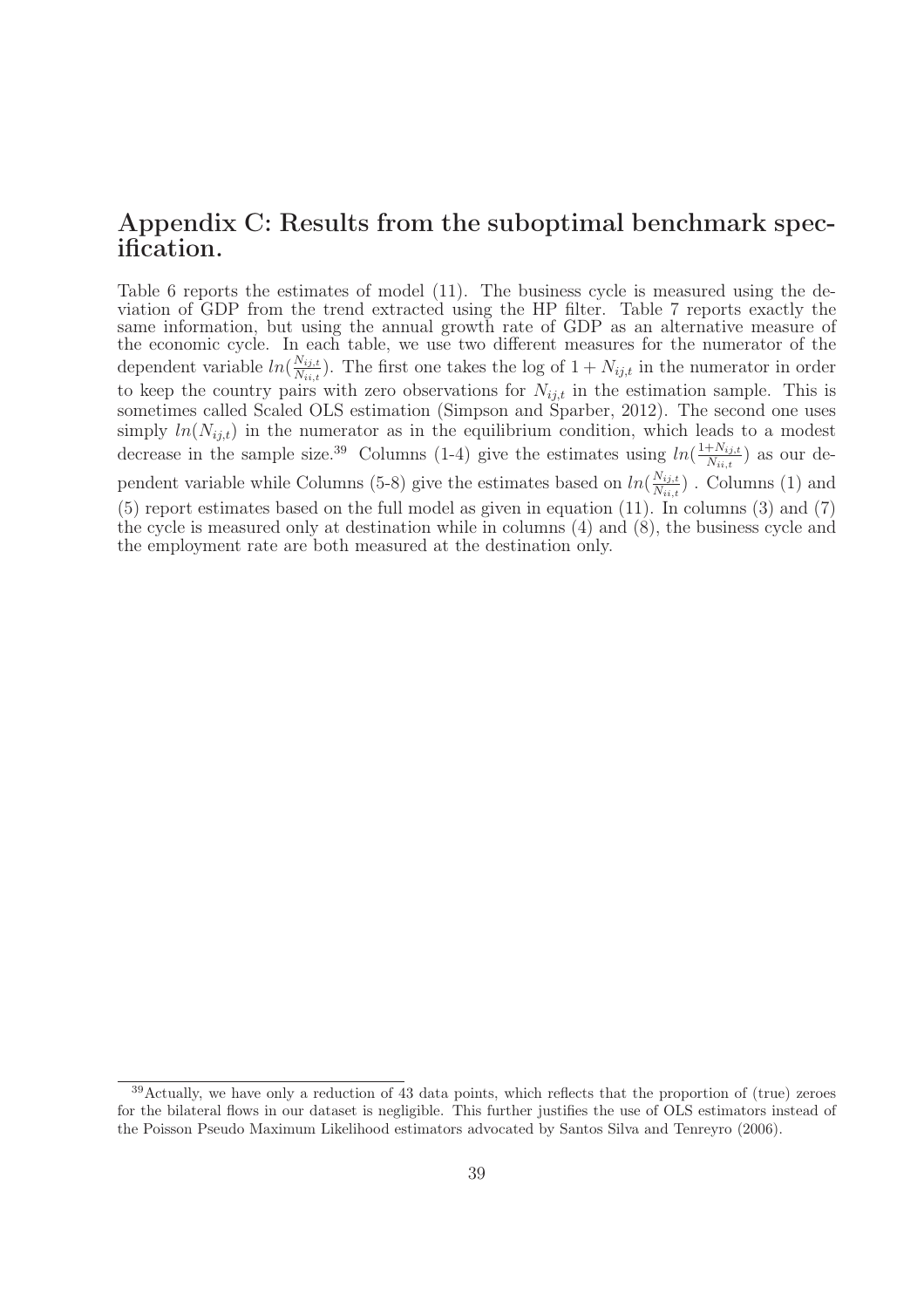## Appendix C: Results from the suboptimal benchmark specification.

Table 6 reports the estimates of model (11). The business cycle is measured using the deviation of GDP from the trend extracted using the HP filter. Table 7 reports exactly the same information, but using the annual growth rate of GDP as an alternative measure of the economic cycle. In each table, we use two different measures for the numerator of the dependent variable $ln(\frac{N_{ij,t}}{N_{ii,t}})$. The first one takes the log of $1 + N_{ij,t}$ in the numerator in order to keep the country pairs with zero observations for $N_{ij,t}$ in the estimation sample. This is sometimes called Scaled OLS estimation (Simpson and Sparber, 2012). The second one uses simply $ln(N_{ij,t})$ in the numerator as in the equilibrium condition, which leads to a modest decrease in the sample size.[39] Columns (1-4) give the estimates using $ln(\frac{1+N_{ij,t}}{N_{ii,t}})$ as our dependent variable while Columns (5-8) give the estimates based on $ln(\frac{N_{ij,t}}{N_{ii,t}})$ . Columns (1) and (5) report estimates based on the full model as given in equation (11). In columns (3) and (7) the cycle is measured only at destination while in columns (4) and (8), the business cycle and the employment rate are both measured at the destination only.

[39] Actually, we have only a reduction of 43 data points, which reflects that the proportion of (true) zeroes for the bilateral flows in our dataset is negligible. This further justifies the use of OLS estimators instead of the Poisson Pseudo Maximum Likelihood estimators advocated by Santos Silva and Tenreyro (2006).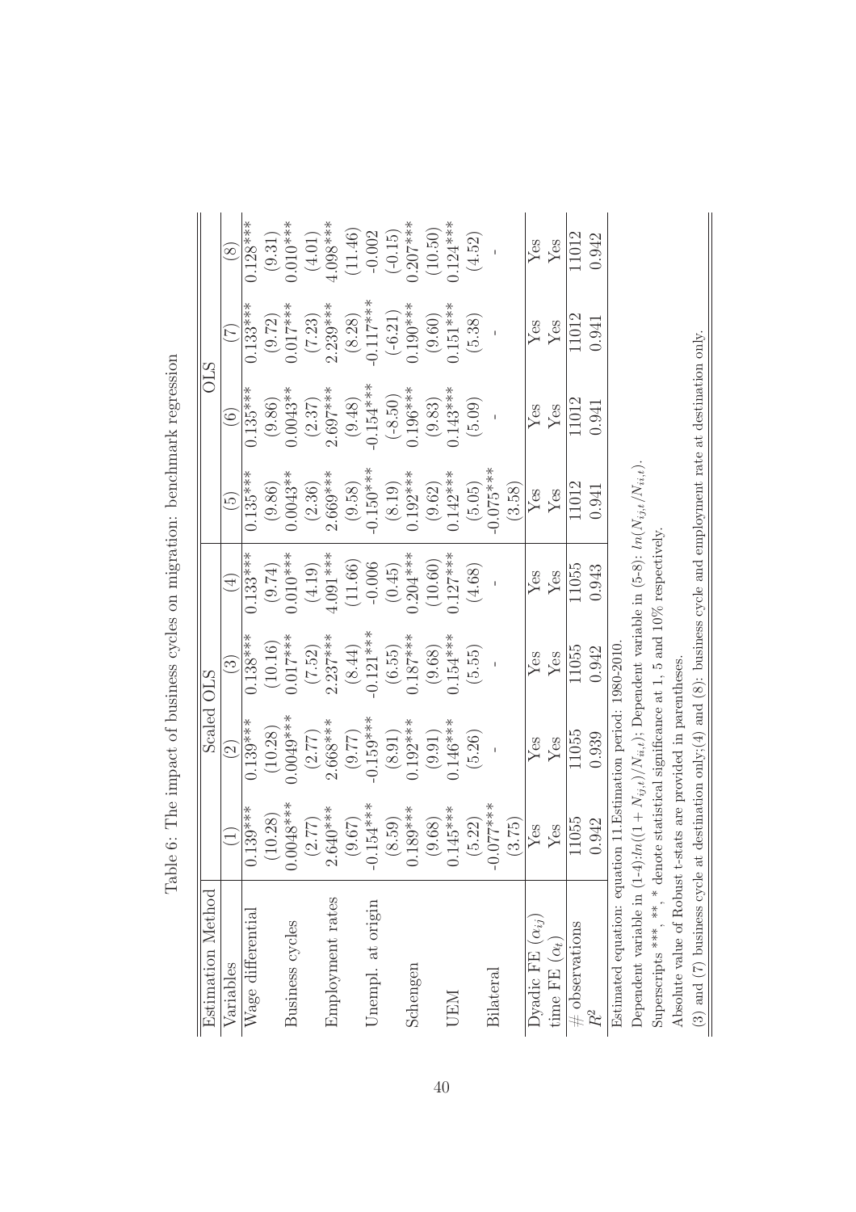Table 6: The impact of business cycles on migration: benchmark regression

| Estimation Method | Scaled OLS | | | | OLS | | | |
|---|---|---|---|---|---|---|---|---|
| Variables | (1) | (2) | (3) | (4) | (5) | (6) | (7) | (8) |
| Wage differential | 0.139*** | 0.139*** | 0.138*** | 0.133*** | 0.135*** | 0.135*** | 0.133*** | 0.128*** |
| | (10.28) | (10.28) | (10.16) | (9.74) | (9.86) | (9.86) | (9.72) | (9.31) |
| Business cycles | 0.0048*** | 0.0049*** | 0.017*** | 0.010*** | 0.0043** | 0.0043** | 0.017*** | 0.010*** |
| | (2.77) | (2.77) | (7.52) | (4.19) | (2.36) | (2.37) | (7.23) | (4.01) |
| Employment rates | 2.640*** | 2.668*** | 2.237*** | 4.091*** | 2.669*** | 2.697*** | 2.239*** | 4.098*** |
| | (9.67) | (9.77) | (8.44) | (11.66) | (9.58) | (9.48) | (8.28) | (11.46) |
| Unempl. at origin | -0.154*** | -0.159*** | -0.121*** | -0.006 | -0.150*** | -0.154*** | -0.117*** | -0.002 |
| | (8.59) | (8.91) | (6.55) | (0.45) | (8.19) | (-8.50) | (-6.21) | (-0.15) |
| Schengen | 0.189*** | 0.192*** | 0.187*** | 0.204*** | 0.192*** | 0.196*** | 0.190*** | 0.207*** |
| | (9.68) | (9.91) | (9.68) | (10.60) | (9.62) | (9.83) | (9.60) | (10.50) |
| UEM | 0.145*** | 0.146*** | 0.154*** | 0.127*** | 0.142*** | 0.143*** | 0.151*** | 0.124*** |
| | (5.22) | (5.26) | (5.55) | (4.68) | (5.05) | (5.09) | (5.38) | (4.52) |
| Bilateral | -0.077*** | - | - | - | -0.075*** | - | - | - |
| | (3.75) | | | | (3.58) | | | |
| Dyadic FE ($\alpha_{ij}$) | Yes | Yes | Yes | Yes | Yes | Yes | Yes | Yes |
| time FE ($\alpha_t$) | Yes | Yes | Yes | Yes | Yes | Yes | Yes | Yes |
| # observations | 11055 | 11055 | 11055 | 11055 | 11012 | 11012 | 11012 | 11012 |
| $R^2$ | 0.942 | 0.939 | 0.942 | 0.943 | 0.941 | 0.941 | 0.941 | 0.942 |

Estimated equation: equation 11.Estimation period: 1980-2010.

Dependent variable in (1-4):$ln((1+N_{ij,t})/N_{ii,t})$; Dependent variable in (5-8): $ln(N_{ij,t}/N_{ii,t})$.

Superscripts ***, **, * denote statistical significance at 1, 5 and 10% respectively.

Absolute value of Robust t-stats are provided in parentheses.

(3) and (7) business cycle at destination only;(4) and (8): business cycle and employment rate at destination only.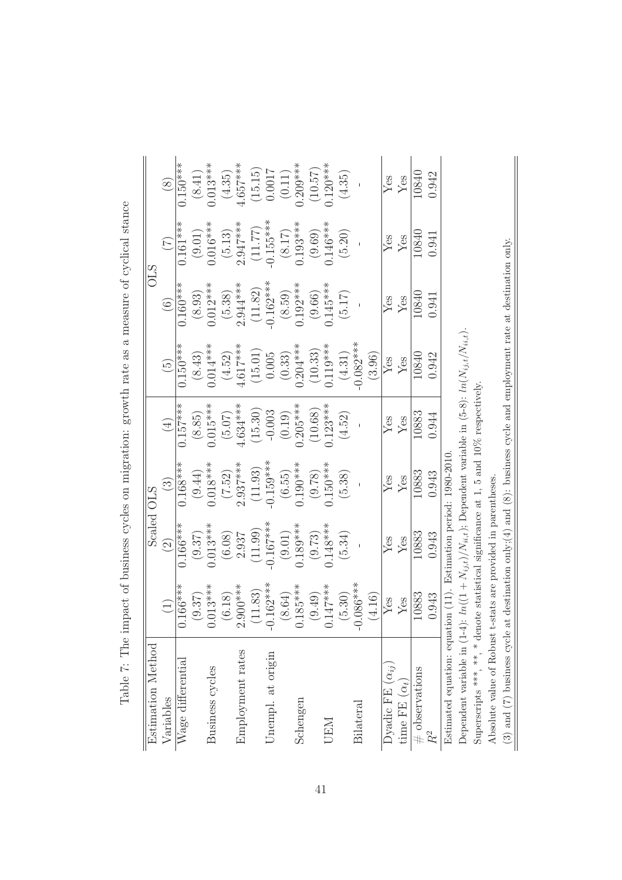Table 7: The impact of business cycles on migration: growth rate as a measure of cyclical stance

| Estimation Method | Scaled OLS | | | | OLS | | | |
|---|---|---|---|---|---|---|---|---|
| Variables | (1) | (2) | (3) | (4) | (5) | (6) | (7) | (8) |
| Wage differential | 0.166*** | 0.166*** | 0.168*** | 0.157*** | 0.150*** | 0.160*** | 0.161*** | 0.150*** |
| | (9.37) | (9.37) | (9.44) | (8.85) | (8.43) | (8.93) | (9.01) | (8.41) |
| Business cycles | 0.013*** | 0.013*** | 0.018*** | 0.015*** | 0.014*** | 0.012*** | 0.016*** | 0.013*** |
| | (6.18) | (6.08) | (7.52) | (5.07) | (4.52) | (5.38) | (5.13) | (4.35) |
| Employment rates | 2.900*** | 2.937 | 2.937*** | 4.634*** | 4.617*** | 2.944*** | 2.947*** | 4.657*** |
| | (11.83) | (11.99) | (11.93) | (15.30) | (15.01) | (11.82) | (11.77) | (15.15) |
| Unempl. at origin | -0.162*** | -0.167*** | -0.159*** | -0.003 | 0.005 | -0.162*** | -0.155*** | 0.0017 |
| | (8.64) | (9.01) | (6.55) | (0.19) | (0.33) | (8.59) | (8.17) | (0.11) |
| Schengen | 0.185*** | 0.189*** | 0.190*** | 0.205*** | 0.204*** | 0.192*** | 0.193*** | 0.209*** |
| | (9.49) | (9.73) | (9.78) | (10.68) | (10.33) | (9.66) | (9.69) | (10.57) |
| UEM | 0.147*** | 0.148*** | 0.150*** | 0.123*** | 0.119*** | 0.145*** | 0.146*** | 0.120*** |
| | (5.30) | (5.34) | (5.38) | (4.52) | (4.31) | (5.17) | (5.20) | (4.35) |
| Bilateral | -0.086*** | - | - | - | -0.082*** | - | - | - |
| | (4.16) | | | | (3.96) | | | |
| Dyadic FE ($\alpha_{ij}$) | Yes | Yes | Yes | Yes | Yes | Yes | Yes | Yes |
| time FE ($\alpha_t$) | Yes | Yes | Yes | Yes | Yes | Yes | Yes | Yes |
| # observations | 10883 | 10883 | 10883 | 10883 | 10840 | 10840 | 10840 | 10840 |
| $R^2$ | 0.943 | 0.943 | 0.943 | 0.944 | 0.942 | 0.941 | 0.941 | 0.942 |

Estimated equation: equation (11). Estimation period: 1980-2010.

Dependent variable in (1-4): $ln((1+N_{ij,t})/N_{ii,t})$; Dependent variable in (5-8): $ln(N_{ij,t}/N_{ii,t})$.

Superscripts ***, **, * denote statistical significance at 1, 5 and 10% respectively.

Absolute value of Robust t-stats are provided in parentheses.

(3) and (7) business cycle at destination only;(4) and (8): business cycle and employment rate at destination only.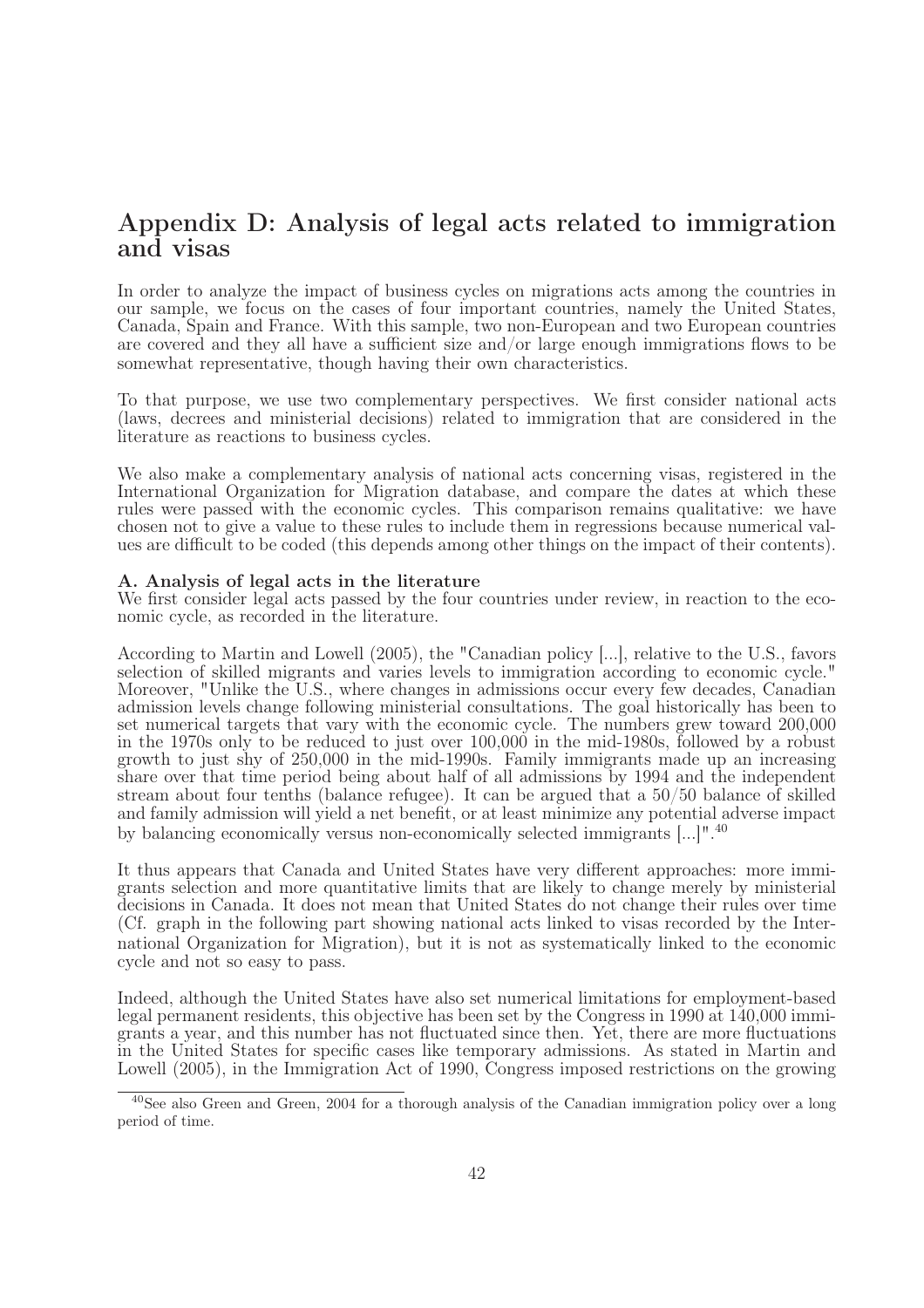# Appendix D: Analysis of legal acts related to immigration and visas

In order to analyze the impact of business cycles on migrations acts among the countries in our sample, we focus on the cases of four important countries, namely the United States, Canada, Spain and France. With this sample, two non-European and two European countries are covered and they all have a sufficient size and/or large enough immigrations flows to be somewhat representative, though having their own characteristics.

To that purpose, we use two complementary perspectives. We first consider national acts (laws, decrees and ministerial decisions) related to immigration that are considered in the literature as reactions to business cycles.

We also make a complementary analysis of national acts concerning visas, registered in the International Organization for Migration database, and compare the dates at which these rules were passed with the economic cycles. This comparison remains qualitative: we have chosen not to give a value to these rules to include them in regressions because numerical values are difficult to be coded (this depends among other things on the impact of their contents).

**A. Analysis of legal acts in the literature**

We first consider legal acts passed by the four countries under review, in reaction to the economic cycle, as recorded in the literature.

According to Martin and Lowell (2005), the "Canadian policy [...], relative to the U.S., favors selection of skilled migrants and varies levels to immigration according to economic cycle." Moreover, "Unlike the U.S., where changes in admissions occur every few decades, Canadian admission levels change following ministerial consultations. The goal historically has been to set numerical targets that vary with the economic cycle. The numbers grew toward 200,000 in the 1970s only to be reduced to just over 100,000 in the mid-1980s, followed by a robust growth to just shy of 250,000 in the mid-1990s. Family immigrants made up an increasing share over that time period being about half of all admissions by 1994 and the independent stream about four tenths (balance refugee). It can be argued that a 50/50 balance of skilled and family admission will yield a net benefit, or at least minimize any potential adverse impact by balancing economically versus non-economically selected immigrants [...]".[40]

It thus appears that Canada and United States have very different approaches: more immigrants selection and more quantitative limits that are likely to change merely by ministerial decisions in Canada. It does not mean that United States do not change their rules over time (Cf. graph in the following part showing national acts linked to visas recorded by the International Organization for Migration), but it is not as systematically linked to the economic cycle and not so easy to pass.

Indeed, although the United States have also set numerical limitations for employment-based legal permanent residents, this objective has been set by the Congress in 1990 at 140,000 immigrants a year, and this number has not fluctuated since then. Yet, there are more fluctuations in the United States for specific cases like temporary admissions. As stated in Martin and Lowell (2005), in the Immigration Act of 1990, Congress imposed restrictions on the growing

[40] See also Green and Green, 2004 for a thorough analysis of the Canadian immigration policy over a long period of time.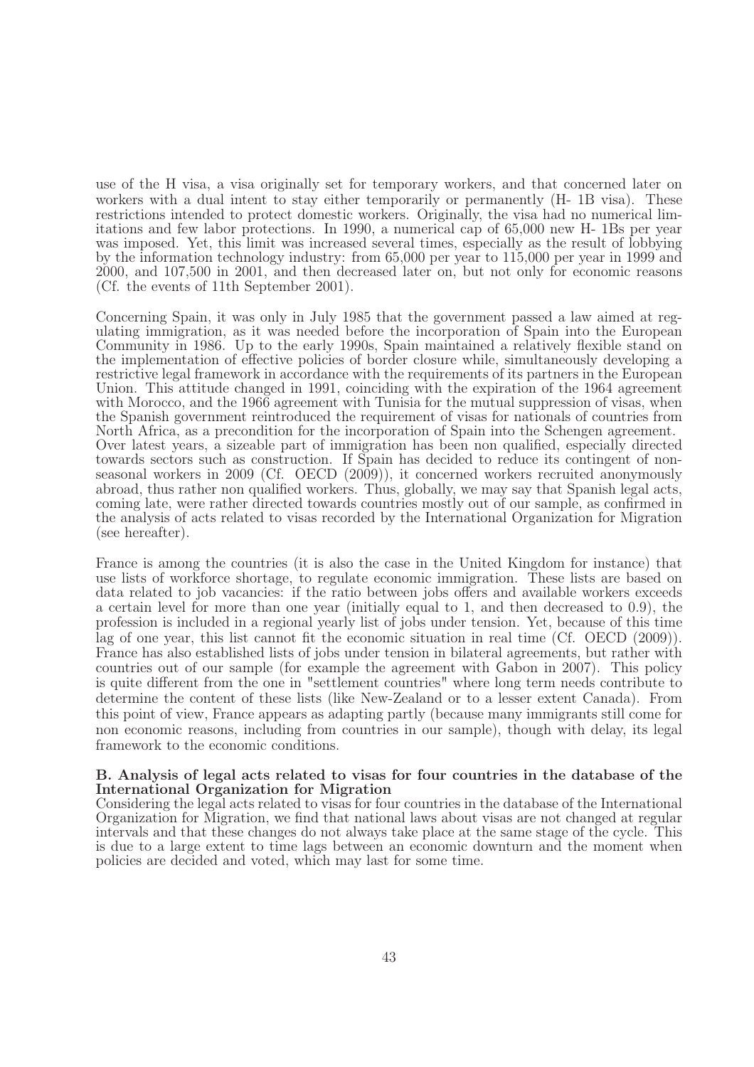use of the H visa, a visa originally set for temporary workers, and that concerned later on workers with a dual intent to stay either temporarily or permanently (H- 1B visa). These restrictions intended to protect domestic workers. Originally, the visa had no numerical limitations and few labor protections. In 1990, a numerical cap of 65,000 new H- 1Bs per year was imposed. Yet, this limit was increased several times, especially as the result of lobbying by the information technology industry: from 65,000 per year to 115,000 per year in 1999 and 2000, and 107,500 in 2001, and then decreased later on, but not only for economic reasons (Cf. the events of 11th September 2001).

Concerning Spain, it was only in July 1985 that the government passed a law aimed at regulating immigration, as it was needed before the incorporation of Spain into the European Community in 1986. Up to the early 1990s, Spain maintained a relatively flexible stand on the implementation of effective policies of border closure while, simultaneously developing a restrictive legal framework in accordance with the requirements of its partners in the European Union. This attitude changed in 1991, coinciding with the expiration of the 1964 agreement with Morocco, and the 1966 agreement with Tunisia for the mutual suppression of visas, when the Spanish government reintroduced the requirement of visas for nationals of countries from North Africa, as a precondition for the incorporation of Spain into the Schengen agreement. Over latest years, a sizeable part of immigration has been non qualified, especially directed towards sectors such as construction. If Spain has decided to reduce its contingent of non-seasonal workers in 2009 (Cf. OECD (2009)), it concerned workers recruited anonymously abroad, thus rather non qualified workers. Thus, globally, we may say that Spanish legal acts, coming late, were rather directed towards countries mostly out of our sample, as confirmed in the analysis of acts related to visas recorded by the International Organization for Migration (see hereafter).

France is among the countries (it is also the case in the United Kingdom for instance) that use lists of workforce shortage, to regulate economic immigration. These lists are based on data related to job vacancies: if the ratio between jobs offers and available workers exceeds a certain level for more than one year (initially equal to 1, and then decreased to 0.9), the profession is included in a regional yearly list of jobs under tension. Yet, because of this time lag of one year, this list cannot fit the economic situation in real time (Cf. OECD (2009)). France has also established lists of jobs under tension in bilateral agreements, but rather with countries out of our sample (for example the agreement with Gabon in 2007). This policy is quite different from the one in "settlement countries" where long term needs contribute to determine the content of these lists (like New-Zealand or to a lesser extent Canada). From this point of view, France appears as adapting partly (because many immigrants still come for non economic reasons, including from countries in our sample), though with delay, its legal framework to the economic conditions.

**B. Analysis of legal acts related to visas for four countries in the database of the International Organization for Migration**

Considering the legal acts related to visas for four countries in the database of the International Organization for Migration, we find that national laws about visas are not changed at regular intervals and that these changes do not always take place at the same stage of the cycle. This is due to a large extent to time lags between an economic downturn and the moment when policies are decided and voted, which may last for some time.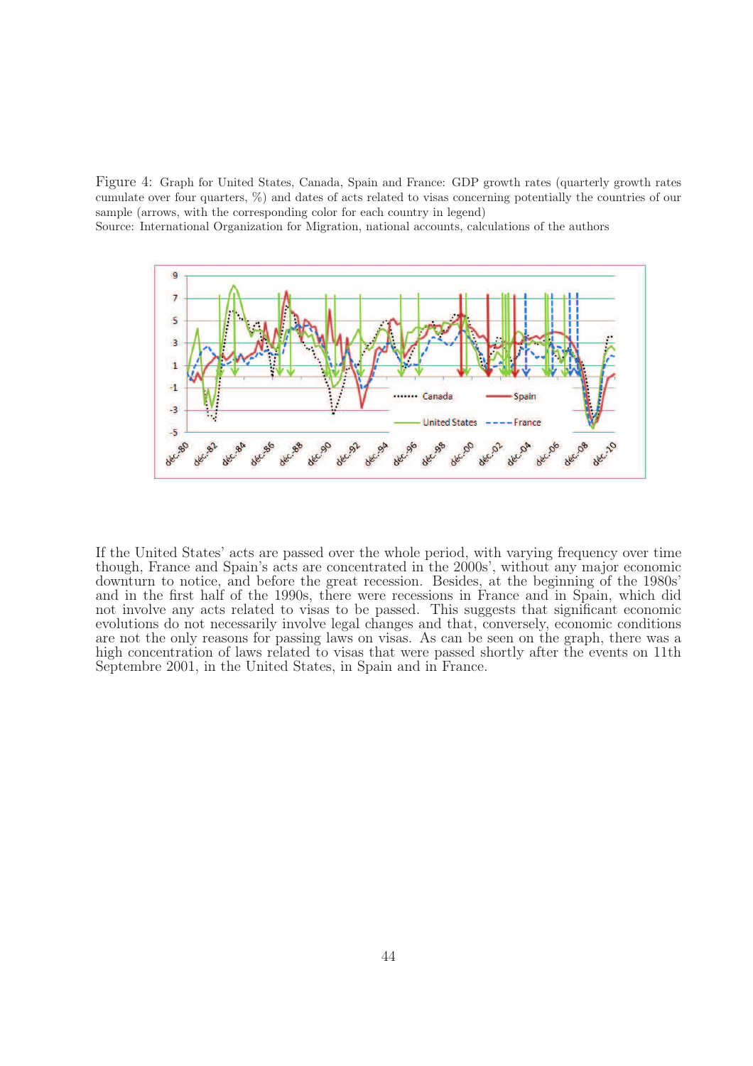Figure 4: Graph for United States, Canada, Spain and France: GDP growth rates (quarterly growth rates cumulate over four quarters, %) and dates of acts related to visas concerning potentially the countries of our sample (arrows, with the corresponding color for each country in legend)
Source: International Organization for Migration, national accounts, calculations of the authors

If the United States' acts are passed over the whole period, with varying frequency over time though, France and Spain's acts are concentrated in the 2000s', without any major economic downturn to notice, and before the great recession. Besides, at the beginning of the 1980s' and in the first half of the 1990s, there were recessions in France and in Spain, which did not involve any acts related to visas to be passed. This suggests that significant economic evolutions do not necessarily involve legal changes and that, conversely, economic conditions are not the only reasons for passing laws on visas. As can be seen on the graph, there was a high concentration of laws related to visas that were passed shortly after the events on 11th Septembre 2001, in the United States, in Spain and in France.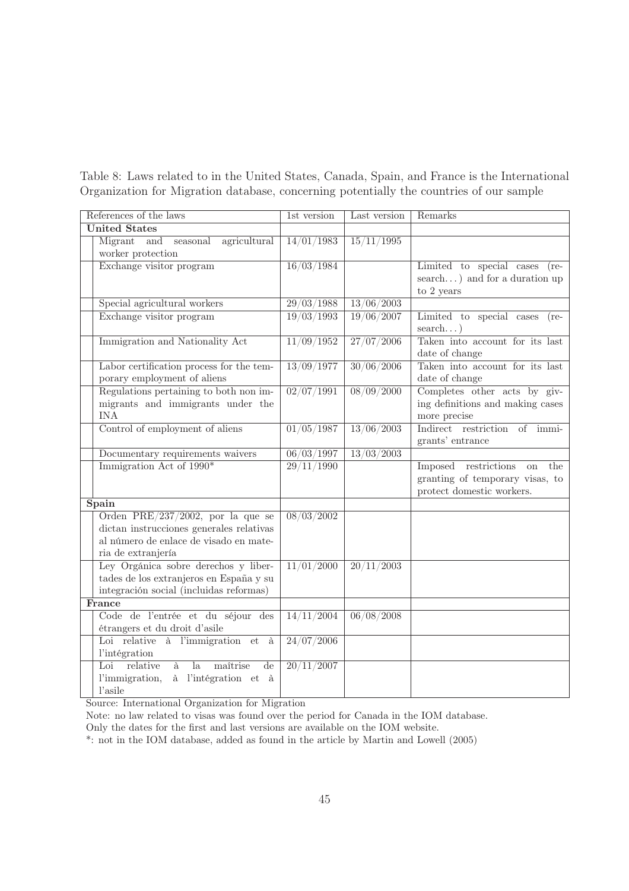Table 8: Laws related to in the United States, Canada, Spain, and France is the International Organization for Migration database, concerning potentially the countries of our sample

| References of the laws | 1st version | Last version | Remarks |
|---|---|---|---|
| **United States** | | | |
| Migrant and seasonal agricultural worker protection | 14/01/1983 | 15/11/1995 | |
| Exchange visitor program | 16/03/1984 | | Limited to special cases (research...) and for a duration up to 2 years |
| Special agricultural workers | 29/03/1988 | 13/06/2003 | |
| Exchange visitor program | 19/03/1993 | 19/06/2007 | Limited to special cases (research...) |
| Immigration and Nationality Act | 11/09/1952 | 27/07/2006 | Taken into account for its last date of change |
| Labor certification process for the temporary employment of aliens | 13/09/1977 | 30/06/2006 | Taken into account for its last date of change |
| Regulations pertaining to both non immigrants and immigrants under the INA | 02/07/1991 | 08/09/2000 | Completes other acts by giving definitions and making cases more precise |
| Control of employment of aliens | 01/05/1987 | 13/06/2003 | Indirect restriction of immigrants' entrance |
| Documentary requirements waivers | 06/03/1997 | 13/03/2003 | |
| Immigration Act of 1990* | 29/11/1990 | | Imposed restrictions on the granting of temporary visas, to protect domestic workers. |
| **Spain** | | | |
| Orden PRE/237/2002, por la que se dictan instrucciones generales relativas al número de enlace de visado en materia de extranjería | 08/03/2002 | | |
| Ley Orgánica sobre derechos y libertades de los extranjeros en España y su integración social (incluidas reformas) | 11/01/2000 | 20/11/2003 | |
| **France** | | | |
| Code de l'entrée et du séjour des étrangers et du droit d'asile | 14/11/2004 | 06/08/2008 | |
| Loi relative à l'immigration et à l'intégration | 24/07/2006 | | |
| Loi relative à la maîtrise de l'immigration, à l'intégration et à l'asile | 20/11/2007 | | |

Source: International Organization for Migration

Note: no law related to visas was found over the period for Canada in the IOM database.

Only the dates for the first and last versions are available on the IOM website.

*: not in the IOM database, added as found in the article by Martin and Lowell (2005)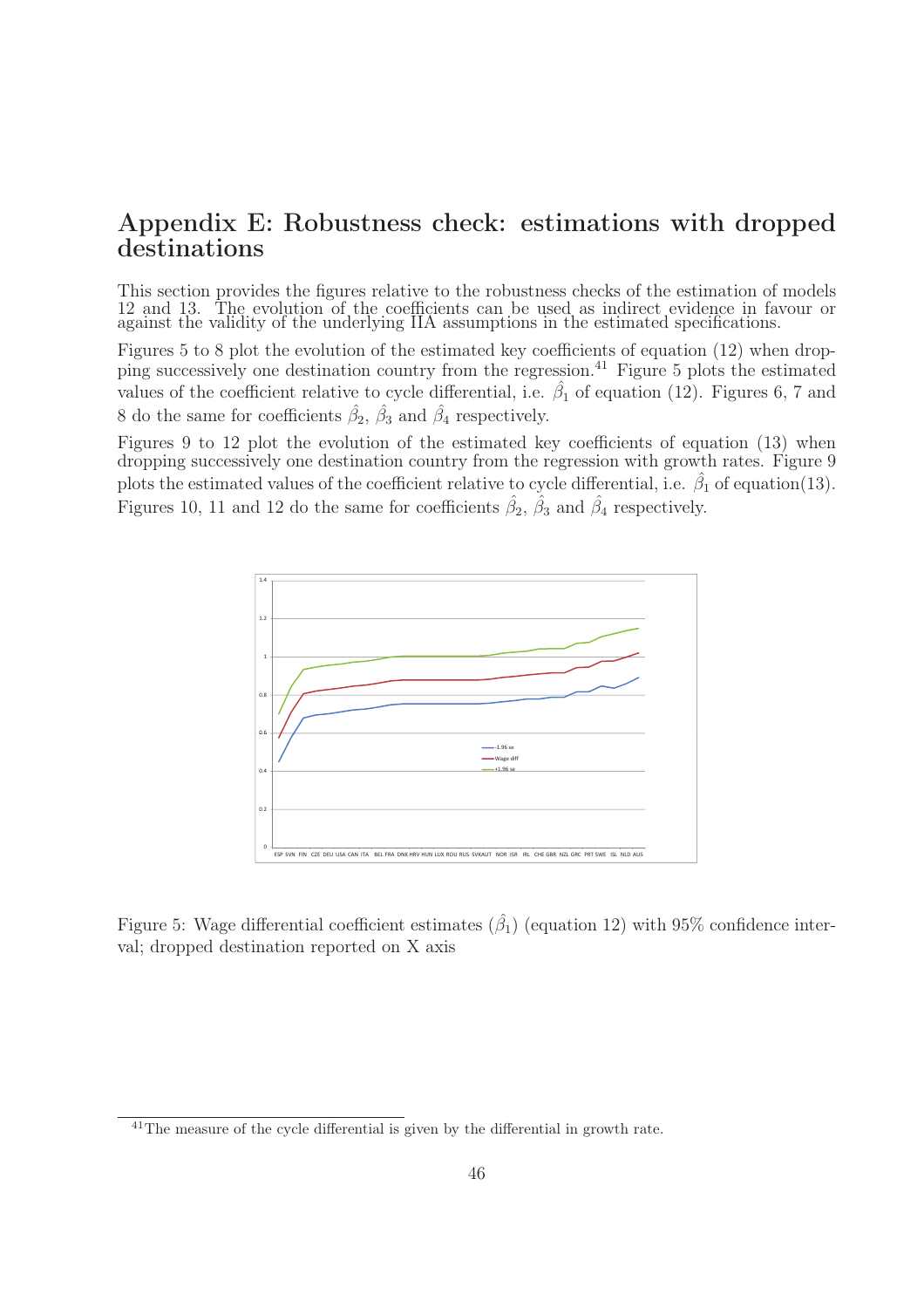# Appendix E: Robustness check: estimations with dropped destinations

This section provides the figures relative to the robustness checks of the estimation of models 12 and 13. The evolution of the coefficients can be used as indirect evidence in favour or against the validity of the underlying IIA assumptions in the estimated specifications.

Figures 5 to 8 plot the evolution of the estimated key coefficients of equation (12) when dropping successively one destination country from the regression.[41] Figure 5 plots the estimated values of the coefficient relative to cycle differential, i.e. $\hat{\beta}_1$ of equation (12). Figures 6, 7 and 8 do the same for coefficients $\hat{\beta}_2$, $\hat{\beta}_3$ and $\hat{\beta}_4$ respectively.

Figures 9 to 12 plot the evolution of the estimated key coefficients of equation (13) when dropping successively one destination country from the regression with growth rates. Figure 9 plots the estimated values of the coefficient relative to cycle differential, i.e. $\hat{\beta}_1$ of equation(13). Figures 10, 11 and 12 do the same for coefficients $\hat{\beta}_2$, $\hat{\beta}_3$ and $\hat{\beta}_4$ respectively.

Figure 5: Wage differential coefficient estimates ($\hat{\beta}_1$) (equation 12) with 95% confidence interval; dropped destination reported on X axis

[41] The measure of the cycle differential is given by the differential in growth rate.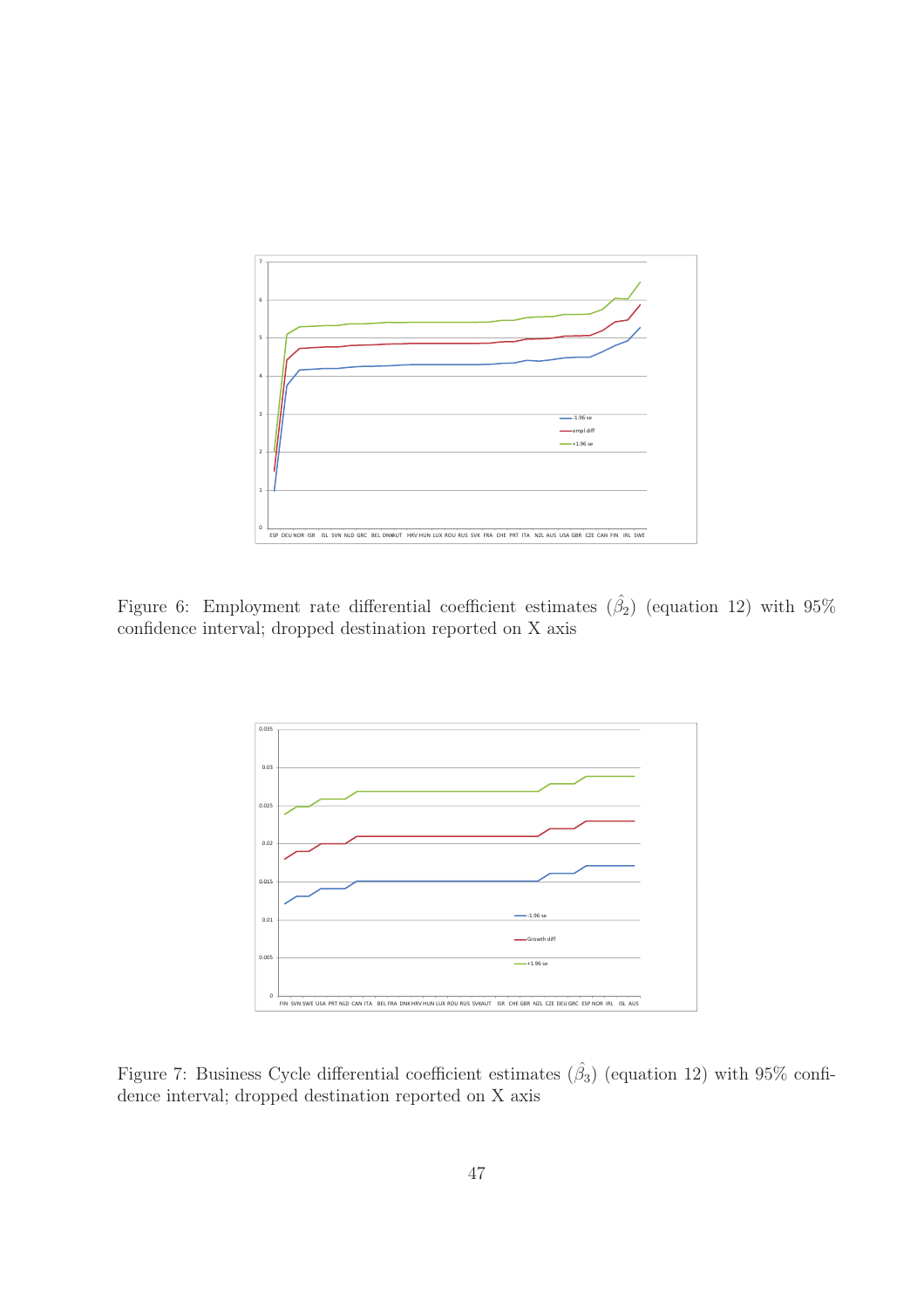Figure 6: Employment rate differential coefficient estimates ($\hat{\beta}_2$) (equation 12) with 95% confidence interval; dropped destination reported on X axis

Figure 7: Business Cycle differential coefficient estimates ($\hat{\beta}_3$) (equation 12) with 95% confidence interval; dropped destination reported on X axis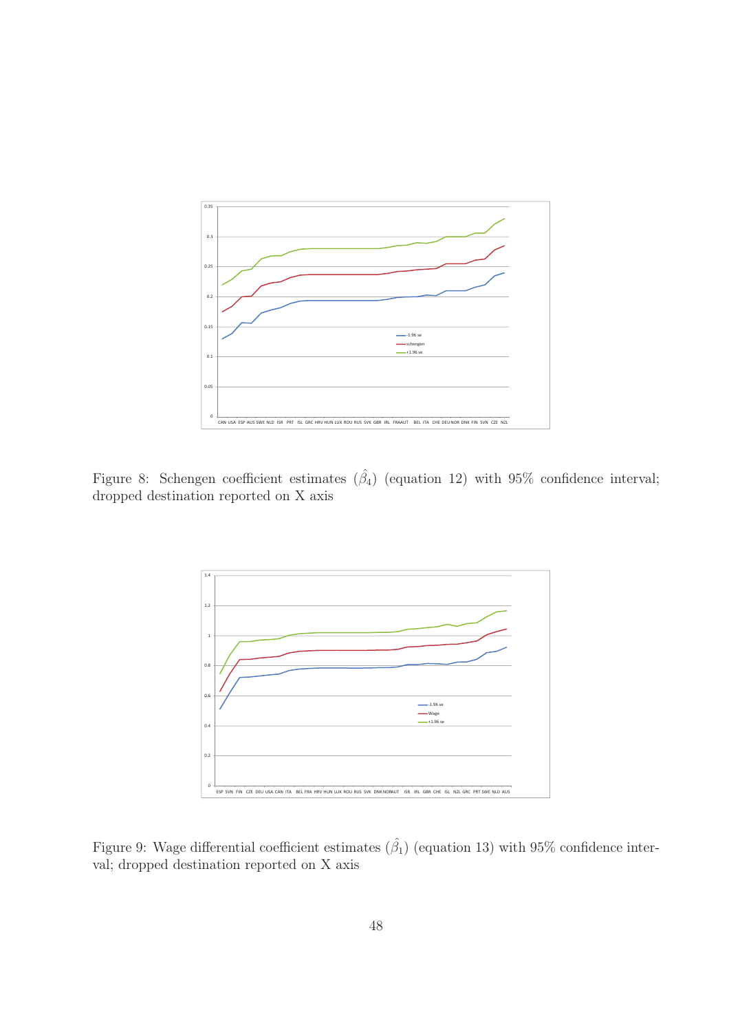Figure 8: Schengen coefficient estimates ($\hat{\beta}_4$) (equation 12) with 95% confidence interval; dropped destination reported on X axis

Figure 9: Wage differential coefficient estimates ($\hat{\beta}_1$) (equation 13) with 95% confidence interval; dropped destination reported on X axis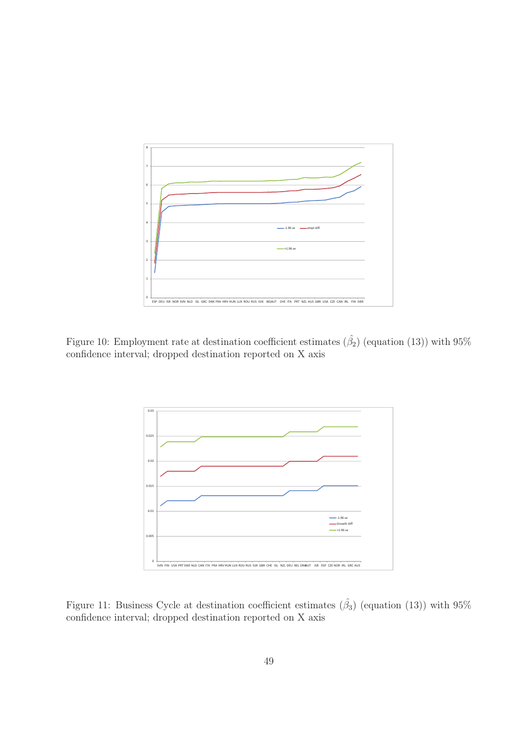Figure 10: Employment rate at destination coefficient estimates ($\hat{\beta}_2$) (equation (13)) with 95% confidence interval; dropped destination reported on X axis

Figure 11: Business Cycle at destination coefficient estimates ($\hat{\beta}_3$) (equation (13)) with 95% confidence interval; dropped destination reported on X axis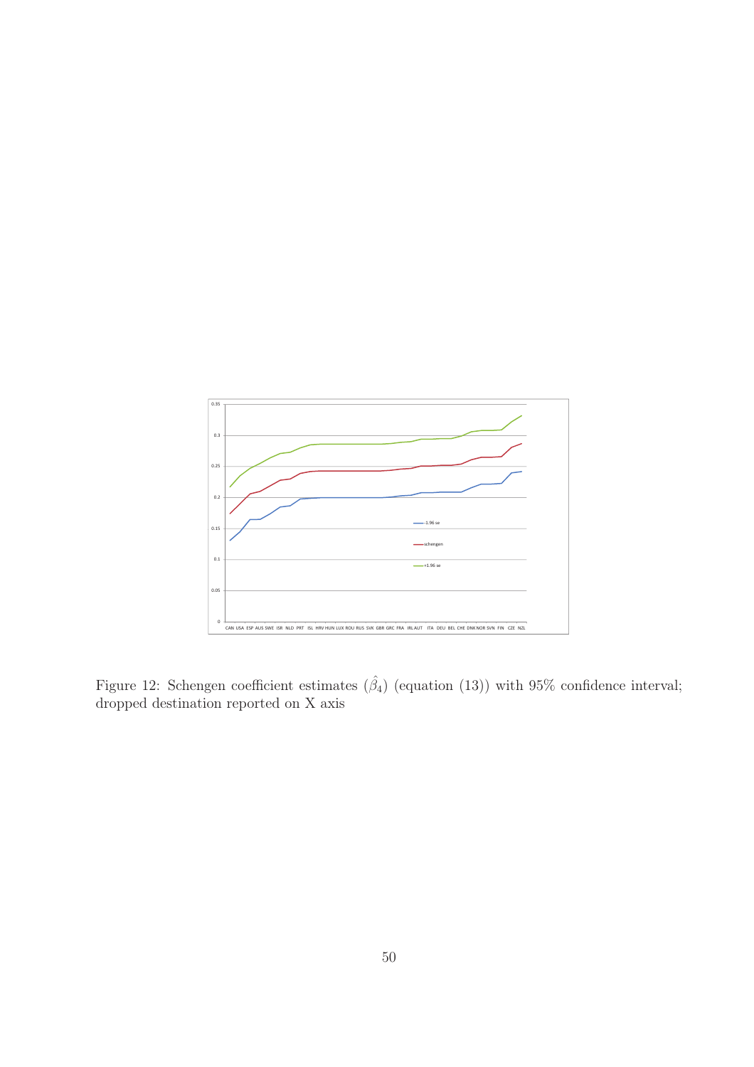Figure 12: Schengen coefficient estimates ($\hat{\beta}_4$) (equation (13)) with 95% confidence interval; dropped destination reported on X axis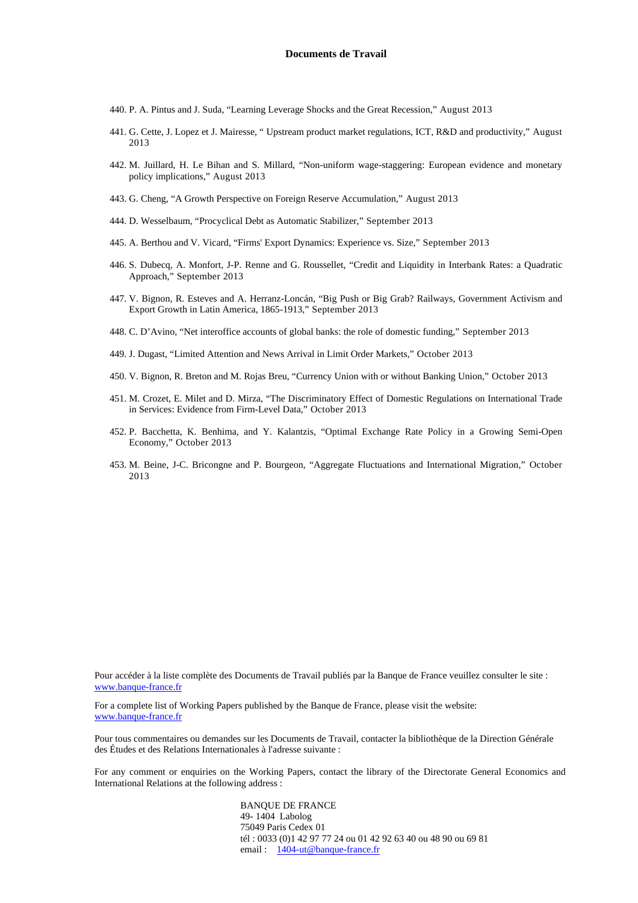**Documents de Travail**

440. P. A. Pintus and J. Suda, “Learning Leverage Shocks and the Great Recession,” August 2013

441. G. Cette, J. Lopez et J. Mairesse, “ Upstream product market regulations, ICT, R&D and productivity,” August 2013

442. M. Juillard, H. Le Bihan and S. Millard, “Non-uniform wage-staggering: European evidence and monetary policy implications,” August 2013

443. G. Cheng, “A Growth Perspective on Foreign Reserve Accumulation,” August 2013

444. D. Wesselbaum, “Procyclical Debt as Automatic Stabilizer,” September 2013

445. A. Berthou and V. Vicard, “Firms' Export Dynamics: Experience vs. Size,” September 2013

446. S. Dubecq, A. Monfort, J-P. Renne and G. Roussellet, “Credit and Liquidity in Interbank Rates: a Quadratic Approach,” September 2013

447. V. Bignon, R. Esteves and A. Herranz-Loncán, “Big Push or Big Grab? Railways, Government Activism and Export Growth in Latin America, 1865-1913,” September 2013

448. C. D’Avino, “Net interoffice accounts of global banks: the role of domestic funding,” September 2013

449. J. Dugast, “Limited Attention and News Arrival in Limit Order Markets,” October 2013

450. V. Bignon, R. Breton and M. Rojas Breu, “Currency Union with or without Banking Union,” October 2013

451. M. Crozet, E. Milet and D. Mirza, “The Discriminatory Effect of Domestic Regulations on International Trade in Services: Evidence from Firm-Level Data,” October 2013

452. P. Bacchetta, K. Benhima, and Y. Kalantzis, “Optimal Exchange Rate Policy in a Growing Semi-Open Economy,” October 2013

453. M. Beine, J-C. Bricongne and P. Bourgeon, “Aggregate Fluctuations and International Migration,” October 2013

Pour accéder à la liste complète des Documents de Travail publiés par la Banque de France veuillez consulter le site : www.banque-france.fr

For a complete list of Working Papers published by the Banque de France, please visit the website: www.banque-france.fr

Pour tous commentaires ou demandes sur les Documents de Travail, contacter la bibliothèque de la Direction Générale des Études et des Relations Internationales à l'adresse suivante :

For any comment or enquiries on the Working Papers, contact the library of the Directorate General Economics and International Relations at the following address :

BANQUE DE FRANCE  
49- 1404 Labolog  
75049 Paris Cedex 01  
tél : 0033 (0)1 42 97 77 24 ou 01 42 92 63 40 ou 48 90 ou 69 81  
email : 1404-ut@banque-france.fr